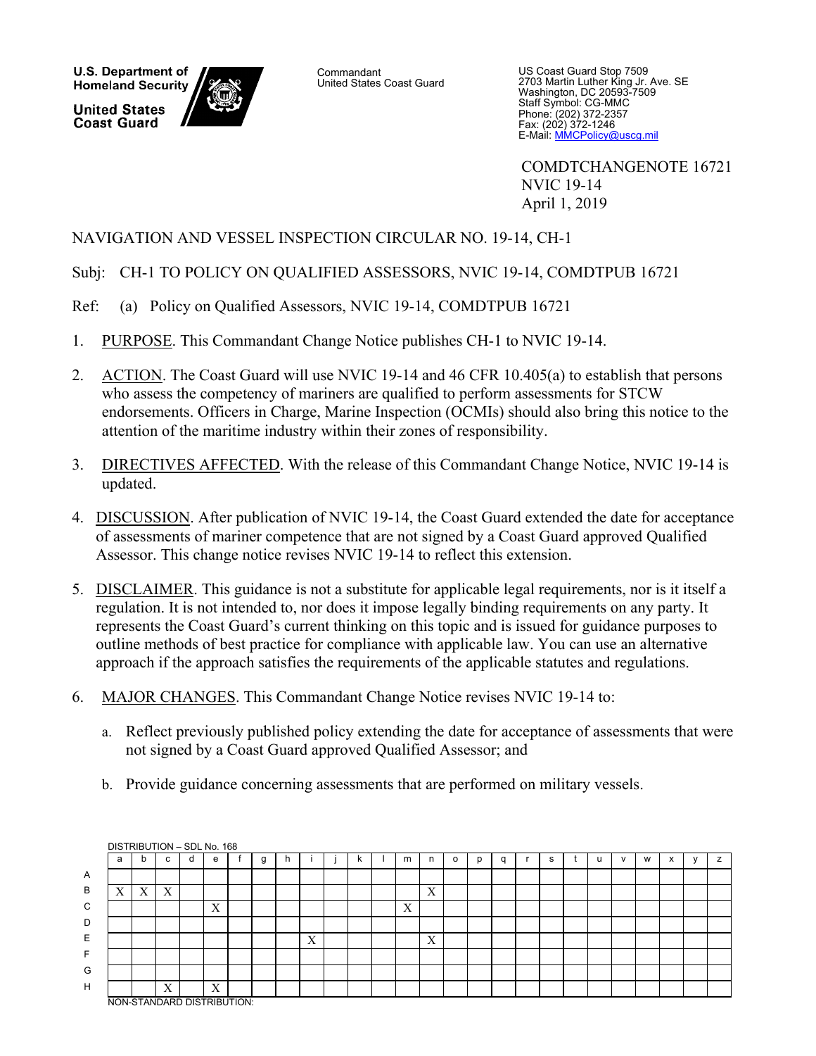U.S. Department of Homeland Security

United States Coast Guard

Commandant
United States Coast Guard

US Coast Guard Stop 7509
2703 Martin Luther King Jr. Ave. SE
Washington, DC 20593-7509
Staff Symbol: CG-MMC
Phone: (202) 372-2357
Fax: (202) 372-1246
E-Mail: MMCPolicy@uscg.mil

COMDTCHANGENOTE 16721
NVIC 19-14
April 1, 2019

NAVIGATION AND VESSEL INSPECTION CIRCULAR NO. 19-14, CH-1

Subj: CH-1 TO POLICY ON QUALIFIED ASSESSORS, NVIC 19-14, COMDTPUB 16721

Ref: (a) Policy on Qualified Assessors, NVIC 19-14, COMDTPUB 16721

1. PURPOSE. This Commandant Change Notice publishes CH-1 to NVIC 19-14.

2. ACTION. The Coast Guard will use NVIC 19-14 and 46 CFR 10.405(a) to establish that persons who assess the competency of mariners are qualified to perform assessments for STCW endorsements. Officers in Charge, Marine Inspection (OCMIs) should also bring this notice to the attention of the maritime industry within their zones of responsibility.

3. DIRECTIVES AFFECTED. With the release of this Commandant Change Notice, NVIC 19-14 is updated.

4. DISCUSSION. After publication of NVIC 19-14, the Coast Guard extended the date for acceptance of assessments of mariner competence that are not signed by a Coast Guard approved Qualified Assessor. This change notice revises NVIC 19-14 to reflect this extension.

5. DISCLAIMER. This guidance is not a substitute for applicable legal requirements, nor is it itself a regulation. It is not intended to, nor does it impose legally binding requirements on any party. It represents the Coast Guard's current thinking on this topic and is issued for guidance purposes to outline methods of best practice for compliance with applicable law. You can use an alternative approach if the approach satisfies the requirements of the applicable statutes and regulations.

6. MAJOR CHANGES. This Commandant Change Notice revises NVIC 19-14 to:

   a. Reflect previously published policy extending the date for acceptance of assessments that were not signed by a Coast Guard approved Qualified Assessor; and

   b. Provide guidance concerning assessments that are performed on military vessels.

DISTRIBUTION – SDL No. 168

| | a | b | c | d | e | f | g | h | i | j | k | l | m | n | o | p | q | r | s | t | u | v | w | x | y | z |
|---|---|---|---|---|---|---|---|---|---|---|---|---|---|---|---|---|---|---|---|---|---|---|---|---|---|---|
| A | | | | | | | | | | | | | | | | | | | | | | | | | | |
| B | X | X | X | | | | | | | | | | | X | | | | | | | | | | | | |
| C | | | | | X | | | | | | | | X | | | | | | | | | | | | | |
| D | | | | | | | | | | | | | | | | | | | | | | | | | | |
| E | | | | | | | | | X | | | | | X | | | | | | | | | | | | |
| F | | | | | | | | | | | | | | | | | | | | | | | | | | |
| G | | | | | | | | | | | | | | | | | | | | | | | | | | |
| H | | | X | | X | | | | | | | | | | | | | | | | | | | | | |

NON-STANDARD DISTRIBUTION: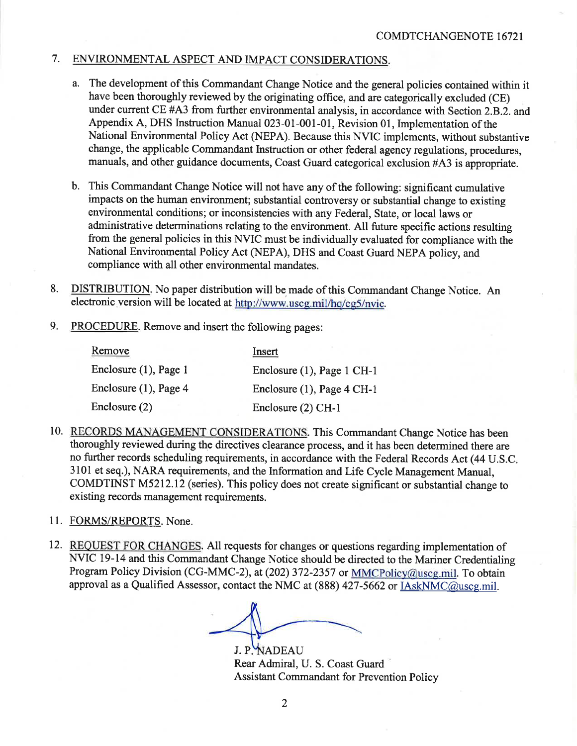7. ENVIRONMENTAL ASPECT AND IMPACT CONSIDERATIONS.

   a. The development of this Commandant Change Notice and the general policies contained within it have been thoroughly reviewed by the originating office, and are categorically excluded (CE) under current CE #A3 from further environmental analysis, in accordance with Section 2.B.2. and Appendix A, DHS Instruction Manual 023-01-001-01, Revision 01, Implementation of the National Environmental Policy Act (NEPA). Because this NVIC implements, without substantive change, the applicable Commandant Instruction or other federal agency regulations, procedures, manuals, and other guidance documents, Coast Guard categorical exclusion #A3 is appropriate.

   b. This Commandant Change Notice will not have any of the following: significant cumulative impacts on the human environment; substantial controversy or substantial change to existing environmental conditions; or inconsistencies with any Federal, State, or local laws or administrative determinations relating to the environment. All future specific actions resulting from the general policies in this NVIC must be individually evaluated for compliance with the National Environmental Policy Act (NEPA), DHS and Coast Guard NEPA policy, and compliance with all other environmental mandates.

8. DISTRIBUTION. No paper distribution will be made of this Commandant Change Notice. An electronic version will be located at http://www.uscg.mil/hq/cg5/nvic.

9. PROCEDURE. Remove and insert the following pages:

| Remove | Insert |
|---|---|
| Enclosure (1), Page 1 | Enclosure (1), Page 1 CH-1 |
| Enclosure (1), Page 4 | Enclosure (1), Page 4 CH-1 |
| Enclosure (2) | Enclosure (2) CH-1 |

10. RECORDS MANAGEMENT CONSIDERATIONS. This Commandant Change Notice has been thoroughly reviewed during the directives clearance process, and it has been determined there are no further records scheduling requirements, in accordance with the Federal Records Act (44 U.S.C. 3101 et seq.), NARA requirements, and the Information and Life Cycle Management Manual, COMDTINST M5212.12 (series). This policy does not create significant or substantial change to existing records management requirements.

11. FORMS/REPORTS. None.

12. REQUEST FOR CHANGES. All requests for changes or questions regarding implementation of NVIC 19-14 and this Commandant Change Notice should be directed to the Mariner Credentialing Program Policy Division (CG-MMC-2), at (202) 372-2357 or MMCPolicy@uscg.mil. To obtain approval as a Qualified Assessor, contact the NMC at (888) 427-5662 or IAskNMC@uscg.mil.

J. P. NADEAU
Rear Admiral, U. S. Coast Guard
Assistant Commandant for Prevention Policy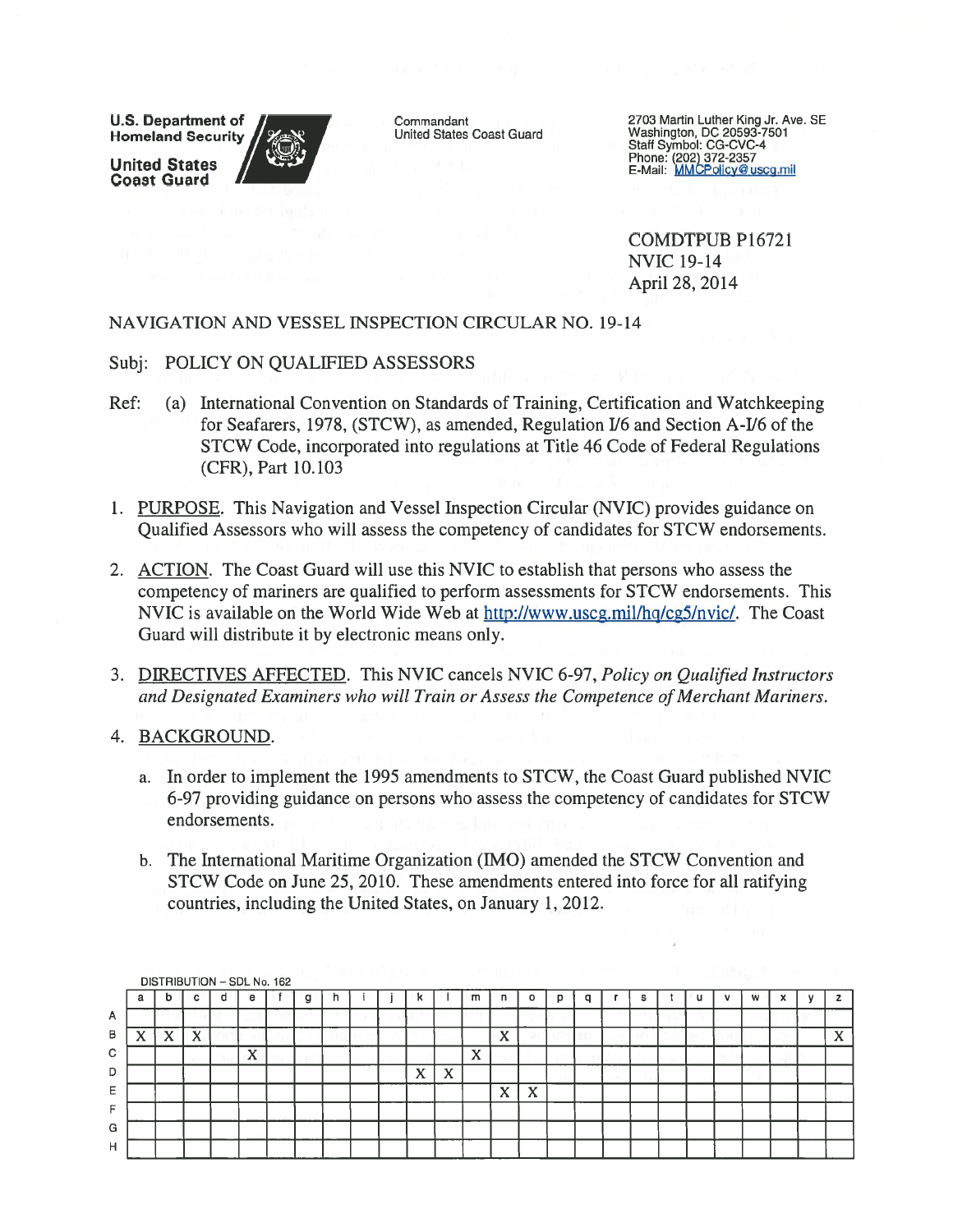**U.S. Department of Homeland Security**

**United States Coast Guard**

Commandant
United States Coast Guard

2703 Martin Luther King Jr. Ave. SE
Washington, DC 20593-7501
Staff Symbol: CG-CVC-4
Phone: (202) 372-2357
E-Mail: MMCPolicy@uscg.mil

COMDTPUB P16721
NVIC 19-14
April 28, 2014

NAVIGATION AND VESSEL INSPECTION CIRCULAR NO. 19-14

Subj: POLICY ON QUALIFIED ASSESSORS

Ref: (a) International Convention on Standards of Training, Certification and Watchkeeping for Seafarers, 1978, (STCW), as amended, Regulation I/6 and Section A-I/6 of the STCW Code, incorporated into regulations at Title 46 Code of Federal Regulations (CFR), Part 10.103

1. PURPOSE. This Navigation and Vessel Inspection Circular (NVIC) provides guidance on Qualified Assessors who will assess the competency of candidates for STCW endorsements.

2. ACTION. The Coast Guard will use this NVIC to establish that persons who assess the competency of mariners are qualified to perform assessments for STCW endorsements. This NVIC is available on the World Wide Web at http://www.uscg.mil/hq/cg5/nvic/. The Coast Guard will distribute it by electronic means only.

3. DIRECTIVES AFFECTED. This NVIC cancels NVIC 6-97, *Policy on Qualified Instructors and Designated Examiners who will Train or Assess the Competence of Merchant Mariners.*

4. BACKGROUND.

   a. In order to implement the 1995 amendments to STCW, the Coast Guard published NVIC 6-97 providing guidance on persons who assess the competency of candidates for STCW endorsements.

   b. The International Maritime Organization (IMO) amended the STCW Convention and STCW Code on June 25, 2010. These amendments entered into force for all ratifying countries, including the United States, on January 1, 2012.

DISTRIBUTION – SDL No. 162

| | a | b | c | d | e | f | g | h | i | j | k | l | m | n | o | p | q | r | s | t | u | v | w | x | y | z |
|---|---|---|---|---|---|---|---|---|---|---|---|---|---|---|---|---|---|---|---|---|---|---|---|---|---|---|
| A | | | | | | | | | | | | | | | | | | | | | | | | | | |
| B | X | X | X | | | | | | | | | | | X | | | | | | | | | | | | X |
| C | | | | | X | | | | | | | | X | | | | | | | | | | | | | |
| D | | | | | | | | | | | X | X | | | | | | | | | | | | | | |
| E | | | | | | | | | | | | | | X | X | | | | | | | | | | | |
| F | | | | | | | | | | | | | | | | | | | | | | | | | | |
| G | | | | | | | | | | | | | | | | | | | | | | | | | | |
| H | | | | | | | | | | | | | | | | | | | | | | | | | | |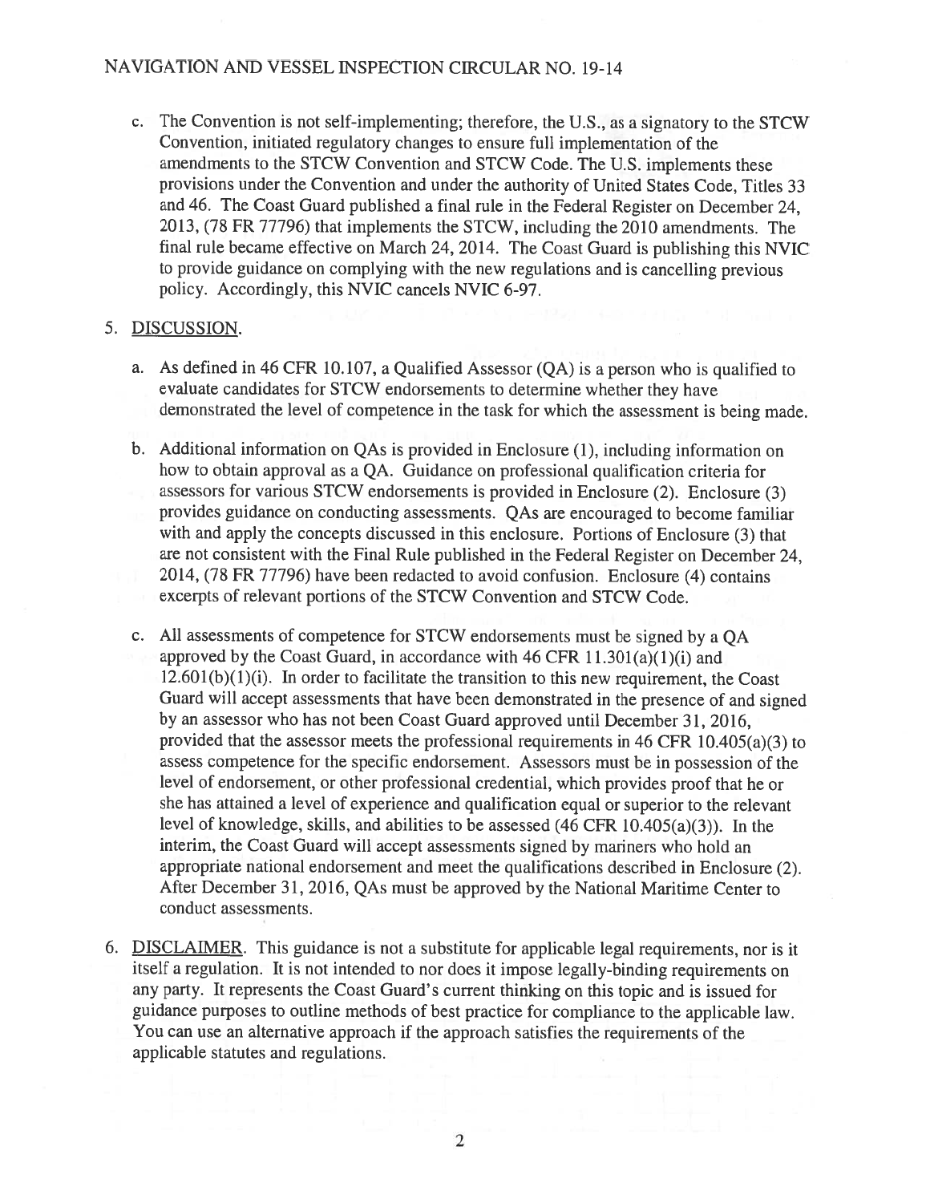c. The Convention is not self-implementing; therefore, the U.S., as a signatory to the STCW Convention, initiated regulatory changes to ensure full implementation of the amendments to the STCW Convention and STCW Code. The U.S. implements these provisions under the Convention and under the authority of United States Code, Titles 33 and 46. The Coast Guard published a final rule in the Federal Register on December 24, 2013, (78 FR 77796) that implements the STCW, including the 2010 amendments. The final rule became effective on March 24, 2014. The Coast Guard is publishing this NVIC to provide guidance on complying with the new regulations and is cancelling previous policy. Accordingly, this NVIC cancels NVIC 6-97.

5. DISCUSSION.

   a. As defined in 46 CFR 10.107, a Qualified Assessor (QA) is a person who is qualified to evaluate candidates for STCW endorsements to determine whether they have demonstrated the level of competence in the task for which the assessment is being made.

   b. Additional information on QAs is provided in Enclosure (1), including information on how to obtain approval as a QA. Guidance on professional qualification criteria for assessors for various STCW endorsements is provided in Enclosure (2). Enclosure (3) provides guidance on conducting assessments. QAs are encouraged to become familiar with and apply the concepts discussed in this enclosure. Portions of Enclosure (3) that are not consistent with the Final Rule published in the Federal Register on December 24, 2014, (78 FR 77796) have been redacted to avoid confusion. Enclosure (4) contains excerpts of relevant portions of the STCW Convention and STCW Code.

   c. All assessments of competence for STCW endorsements must be signed by a QA approved by the Coast Guard, in accordance with 46 CFR 11.301(a)(1)(i) and 12.601(b)(1)(i). In order to facilitate the transition to this new requirement, the Coast Guard will accept assessments that have been demonstrated in the presence of and signed by an assessor who has not been Coast Guard approved until December 31, 2016, provided that the assessor meets the professional requirements in 46 CFR 10.405(a)(3) to assess competence for the specific endorsement. Assessors must be in possession of the level of endorsement, or other professional credential, which provides proof that he or she has attained a level of experience and qualification equal or superior to the relevant level of knowledge, skills, and abilities to be assessed (46 CFR 10.405(a)(3)). In the interim, the Coast Guard will accept assessments signed by mariners who hold an appropriate national endorsement and meet the qualifications described in Enclosure (2). After December 31, 2016, QAs must be approved by the National Maritime Center to conduct assessments.

6. DISCLAIMER. This guidance is not a substitute for applicable legal requirements, nor is it itself a regulation. It is not intended to nor does it impose legally-binding requirements on any party. It represents the Coast Guard's current thinking on this topic and is issued for guidance purposes to outline methods of best practice for compliance to the applicable law. You can use an alternative approach if the approach satisfies the requirements of the applicable statutes and regulations.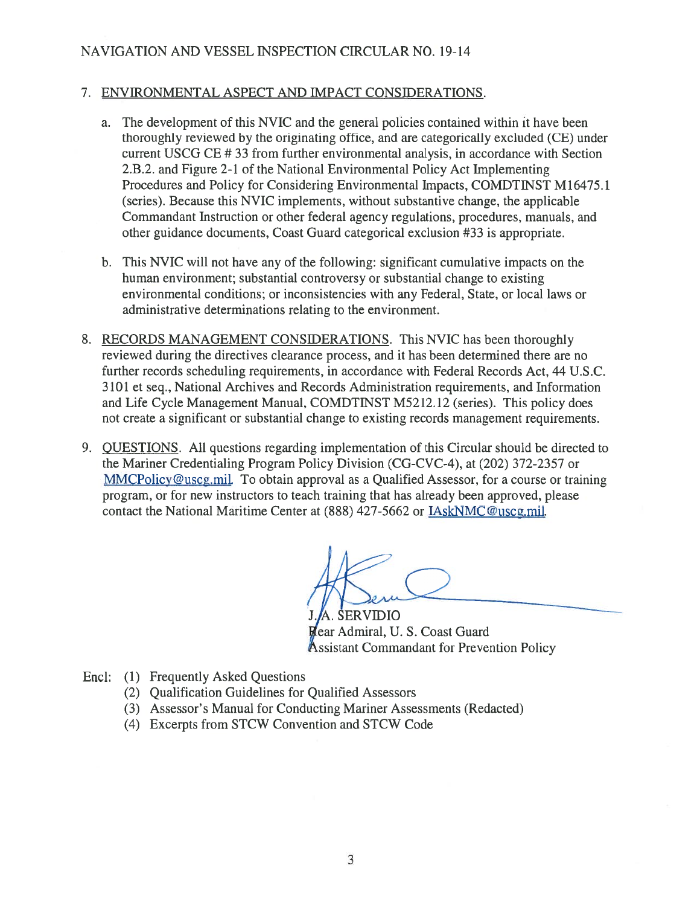7. ENVIRONMENTAL ASPECT AND IMPACT CONSIDERATIONS.

   a. The development of this NVIC and the general policies contained within it have been thoroughly reviewed by the originating office, and are categorically excluded (CE) under current USCG CE # 33 from further environmental analysis, in accordance with Section 2.B.2. and Figure 2-1 of the National Environmental Policy Act Implementing Procedures and Policy for Considering Environmental Impacts, COMDTINST M16475.1 (series). Because this NVIC implements, without substantive change, the applicable Commandant Instruction or other federal agency regulations, procedures, manuals, and other guidance documents, Coast Guard categorical exclusion #33 is appropriate.

   b. This NVIC will not have any of the following: significant cumulative impacts on the human environment; substantial controversy or substantial change to existing environmental conditions; or inconsistencies with any Federal, State, or local laws or administrative determinations relating to the environment.

8. RECORDS MANAGEMENT CONSIDERATIONS. This NVIC has been thoroughly reviewed during the directives clearance process, and it has been determined there are no further records scheduling requirements, in accordance with Federal Records Act, 44 U.S.C. 3101 et seq., National Archives and Records Administration requirements, and Information and Life Cycle Management Manual, COMDTINST M5212.12 (series). This policy does not create a significant or substantial change to existing records management requirements.

9. QUESTIONS. All questions regarding implementation of this Circular should be directed to the Mariner Credentialing Program Policy Division (CG-CVC-4), at (202) 372-2357 or MMCPolicy@uscg.mil. To obtain approval as a Qualified Assessor, for a course or training program, or for new instructors to teach training that has already been approved, please contact the National Maritime Center at (888) 427-5662 or IAskNMC@uscg.mil.

J. A. SERVIDIO
Rear Admiral, U. S. Coast Guard
Assistant Commandant for Prevention Policy

Encl: (1) Frequently Asked Questions
(2) Qualification Guidelines for Qualified Assessors
(3) Assessor's Manual for Conducting Mariner Assessments (Redacted)
(4) Excerpts from STCW Convention and STCW Code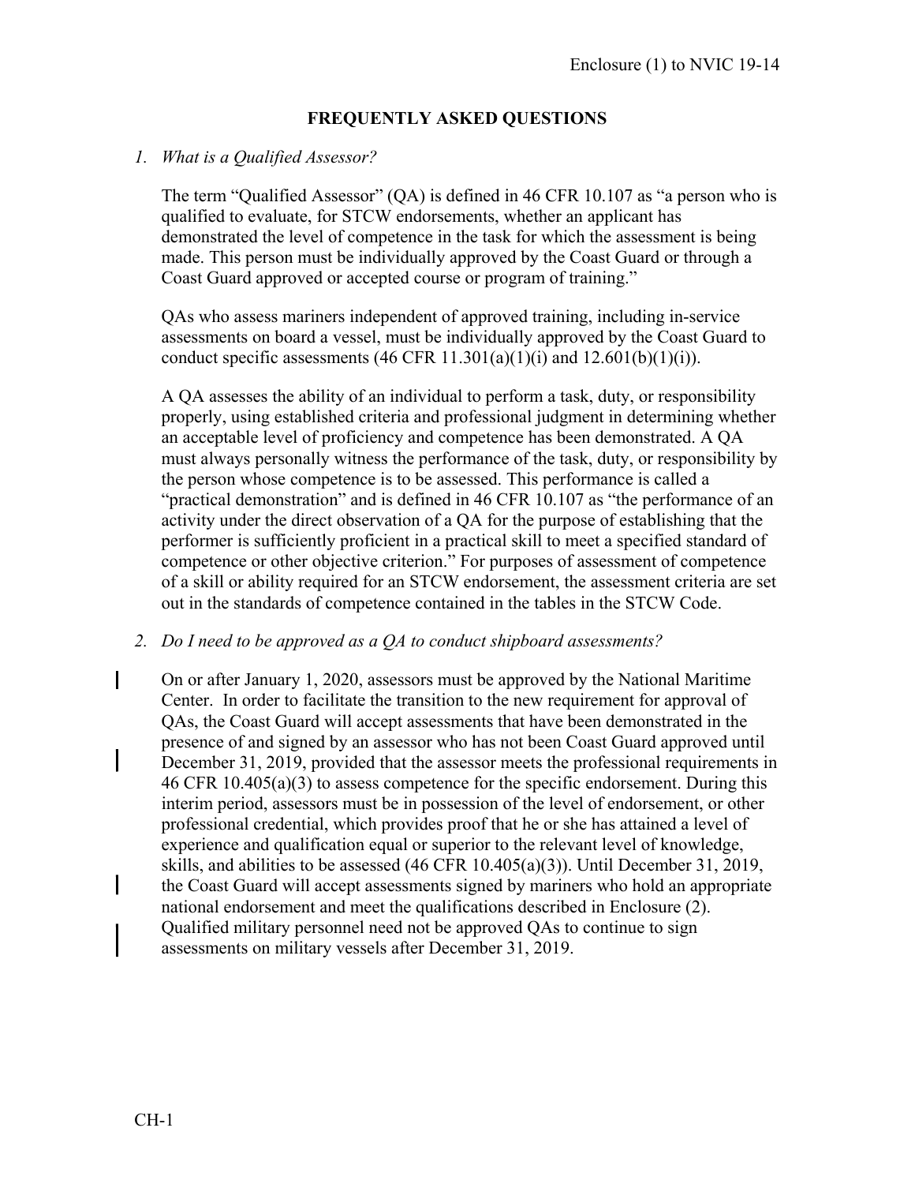## FREQUENTLY ASKED QUESTIONS

1. *What is a Qualified Assessor?*

   The term "Qualified Assessor" (QA) is defined in 46 CFR 10.107 as "a person who is qualified to evaluate, for STCW endorsements, whether an applicant has demonstrated the level of competence in the task for which the assessment is being made. This person must be individually approved by the Coast Guard or through a Coast Guard approved or accepted course or program of training."

   QAs who assess mariners independent of approved training, including in-service assessments on board a vessel, must be individually approved by the Coast Guard to conduct specific assessments (46 CFR 11.301(a)(1)(i) and 12.601(b)(1)(i)).

   A QA assesses the ability of an individual to perform a task, duty, or responsibility properly, using established criteria and professional judgment in determining whether an acceptable level of proficiency and competence has been demonstrated. A QA must always personally witness the performance of the task, duty, or responsibility by the person whose competence is to be assessed. This performance is called a "practical demonstration" and is defined in 46 CFR 10.107 as "the performance of an activity under the direct observation of a QA for the purpose of establishing that the performer is sufficiently proficient in a practical skill to meet a specified standard of competence or other objective criterion." For purposes of assessment of competence of a skill or ability required for an STCW endorsement, the assessment criteria are set out in the standards of competence contained in the tables in the STCW Code.

2. *Do I need to be approved as a QA to conduct shipboard assessments?*

   On or after January 1, 2020, assessors must be approved by the National Maritime Center. In order to facilitate the transition to the new requirement for approval of QAs, the Coast Guard will accept assessments that have been demonstrated in the presence of and signed by an assessor who has not been Coast Guard approved until December 31, 2019, provided that the assessor meets the professional requirements in 46 CFR 10.405(a)(3) to assess competence for the specific endorsement. During this interim period, assessors must be in possession of the level of endorsement, or other professional credential, which provides proof that he or she has attained a level of experience and qualification equal or superior to the relevant level of knowledge, skills, and abilities to be assessed (46 CFR 10.405(a)(3)). Until December 31, 2019, the Coast Guard will accept assessments signed by mariners who hold an appropriate national endorsement and meet the qualifications described in Enclosure (2). Qualified military personnel need not be approved QAs to continue to sign assessments on military vessels after December 31, 2019.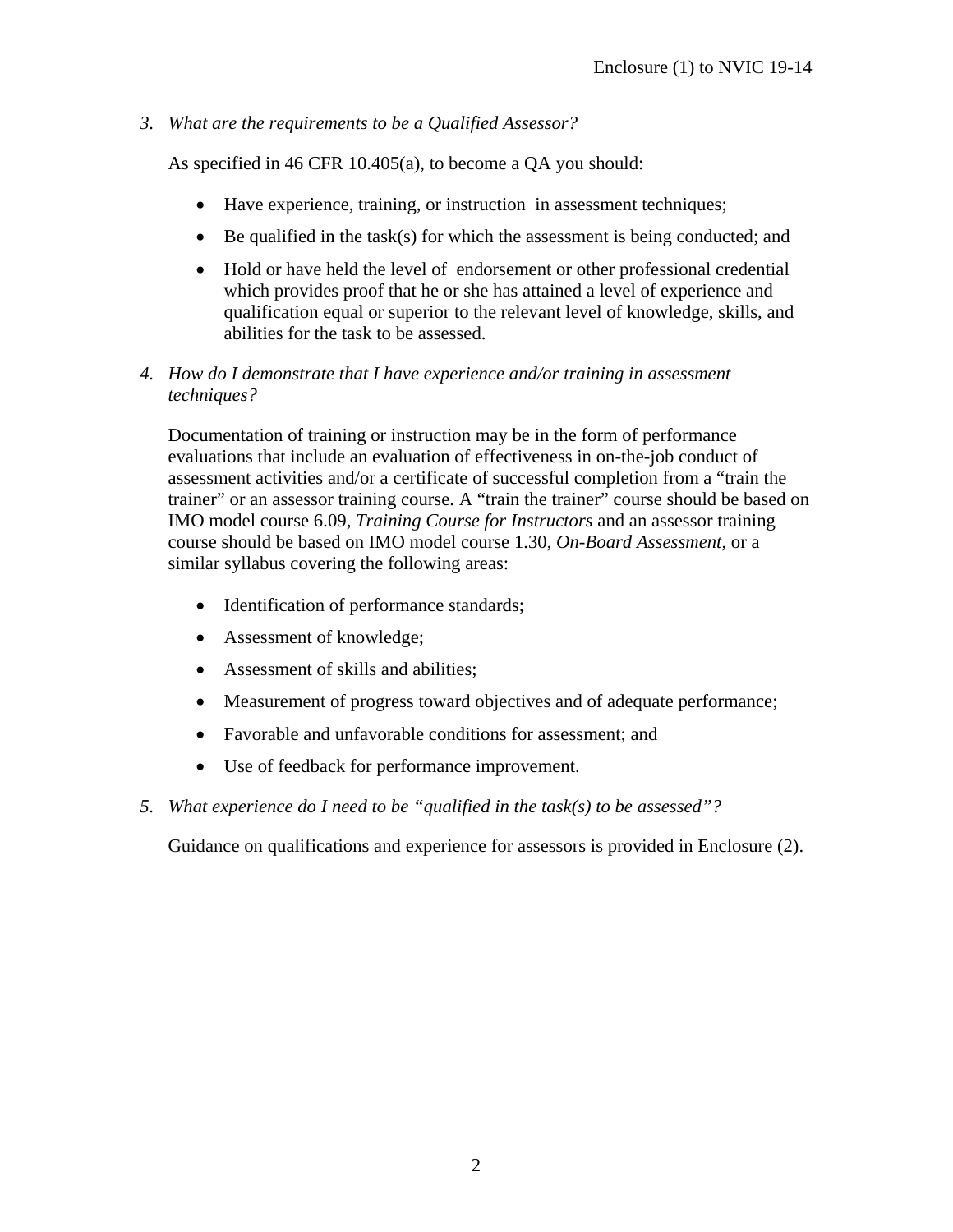3. *What are the requirements to be a Qualified Assessor?*

   As specified in 46 CFR 10.405(a), to become a QA you should:

   - Have experience, training, or instruction in assessment techniques;
   - Be qualified in the task(s) for which the assessment is being conducted; and
   - Hold or have held the level of endorsement or other professional credential which provides proof that he or she has attained a level of experience and qualification equal or superior to the relevant level of knowledge, skills, and abilities for the task to be assessed.

4. *How do I demonstrate that I have experience and/or training in assessment techniques?*

   Documentation of training or instruction may be in the form of performance evaluations that include an evaluation of effectiveness in on-the-job conduct of assessment activities and/or a certificate of successful completion from a "train the trainer" or an assessor training course. A "train the trainer" course should be based on IMO model course 6.09, *Training Course for Instructors* and an assessor training course should be based on IMO model course 1.30, *On-Board Assessment*, or a similar syllabus covering the following areas:

   - Identification of performance standards;
   - Assessment of knowledge;
   - Assessment of skills and abilities;
   - Measurement of progress toward objectives and of adequate performance;
   - Favorable and unfavorable conditions for assessment; and
   - Use of feedback for performance improvement.

5. *What experience do I need to be "qualified in the task(s) to be assessed"?*

   Guidance on qualifications and experience for assessors is provided in Enclosure (2).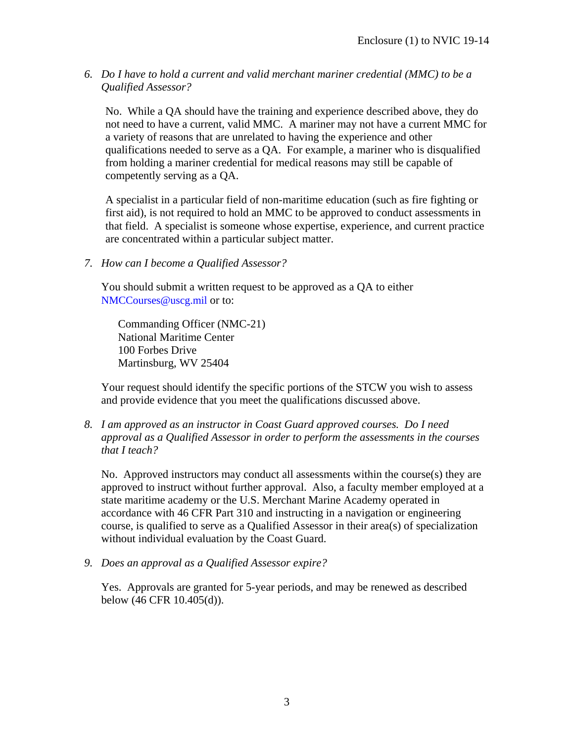6. *Do I have to hold a current and valid merchant mariner credential (MMC) to be a Qualified Assessor?*

   No. While a QA should have the training and experience described above, they do not need to have a current, valid MMC. A mariner may not have a current MMC for a variety of reasons that are unrelated to having the experience and other qualifications needed to serve as a QA. For example, a mariner who is disqualified from holding a mariner credential for medical reasons may still be capable of competently serving as a QA.

   A specialist in a particular field of non-maritime education (such as fire fighting or first aid), is not required to hold an MMC to be approved to conduct assessments in that field. A specialist is someone whose expertise, experience, and current practice are concentrated within a particular subject matter.

7. *How can I become a Qualified Assessor?*

   You should submit a written request to be approved as a QA to either NMCCourses@uscg.mil or to:

   Commanding Officer (NMC-21)
   National Maritime Center
   100 Forbes Drive
   Martinsburg, WV 25404

   Your request should identify the specific portions of the STCW you wish to assess and provide evidence that you meet the qualifications discussed above.

8. *I am approved as an instructor in Coast Guard approved courses. Do I need approval as a Qualified Assessor in order to perform the assessments in the courses that I teach?*

   No. Approved instructors may conduct all assessments within the course(s) they are approved to instruct without further approval. Also, a faculty member employed at a state maritime academy or the U.S. Merchant Marine Academy operated in accordance with 46 CFR Part 310 and instructing in a navigation or engineering course, is qualified to serve as a Qualified Assessor in their area(s) of specialization without individual evaluation by the Coast Guard.

9. *Does an approval as a Qualified Assessor expire?*

   Yes. Approvals are granted for 5-year periods, and may be renewed as described below (46 CFR 10.405(d)).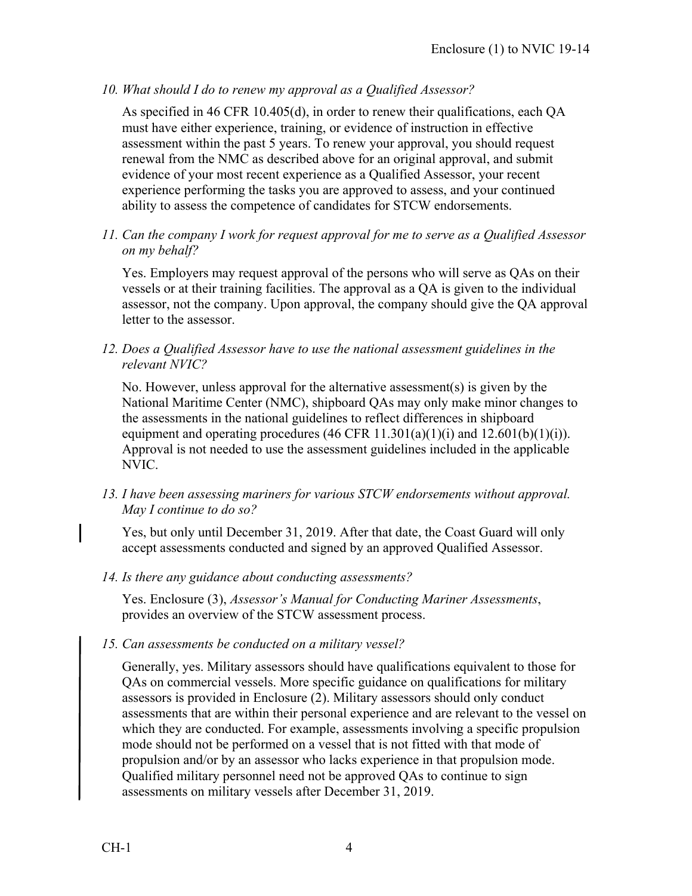*10. What should I do to renew my approval as a Qualified Assessor?*

As specified in 46 CFR 10.405(d), in order to renew their qualifications, each QA must have either experience, training, or evidence of instruction in effective assessment within the past 5 years. To renew your approval, you should request renewal from the NMC as described above for an original approval, and submit evidence of your most recent experience as a Qualified Assessor, your recent experience performing the tasks you are approved to assess, and your continued ability to assess the competence of candidates for STCW endorsements.

*11. Can the company I work for request approval for me to serve as a Qualified Assessor on my behalf?*

Yes. Employers may request approval of the persons who will serve as QAs on their vessels or at their training facilities. The approval as a QA is given to the individual assessor, not the company. Upon approval, the company should give the QA approval letter to the assessor.

*12. Does a Qualified Assessor have to use the national assessment guidelines in the relevant NVIC?*

No. However, unless approval for the alternative assessment(s) is given by the National Maritime Center (NMC), shipboard QAs may only make minor changes to the assessments in the national guidelines to reflect differences in shipboard equipment and operating procedures (46 CFR 11.301(a)(1)(i) and 12.601(b)(1)(i)). Approval is not needed to use the assessment guidelines included in the applicable NVIC.

*13. I have been assessing mariners for various STCW endorsements without approval. May I continue to do so?*

Yes, but only until December 31, 2019. After that date, the Coast Guard will only accept assessments conducted and signed by an approved Qualified Assessor.

*14. Is there any guidance about conducting assessments?*

Yes. Enclosure (3), *Assessor's Manual for Conducting Mariner Assessments*, provides an overview of the STCW assessment process.

*15. Can assessments be conducted on a military vessel?*

Generally, yes. Military assessors should have qualifications equivalent to those for QAs on commercial vessels. More specific guidance on qualifications for military assessors is provided in Enclosure (2). Military assessors should only conduct assessments that are within their personal experience and are relevant to the vessel on which they are conducted. For example, assessments involving a specific propulsion mode should not be performed on a vessel that is not fitted with that mode of propulsion and/or by an assessor who lacks experience in that propulsion mode. Qualified military personnel need not be approved QAs to continue to sign assessments on military vessels after December 31, 2019.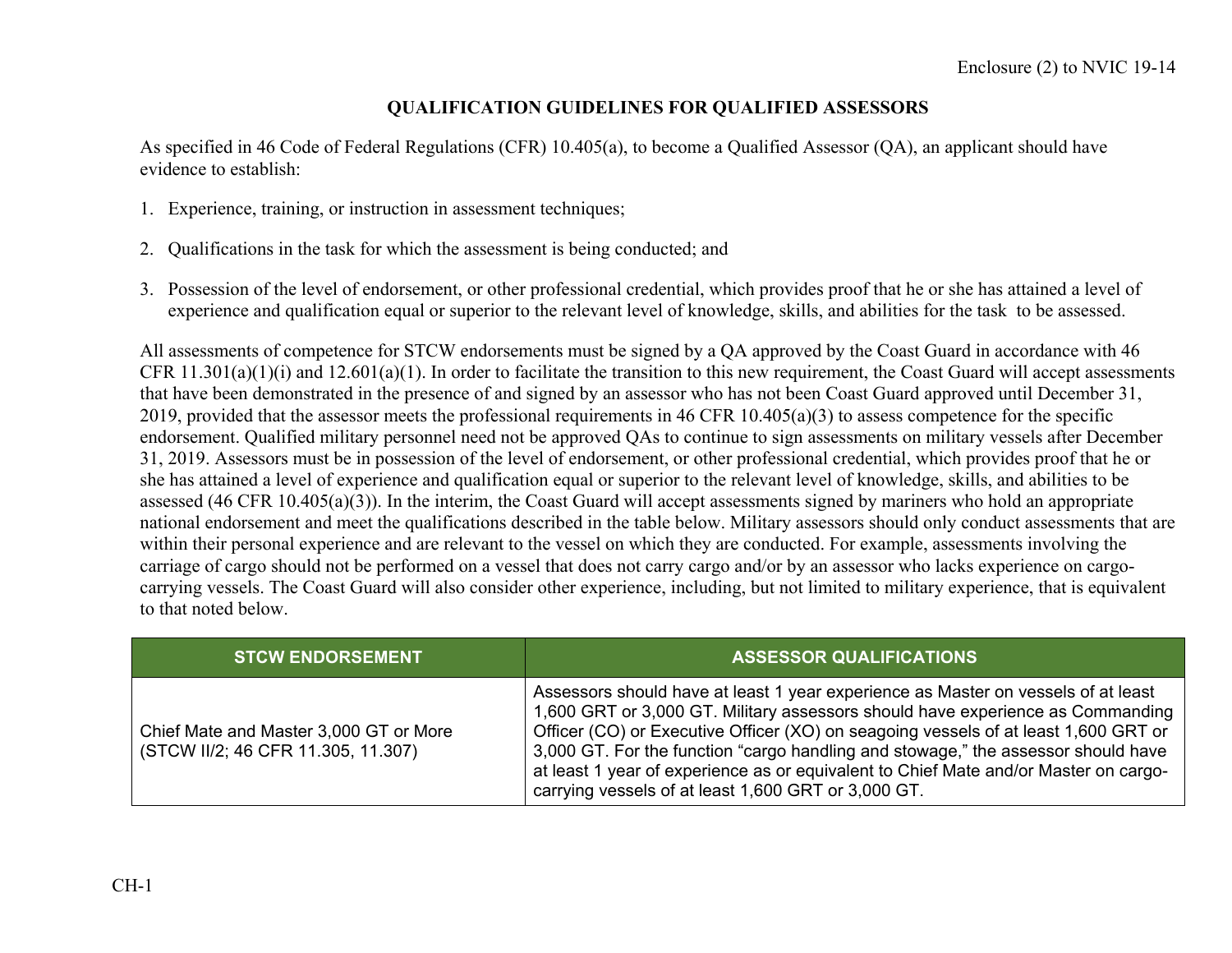## QUALIFICATION GUIDELINES FOR QUALIFIED ASSESSORS

As specified in 46 Code of Federal Regulations (CFR) 10.405(a), to become a Qualified Assessor (QA), an applicant should have evidence to establish:

1. Experience, training, or instruction in assessment techniques;
2. Qualifications in the task for which the assessment is being conducted; and
3. Possession of the level of endorsement, or other professional credential, which provides proof that he or she has attained a level of experience and qualification equal or superior to the relevant level of knowledge, skills, and abilities for the task to be assessed.

All assessments of competence for STCW endorsements must be signed by a QA approved by the Coast Guard in accordance with 46 CFR 11.301(a)(1)(i) and 12.601(a)(1). In order to facilitate the transition to this new requirement, the Coast Guard will accept assessments that have been demonstrated in the presence of and signed by an assessor who has not been Coast Guard approved until December 31, 2019, provided that the assessor meets the professional requirements in 46 CFR 10.405(a)(3) to assess competence for the specific endorsement. Qualified military personnel need not be approved QAs to continue to sign assessments on military vessels after December 31, 2019. Assessors must be in possession of the level of endorsement, or other professional credential, which provides proof that he or she has attained a level of experience and qualification equal or superior to the relevant level of knowledge, skills, and abilities to be assessed (46 CFR 10.405(a)(3)). In the interim, the Coast Guard will accept assessments signed by mariners who hold an appropriate national endorsement and meet the qualifications described in the table below. Military assessors should only conduct assessments that are within their personal experience and are relevant to the vessel on which they are conducted. For example, assessments involving the carriage of cargo should not be performed on a vessel that does not carry cargo and/or by an assessor who lacks experience on cargo-carrying vessels. The Coast Guard will also consider other experience, including, but not limited to military experience, that is equivalent to that noted below.

| STCW ENDORSEMENT | ASSESSOR QUALIFICATIONS |
|---|---|
| Chief Mate and Master 3,000 GT or More (STCW II/2; 46 CFR 11.305, 11.307) | Assessors should have at least 1 year experience as Master on vessels of at least 1,600 GRT or 3,000 GT. Military assessors should have experience as Commanding Officer (CO) or Executive Officer (XO) on seagoing vessels of at least 1,600 GRT or 3,000 GT. For the function "cargo handling and stowage," the assessor should have at least 1 year of experience as or equivalent to Chief Mate and/or Master on cargo-carrying vessels of at least 1,600 GRT or 3,000 GT. |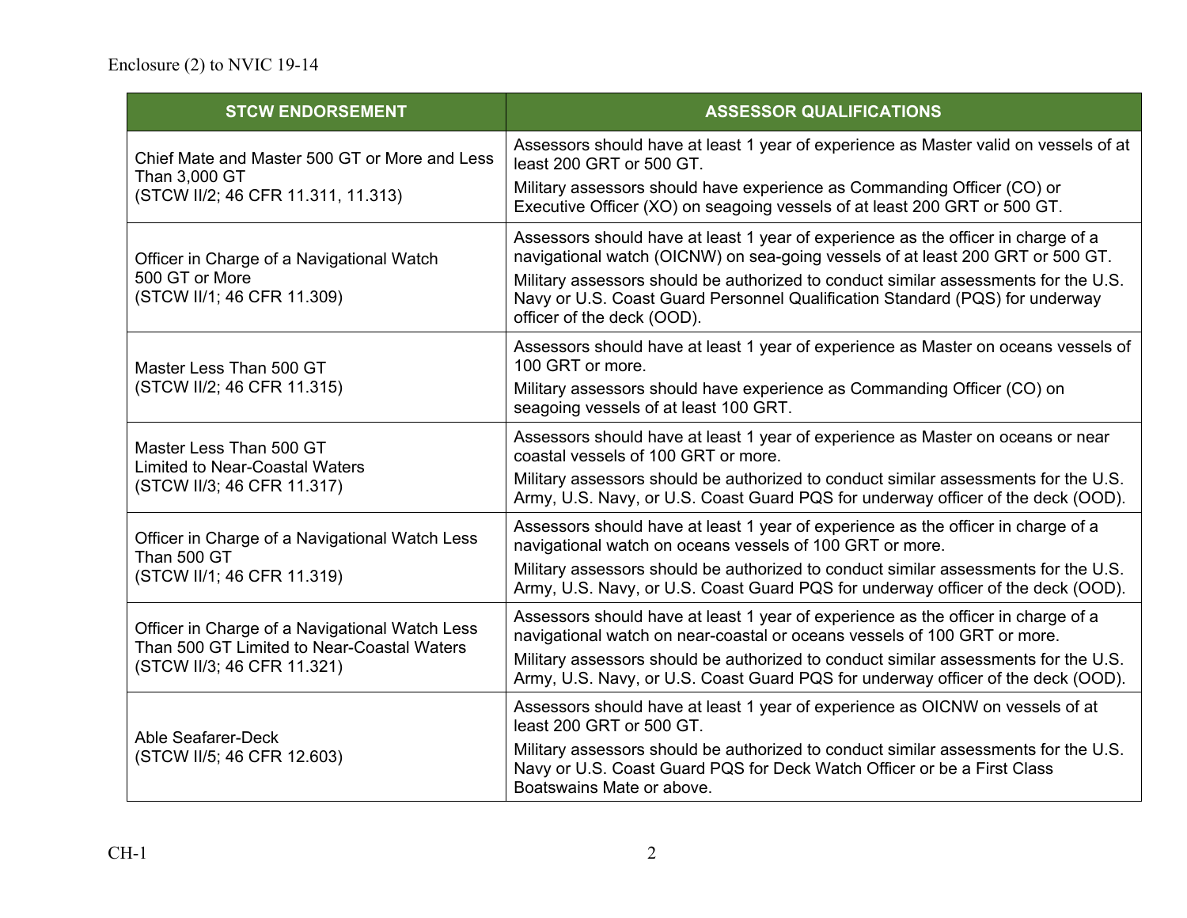| STCW ENDORSEMENT | ASSESSOR QUALIFICATIONS |
|---|---|
| Chief Mate and Master 500 GT or More and Less Than 3,000 GT<br>(STCW II/2; 46 CFR 11.311, 11.313) | Assessors should have at least 1 year of experience as Master valid on vessels of at least 200 GRT or 500 GT.<br>Military assessors should have experience as Commanding Officer (CO) or Executive Officer (XO) on seagoing vessels of at least 200 GRT or 500 GT. |
| Officer in Charge of a Navigational Watch 500 GT or More<br>(STCW II/1; 46 CFR 11.309) | Assessors should have at least 1 year of experience as the officer in charge of a navigational watch (OICNW) on sea-going vessels of at least 200 GRT or 500 GT.<br>Military assessors should be authorized to conduct similar assessments for the U.S. Navy or U.S. Coast Guard Personnel Qualification Standard (PQS) for underway officer of the deck (OOD). |
| Master Less Than 500 GT<br>(STCW II/2; 46 CFR 11.315) | Assessors should have at least 1 year of experience as Master on oceans vessels of 100 GRT or more.<br>Military assessors should have experience as Commanding Officer (CO) on seagoing vessels of at least 100 GRT. |
| Master Less Than 500 GT<br>Limited to Near-Coastal Waters<br>(STCW II/3; 46 CFR 11.317) | Assessors should have at least 1 year of experience as Master on oceans or near coastal vessels of 100 GRT or more.<br>Military assessors should be authorized to conduct similar assessments for the U.S. Army, U.S. Navy, or U.S. Coast Guard PQS for underway officer of the deck (OOD). |
| Officer in Charge of a Navigational Watch Less Than 500 GT<br>(STCW II/1; 46 CFR 11.319) | Assessors should have at least 1 year of experience as the officer in charge of a navigational watch on oceans vessels of 100 GRT or more.<br>Military assessors should be authorized to conduct similar assessments for the U.S. Army, U.S. Navy, or U.S. Coast Guard PQS for underway officer of the deck (OOD). |
| Officer in Charge of a Navigational Watch Less Than 500 GT Limited to Near-Coastal Waters<br>(STCW II/3; 46 CFR 11.321) | Assessors should have at least 1 year of experience as the officer in charge of a navigational watch on near-coastal or oceans vessels of 100 GRT or more.<br>Military assessors should be authorized to conduct similar assessments for the U.S. Army, U.S. Navy, or U.S. Coast Guard PQS for underway officer of the deck (OOD). |
| Able Seafarer-Deck<br>(STCW II/5; 46 CFR 12.603) | Assessors should have at least 1 year of experience as OICNW on vessels of at least 200 GRT or 500 GT.<br>Military assessors should be authorized to conduct similar assessments for the U.S. Navy or U.S. Coast Guard PQS for Deck Watch Officer or be a First Class Boatswains Mate or above. |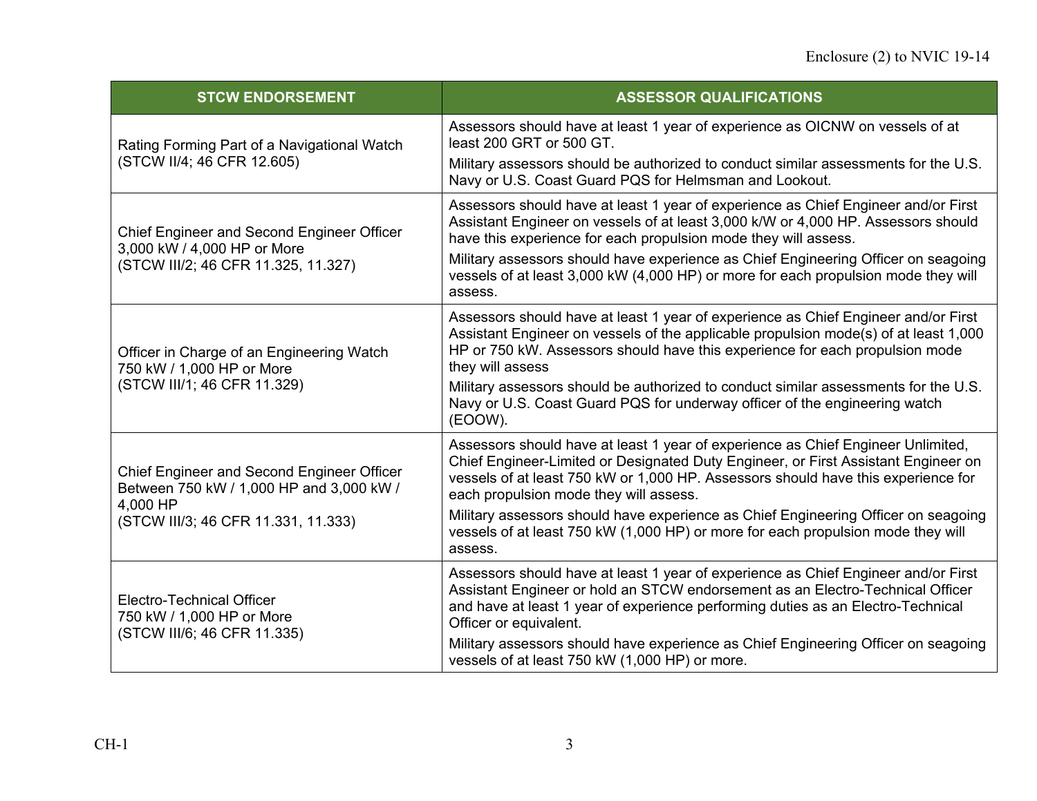| STCW ENDORSEMENT | ASSESSOR QUALIFICATIONS |
|---|---|
| Rating Forming Part of a Navigational Watch (STCW II/4; 46 CFR 12.605) | Assessors should have at least 1 year of experience as OICNW on vessels of at least 200 GRT or 500 GT.<br>Military assessors should be authorized to conduct similar assessments for the U.S. Navy or U.S. Coast Guard PQS for Helmsman and Lookout. |
| Chief Engineer and Second Engineer Officer 3,000 kW / 4,000 HP or More (STCW III/2; 46 CFR 11.325, 11.327) | Assessors should have at least 1 year of experience as Chief Engineer and/or First Assistant Engineer on vessels of at least 3,000 k/W or 4,000 HP. Assessors should have this experience for each propulsion mode they will assess.<br>Military assessors should have experience as Chief Engineering Officer on seagoing vessels of at least 3,000 kW (4,000 HP) or more for each propulsion mode they will assess. |
| Officer in Charge of an Engineering Watch 750 kW / 1,000 HP or More (STCW III/1; 46 CFR 11.329) | Assessors should have at least 1 year of experience as Chief Engineer and/or First Assistant Engineer on vessels of the applicable propulsion mode(s) of at least 1,000 HP or 750 kW. Assessors should have this experience for each propulsion mode they will assess<br>Military assessors should be authorized to conduct similar assessments for the U.S. Navy or U.S. Coast Guard PQS for underway officer of the engineering watch (EOOW). |
| Chief Engineer and Second Engineer Officer Between 750 kW / 1,000 HP and 3,000 kW / 4,000 HP (STCW III/3; 46 CFR 11.331, 11.333) | Assessors should have at least 1 year of experience as Chief Engineer Unlimited, Chief Engineer-Limited or Designated Duty Engineer, or First Assistant Engineer on vessels of at least 750 kW or 1,000 HP. Assessors should have this experience for each propulsion mode they will assess.<br>Military assessors should have experience as Chief Engineering Officer on seagoing vessels of at least 750 kW (1,000 HP) or more for each propulsion mode they will assess. |
| Electro-Technical Officer 750 kW / 1,000 HP or More (STCW III/6; 46 CFR 11.335) | Assessors should have at least 1 year of experience as Chief Engineer and/or First Assistant Engineer or hold an STCW endorsement as an Electro-Technical Officer and have at least 1 year of experience performing duties as an Electro-Technical Officer or equivalent.<br>Military assessors should have experience as Chief Engineering Officer on seagoing vessels of at least 750 kW (1,000 HP) or more. |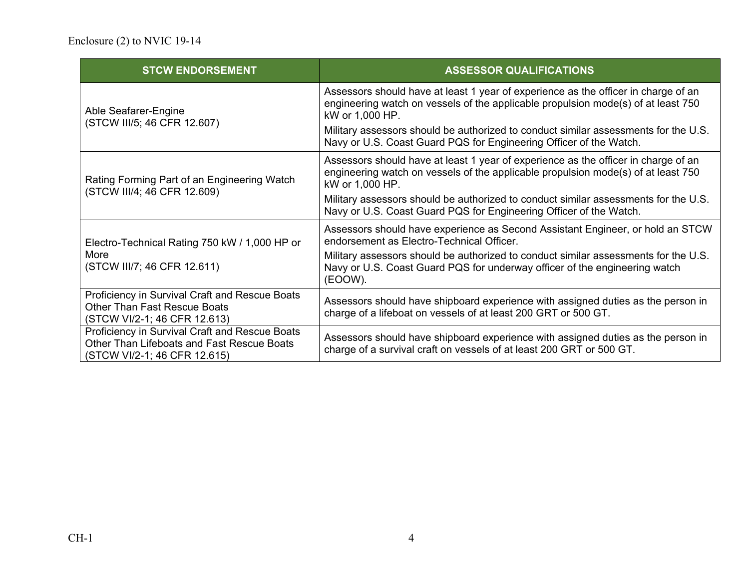| STCW ENDORSEMENT | ASSESSOR QUALIFICATIONS |
|---|---|
| Able Seafarer-Engine<br>(STCW III/5; 46 CFR 12.607) | Assessors should have at least 1 year of experience as the officer in charge of an engineering watch on vessels of the applicable propulsion mode(s) of at least 750 kW or 1,000 HP.<br>Military assessors should be authorized to conduct similar assessments for the U.S. Navy or U.S. Coast Guard PQS for Engineering Officer of the Watch. |
| Rating Forming Part of an Engineering Watch<br>(STCW III/4; 46 CFR 12.609) | Assessors should have at least 1 year of experience as the officer in charge of an engineering watch on vessels of the applicable propulsion mode(s) of at least 750 kW or 1,000 HP.<br>Military assessors should be authorized to conduct similar assessments for the U.S. Navy or U.S. Coast Guard PQS for Engineering Officer of the Watch. |
| Electro-Technical Rating 750 kW / 1,000 HP or More<br>(STCW III/7; 46 CFR 12.611) | Assessors should have experience as Second Assistant Engineer, or hold an STCW endorsement as Electro-Technical Officer.<br>Military assessors should be authorized to conduct similar assessments for the U.S. Navy or U.S. Coast Guard PQS for underway officer of the engineering watch (EOOW). |
| Proficiency in Survival Craft and Rescue Boats Other Than Fast Rescue Boats<br>(STCW VI/2-1; 46 CFR 12.613) | Assessors should have shipboard experience with assigned duties as the person in charge of a lifeboat on vessels of at least 200 GRT or 500 GT. |
| Proficiency in Survival Craft and Rescue Boats Other Than Lifeboats and Fast Rescue Boats<br>(STCW VI/2-1; 46 CFR 12.615) | Assessors should have shipboard experience with assigned duties as the person in charge of a survival craft on vessels of at least 200 GRT or 500 GT. |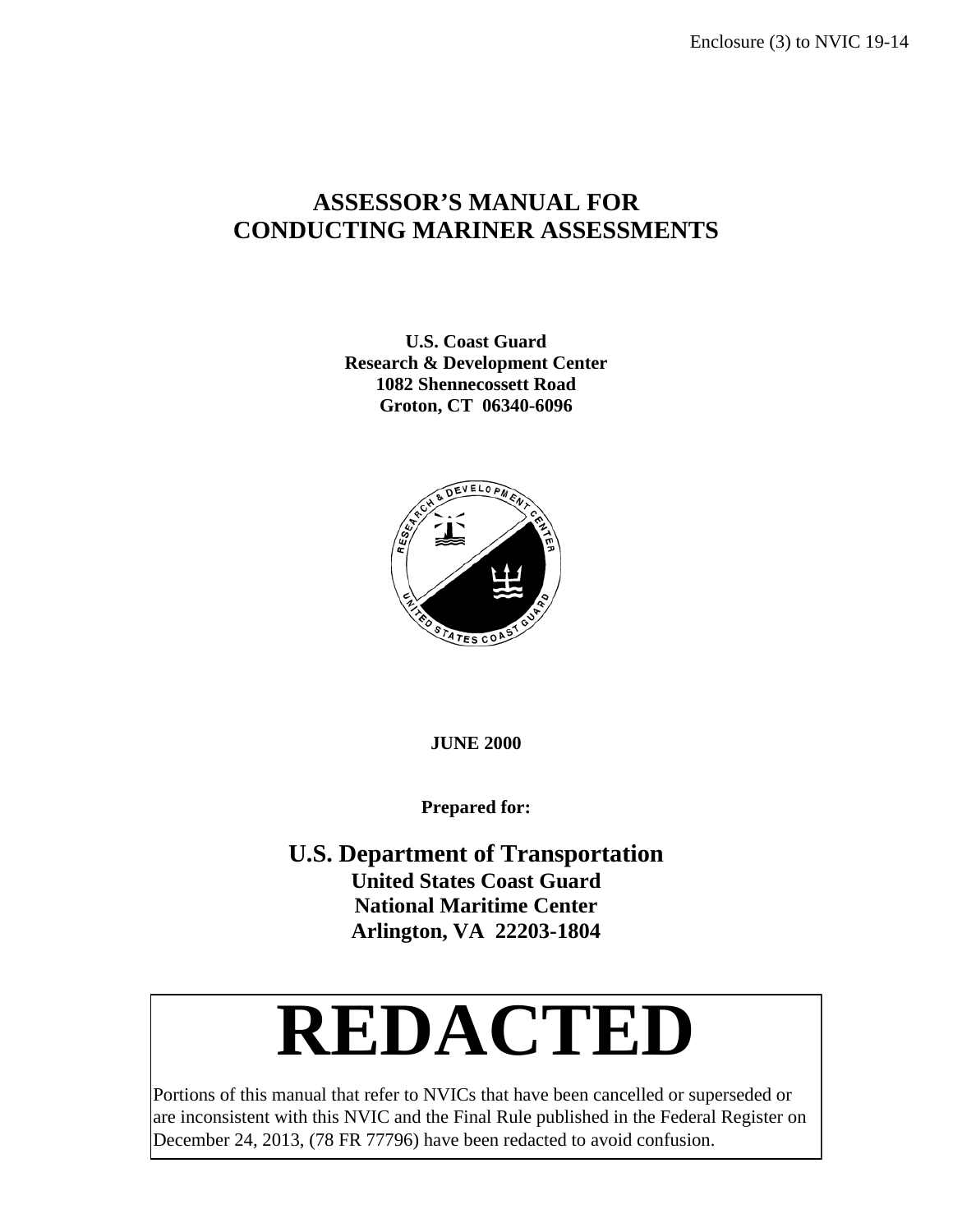Enclosure (3) to NVIC 19-14

# ASSESSOR'S MANUAL FOR CONDUCTING MARINER ASSESSMENTS

**U.S. Coast Guard**
**Research & Development Center**
**1082 Shennecossett Road**
**Groton, CT 06340-6096**

**JUNE 2000**

**Prepared for:**

## U.S. Department of Transportation

**United States Coast Guard**
**National Maritime Center**
**Arlington, VA 22203-1804**

# REDACTED

Portions of this manual that refer to NVICs that have been cancelled or superseded or are inconsistent with this NVIC and the Final Rule published in the Federal Register on December 24, 2013, (78 FR 77796) have been redacted to avoid confusion.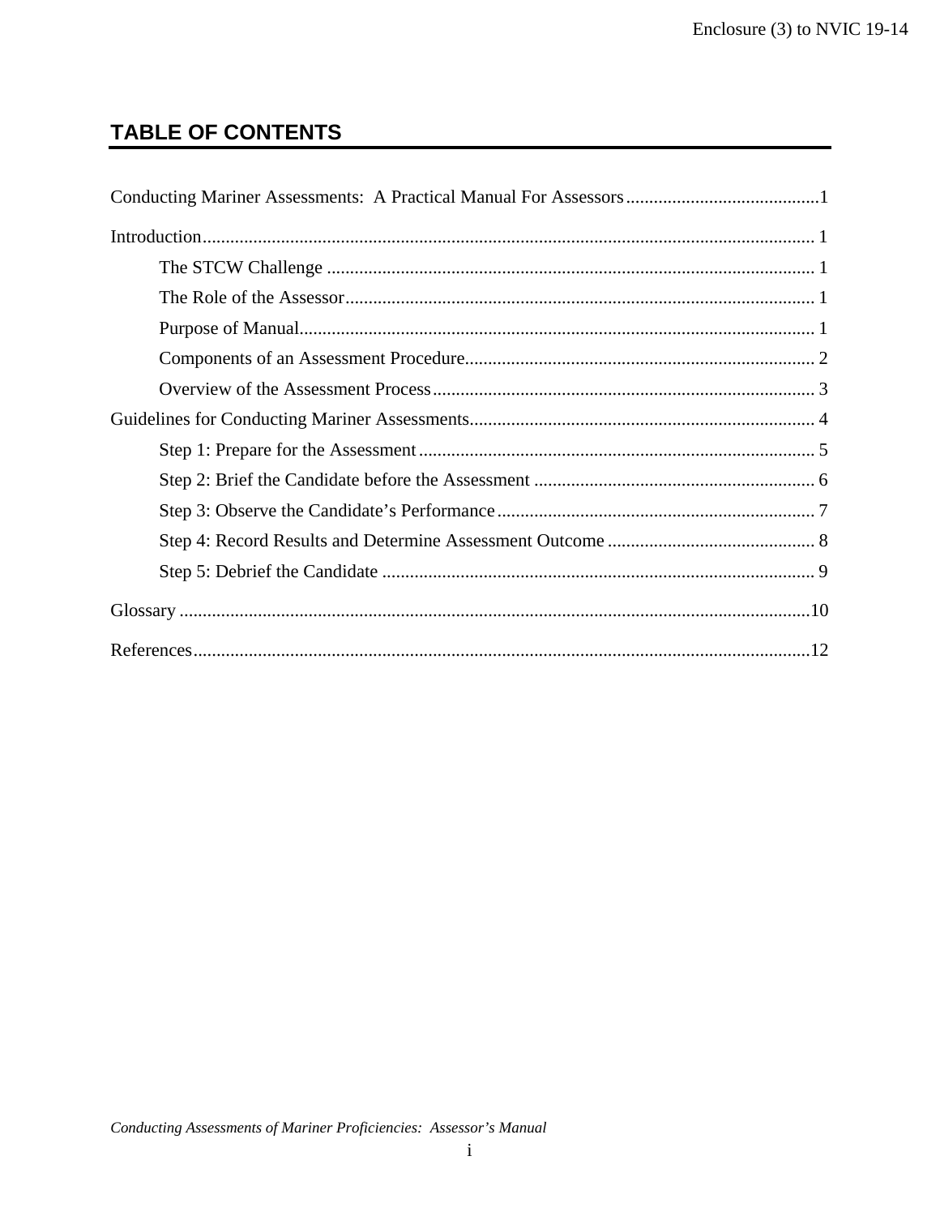## TABLE OF CONTENTS

Conducting Mariner Assessments: A Practical Manual For Assessors ..........................................1

Introduction.................................................................................................................... 1

- The STCW Challenge ......................................................................................... 1
- The Role of the Assessor..................................................................................... 1
- Purpose of Manual.............................................................................................. 1
- Components of an Assessment Procedure........................................................................... 2
- Overview of the Assessment Process.................................................................................. 3

Guidelines for Conducting Mariner Assessments.......................................................................... 4

- Step 1: Prepare for the Assessment...................................................................................... 5
- Step 2: Brief the Candidate before the Assessment ............................................................ 6
- Step 3: Observe the Candidate's Performance.................................................................... 7
- Step 4: Record Results and Determine Assessment Outcome ............................................ 8
- Step 5: Debrief the Candidate ............................................................................................ 9

Glossary ........................................................................................................................10

References......................................................................................................................12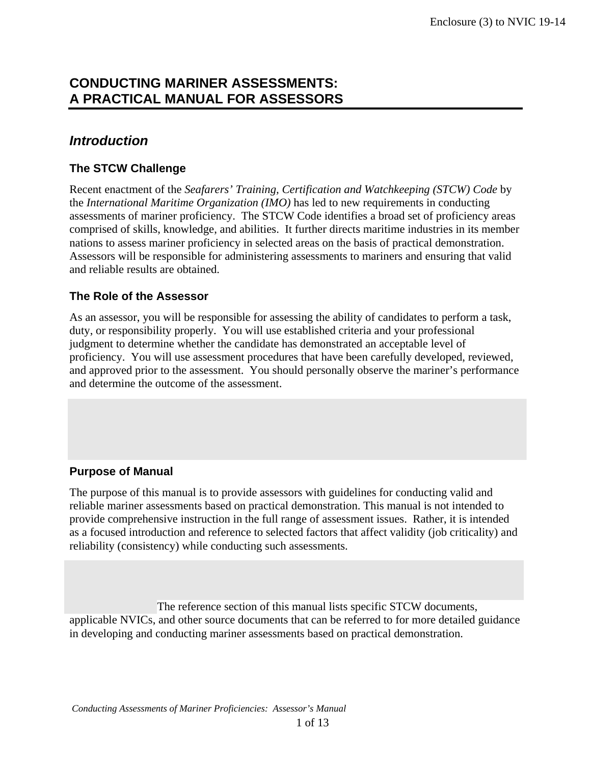# CONDUCTING MARINER ASSESSMENTS: A PRACTICAL MANUAL FOR ASSESSORS

## *Introduction*

### The STCW Challenge

Recent enactment of the *Seafarers' Training, Certification and Watchkeeping (STCW) Code* by the *International Maritime Organization (IMO)* has led to new requirements in conducting assessments of mariner proficiency. The STCW Code identifies a broad set of proficiency areas comprised of skills, knowledge, and abilities. It further directs maritime industries in its member nations to assess mariner proficiency in selected areas on the basis of practical demonstration. Assessors will be responsible for administering assessments to mariners and ensuring that valid and reliable results are obtained.

### The Role of the Assessor

As an assessor, you will be responsible for assessing the ability of candidates to perform a task, duty, or responsibility properly. You will use established criteria and your professional judgment to determine whether the candidate has demonstrated an acceptable level of proficiency. You will use assessment procedures that have been carefully developed, reviewed, and approved prior to the assessment. You should personally observe the mariner's performance and determine the outcome of the assessment.

### Purpose of Manual

The purpose of this manual is to provide assessors with guidelines for conducting valid and reliable mariner assessments based on practical demonstration. This manual is not intended to provide comprehensive instruction in the full range of assessment issues. Rather, it is intended as a focused introduction and reference to selected factors that affect validity (job criticality) and reliability (consistency) while conducting such assessments.

The reference section of this manual lists specific STCW documents, applicable NVICs, and other source documents that can be referred to for more detailed guidance in developing and conducting mariner assessments based on practical demonstration.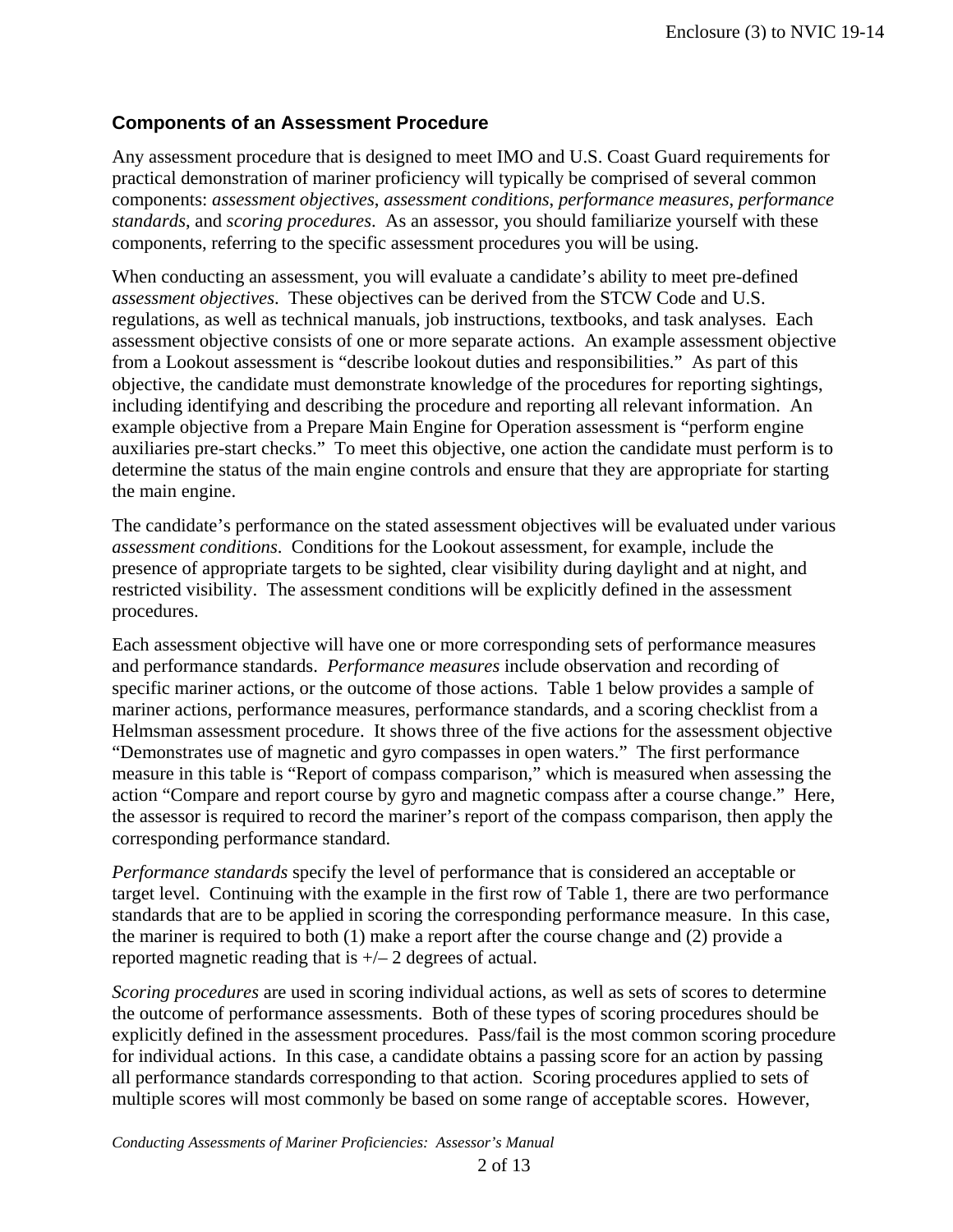## Components of an Assessment Procedure

Any assessment procedure that is designed to meet IMO and U.S. Coast Guard requirements for practical demonstration of mariner proficiency will typically be comprised of several common components: *assessment objectives*, *assessment conditions*, *performance measures*, *performance standards*, and *scoring procedures*. As an assessor, you should familiarize yourself with these components, referring to the specific assessment procedures you will be using.

When conducting an assessment, you will evaluate a candidate's ability to meet pre-defined *assessment objectives*. These objectives can be derived from the STCW Code and U.S. regulations, as well as technical manuals, job instructions, textbooks, and task analyses. Each assessment objective consists of one or more separate actions. An example assessment objective from a Lookout assessment is "describe lookout duties and responsibilities." As part of this objective, the candidate must demonstrate knowledge of the procedures for reporting sightings, including identifying and describing the procedure and reporting all relevant information. An example objective from a Prepare Main Engine for Operation assessment is "perform engine auxiliaries pre-start checks." To meet this objective, one action the candidate must perform is to determine the status of the main engine controls and ensure that they are appropriate for starting the main engine.

The candidate's performance on the stated assessment objectives will be evaluated under various *assessment conditions*. Conditions for the Lookout assessment, for example, include the presence of appropriate targets to be sighted, clear visibility during daylight and at night, and restricted visibility. The assessment conditions will be explicitly defined in the assessment procedures.

Each assessment objective will have one or more corresponding sets of performance measures and performance standards. *Performance measures* include observation and recording of specific mariner actions, or the outcome of those actions. Table 1 below provides a sample of mariner actions, performance measures, performance standards, and a scoring checklist from a Helmsman assessment procedure. It shows three of the five actions for the assessment objective "Demonstrates use of magnetic and gyro compasses in open waters." The first performance measure in this table is "Report of compass comparison," which is measured when assessing the action "Compare and report course by gyro and magnetic compass after a course change." Here, the assessor is required to record the mariner's report of the compass comparison, then apply the corresponding performance standard.

*Performance standards* specify the level of performance that is considered an acceptable or target level. Continuing with the example in the first row of Table 1, there are two performance standards that are to be applied in scoring the corresponding performance measure. In this case, the mariner is required to both (1) make a report after the course change and (2) provide a reported magnetic reading that is +/– 2 degrees of actual.

*Scoring procedures* are used in scoring individual actions, as well as sets of scores to determine the outcome of performance assessments. Both of these types of scoring procedures should be explicitly defined in the assessment procedures. Pass/fail is the most common scoring procedure for individual actions. In this case, a candidate obtains a passing score for an action by passing all performance standards corresponding to that action. Scoring procedures applied to sets of multiple scores will most commonly be based on some range of acceptable scores. However,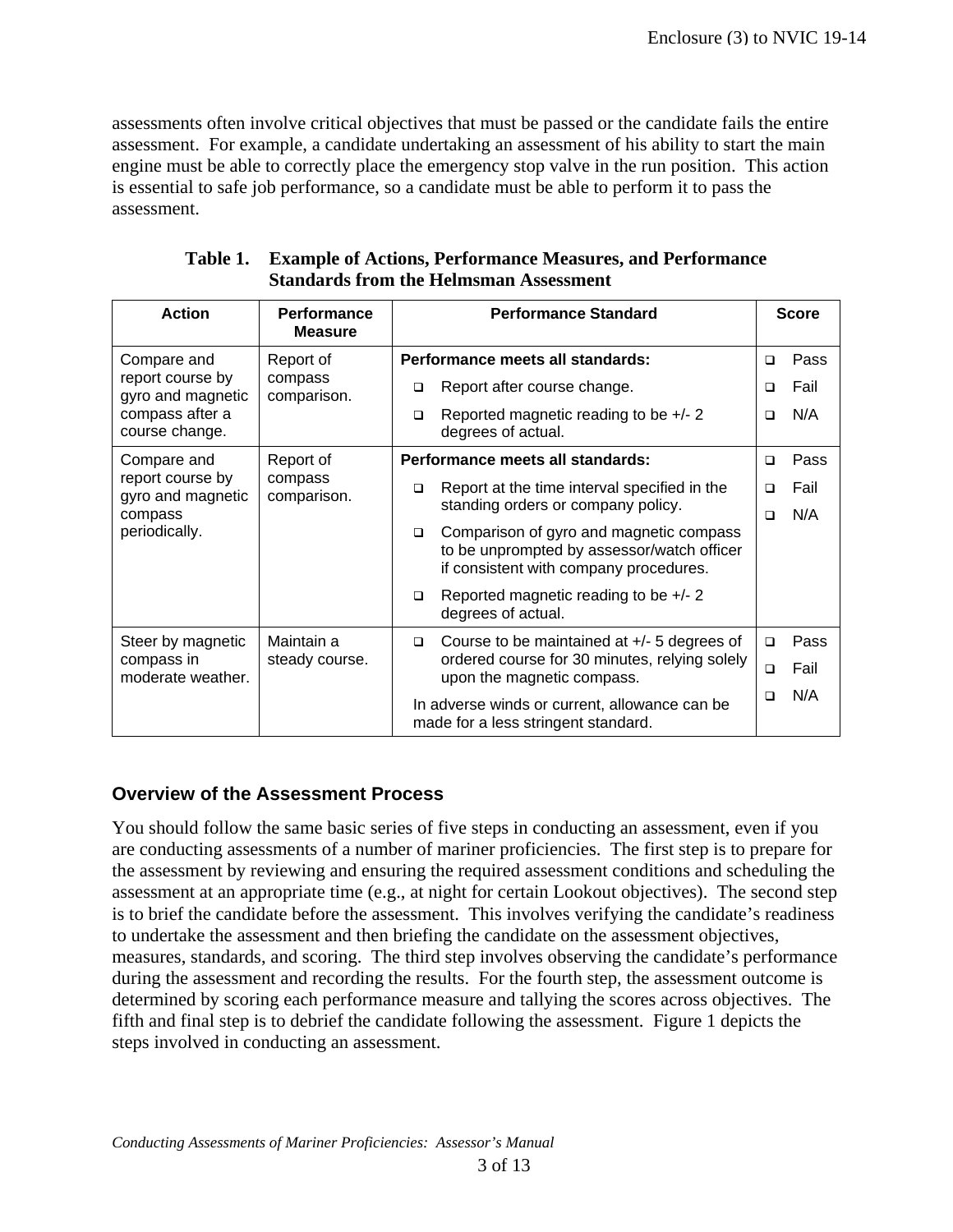assessments often involve critical objectives that must be passed or the candidate fails the entire assessment. For example, a candidate undertaking an assessment of his ability to start the main engine must be able to correctly place the emergency stop valve in the run position. This action is essential to safe job performance, so a candidate must be able to perform it to pass the assessment.

**Table 1. Example of Actions, Performance Measures, and Performance Standards from the Helmsman Assessment**

| Action | Performance Measure | Performance Standard | Score |
|---|---|---|---|
| Compare and report course by gyro and magnetic compass after a course change. | Report of compass comparison. | **Performance meets all standards:**<br>❑ Report after course change.<br>❑ Reported magnetic reading to be +/- 2 degrees of actual. | ❑ Pass<br>❑ Fail<br>❑ N/A |
| Compare and report course by gyro and magnetic compass periodically. | Report of compass comparison. | **Performance meets all standards:**<br>❑ Report at the time interval specified in the standing orders or company policy.<br>❑ Comparison of gyro and magnetic compass to be unprompted by assessor/watch officer if consistent with company procedures.<br>❑ Reported magnetic reading to be +/- 2 degrees of actual. | ❑ Pass<br>❑ Fail<br>❑ N/A |
| Steer by magnetic compass in moderate weather. | Maintain a steady course. | ❑ Course to be maintained at +/- 5 degrees of ordered course for 30 minutes, relying solely upon the magnetic compass.<br>In adverse winds or current, allowance can be made for a less stringent standard. | ❑ Pass<br>❑ Fail<br>❑ N/A |

## Overview of the Assessment Process

You should follow the same basic series of five steps in conducting an assessment, even if you are conducting assessments of a number of mariner proficiencies. The first step is to prepare for the assessment by reviewing and ensuring the required assessment conditions and scheduling the assessment at an appropriate time (e.g., at night for certain Lookout objectives). The second step is to brief the candidate before the assessment. This involves verifying the candidate's readiness to undertake the assessment and then briefing the candidate on the assessment objectives, measures, standards, and scoring. The third step involves observing the candidate's performance during the assessment and recording the results. For the fourth step, the assessment outcome is determined by scoring each performance measure and tallying the scores across objectives. The fifth and final step is to debrief the candidate following the assessment. Figure 1 depicts the steps involved in conducting an assessment.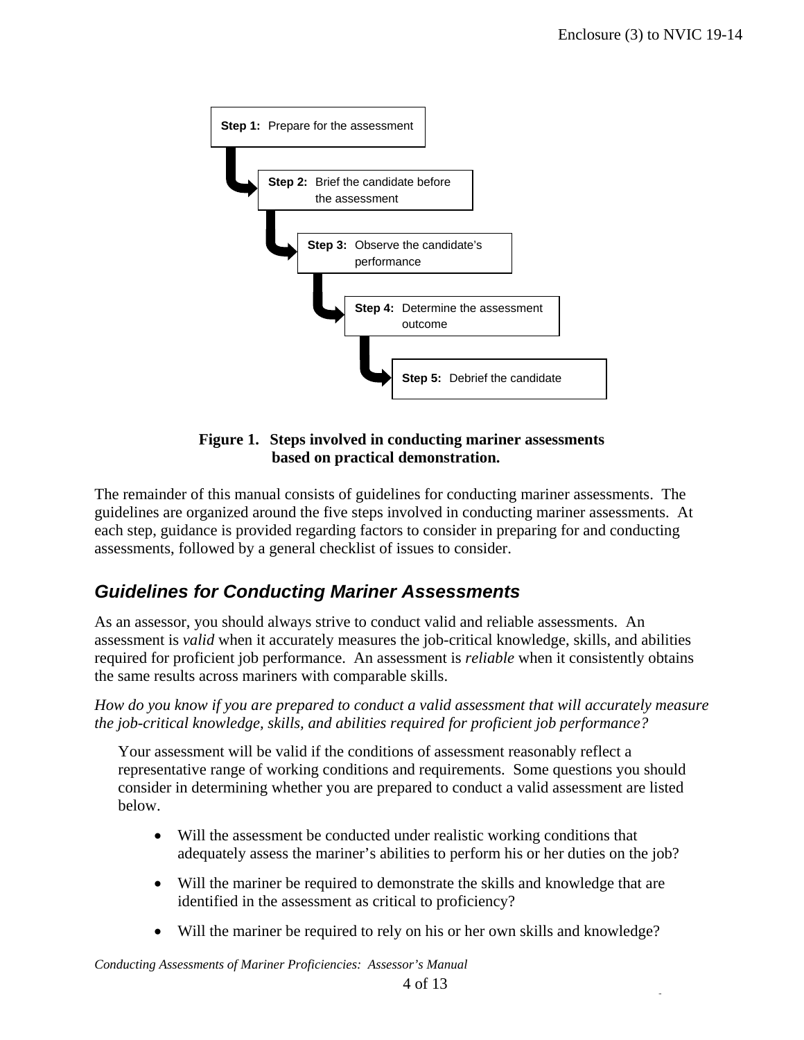**Step 1:** Prepare for the assessment

**Step 2:** Brief the candidate before the assessment

**Step 3:** Observe the candidate's performance

**Step 4:** Determine the assessment outcome

**Step 5:** Debrief the candidate

**Figure 1. Steps involved in conducting mariner assessments based on practical demonstration.**

The remainder of this manual consists of guidelines for conducting mariner assessments. The guidelines are organized around the five steps involved in conducting mariner assessments. At each step, guidance is provided regarding factors to consider in preparing for and conducting assessments, followed by a general checklist of issues to consider.

## *Guidelines for Conducting Mariner Assessments*

As an assessor, you should always strive to conduct valid and reliable assessments. An assessment is *valid* when it accurately measures the job-critical knowledge, skills, and abilities required for proficient job performance. An assessment is *reliable* when it consistently obtains the same results across mariners with comparable skills.

*How do you know if you are prepared to conduct a valid assessment that will accurately measure the job-critical knowledge, skills, and abilities required for proficient job performance?*

Your assessment will be valid if the conditions of assessment reasonably reflect a representative range of working conditions and requirements. Some questions you should consider in determining whether you are prepared to conduct a valid assessment are listed below.

- Will the assessment be conducted under realistic working conditions that adequately assess the mariner's abilities to perform his or her duties on the job?
- Will the mariner be required to demonstrate the skills and knowledge that are identified in the assessment as critical to proficiency?
- Will the mariner be required to rely on his or her own skills and knowledge?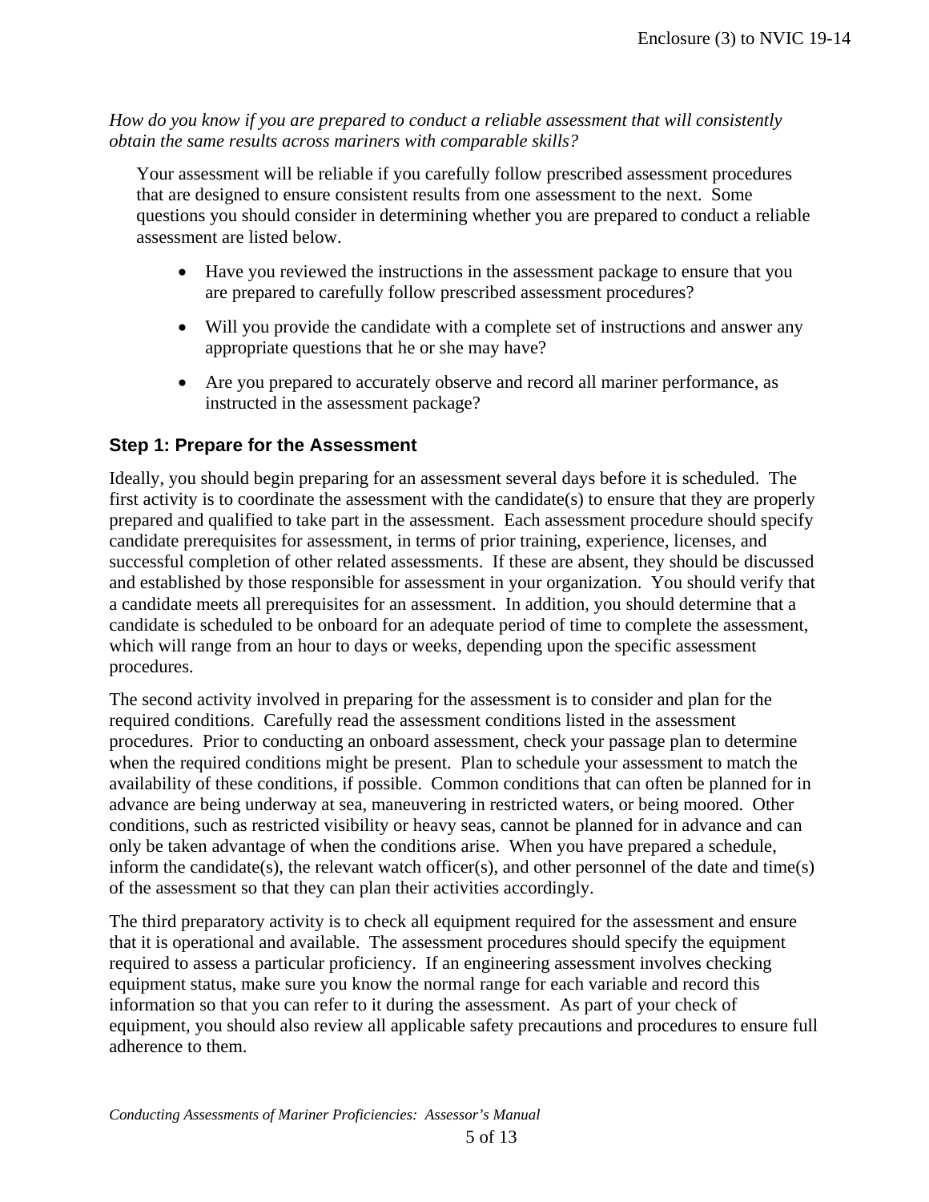*How do you know if you are prepared to conduct a reliable assessment that will consistently obtain the same results across mariners with comparable skills?*

Your assessment will be reliable if you carefully follow prescribed assessment procedures that are designed to ensure consistent results from one assessment to the next. Some questions you should consider in determining whether you are prepared to conduct a reliable assessment are listed below.

- Have you reviewed the instructions in the assessment package to ensure that you are prepared to carefully follow prescribed assessment procedures?
- Will you provide the candidate with a complete set of instructions and answer any appropriate questions that he or she may have?
- Are you prepared to accurately observe and record all mariner performance, as instructed in the assessment package?

### Step 1: Prepare for the Assessment

Ideally, you should begin preparing for an assessment several days before it is scheduled. The first activity is to coordinate the assessment with the candidate(s) to ensure that they are properly prepared and qualified to take part in the assessment. Each assessment procedure should specify candidate prerequisites for assessment, in terms of prior training, experience, licenses, and successful completion of other related assessments. If these are absent, they should be discussed and established by those responsible for assessment in your organization. You should verify that a candidate meets all prerequisites for an assessment. In addition, you should determine that a candidate is scheduled to be onboard for an adequate period of time to complete the assessment, which will range from an hour to days or weeks, depending upon the specific assessment procedures.

The second activity involved in preparing for the assessment is to consider and plan for the required conditions. Carefully read the assessment conditions listed in the assessment procedures. Prior to conducting an onboard assessment, check your passage plan to determine when the required conditions might be present. Plan to schedule your assessment to match the availability of these conditions, if possible. Common conditions that can often be planned for in advance are being underway at sea, maneuvering in restricted waters, or being moored. Other conditions, such as restricted visibility or heavy seas, cannot be planned for in advance and can only be taken advantage of when the conditions arise. When you have prepared a schedule, inform the candidate(s), the relevant watch officer(s), and other personnel of the date and time(s) of the assessment so that they can plan their activities accordingly.

The third preparatory activity is to check all equipment required for the assessment and ensure that it is operational and available. The assessment procedures should specify the equipment required to assess a particular proficiency. If an engineering assessment involves checking equipment status, make sure you know the normal range for each variable and record this information so that you can refer to it during the assessment. As part of your check of equipment, you should also review all applicable safety precautions and procedures to ensure full adherence to them.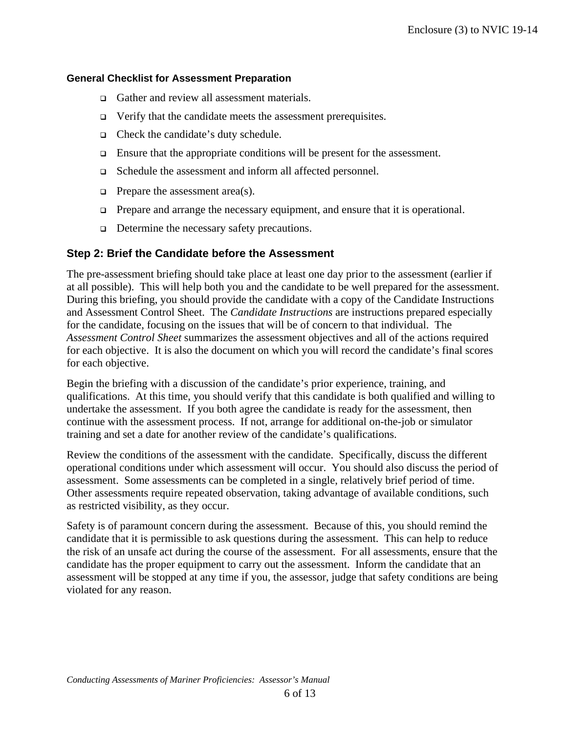#### General Checklist for Assessment Preparation

- Gather and review all assessment materials.
- Verify that the candidate meets the assessment prerequisites.
- Check the candidate's duty schedule.
- Ensure that the appropriate conditions will be present for the assessment.
- Schedule the assessment and inform all affected personnel.
- Prepare the assessment area(s).
- Prepare and arrange the necessary equipment, and ensure that it is operational.
- Determine the necessary safety precautions.

### Step 2: Brief the Candidate before the Assessment

The pre-assessment briefing should take place at least one day prior to the assessment (earlier if at all possible). This will help both you and the candidate to be well prepared for the assessment. During this briefing, you should provide the candidate with a copy of the Candidate Instructions and Assessment Control Sheet. The *Candidate Instructions* are instructions prepared especially for the candidate, focusing on the issues that will be of concern to that individual. The *Assessment Control Sheet* summarizes the assessment objectives and all of the actions required for each objective. It is also the document on which you will record the candidate's final scores for each objective.

Begin the briefing with a discussion of the candidate's prior experience, training, and qualifications. At this time, you should verify that this candidate is both qualified and willing to undertake the assessment. If you both agree the candidate is ready for the assessment, then continue with the assessment process. If not, arrange for additional on-the-job or simulator training and set a date for another review of the candidate's qualifications.

Review the conditions of the assessment with the candidate. Specifically, discuss the different operational conditions under which assessment will occur. You should also discuss the period of assessment. Some assessments can be completed in a single, relatively brief period of time. Other assessments require repeated observation, taking advantage of available conditions, such as restricted visibility, as they occur.

Safety is of paramount concern during the assessment. Because of this, you should remind the candidate that it is permissible to ask questions during the assessment. This can help to reduce the risk of an unsafe act during the course of the assessment. For all assessments, ensure that the candidate has the proper equipment to carry out the assessment. Inform the candidate that an assessment will be stopped at any time if you, the assessor, judge that safety conditions are being violated for any reason.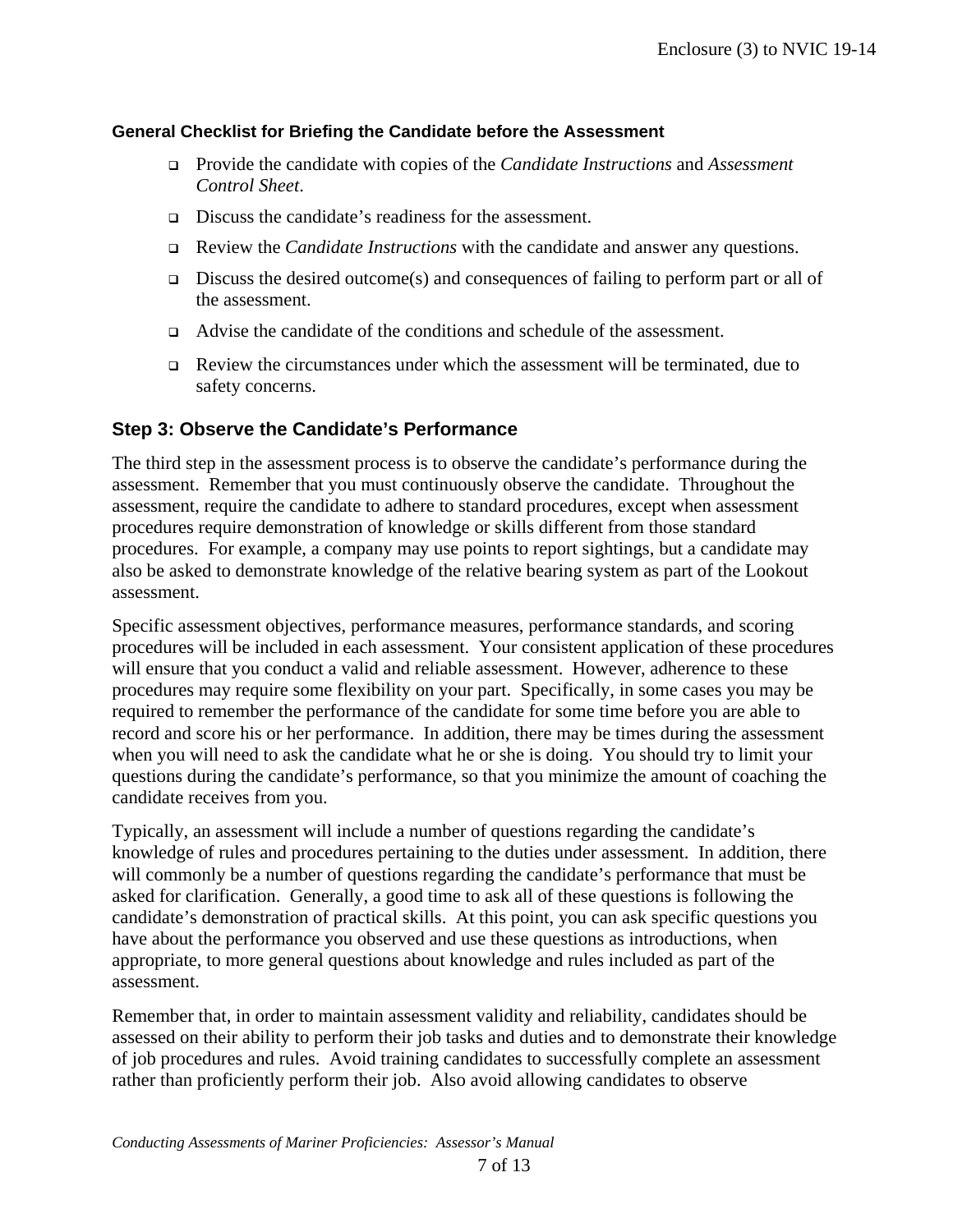#### General Checklist for Briefing the Candidate before the Assessment

- Provide the candidate with copies of the *Candidate Instructions* and *Assessment Control Sheet*.
- Discuss the candidate's readiness for the assessment.
- Review the *Candidate Instructions* with the candidate and answer any questions.
- Discuss the desired outcome(s) and consequences of failing to perform part or all of the assessment.
- Advise the candidate of the conditions and schedule of the assessment.
- Review the circumstances under which the assessment will be terminated, due to safety concerns.

### Step 3: Observe the Candidate's Performance

The third step in the assessment process is to observe the candidate's performance during the assessment. Remember that you must continuously observe the candidate. Throughout the assessment, require the candidate to adhere to standard procedures, except when assessment procedures require demonstration of knowledge or skills different from those standard procedures. For example, a company may use points to report sightings, but a candidate may also be asked to demonstrate knowledge of the relative bearing system as part of the Lookout assessment.

Specific assessment objectives, performance measures, performance standards, and scoring procedures will be included in each assessment. Your consistent application of these procedures will ensure that you conduct a valid and reliable assessment. However, adherence to these procedures may require some flexibility on your part. Specifically, in some cases you may be required to remember the performance of the candidate for some time before you are able to record and score his or her performance. In addition, there may be times during the assessment when you will need to ask the candidate what he or she is doing. You should try to limit your questions during the candidate's performance, so that you minimize the amount of coaching the candidate receives from you.

Typically, an assessment will include a number of questions regarding the candidate's knowledge of rules and procedures pertaining to the duties under assessment. In addition, there will commonly be a number of questions regarding the candidate's performance that must be asked for clarification. Generally, a good time to ask all of these questions is following the candidate's demonstration of practical skills. At this point, you can ask specific questions you have about the performance you observed and use these questions as introductions, when appropriate, to more general questions about knowledge and rules included as part of the assessment.

Remember that, in order to maintain assessment validity and reliability, candidates should be assessed on their ability to perform their job tasks and duties and to demonstrate their knowledge of job procedures and rules. Avoid training candidates to successfully complete an assessment rather than proficiently perform their job. Also avoid allowing candidates to observe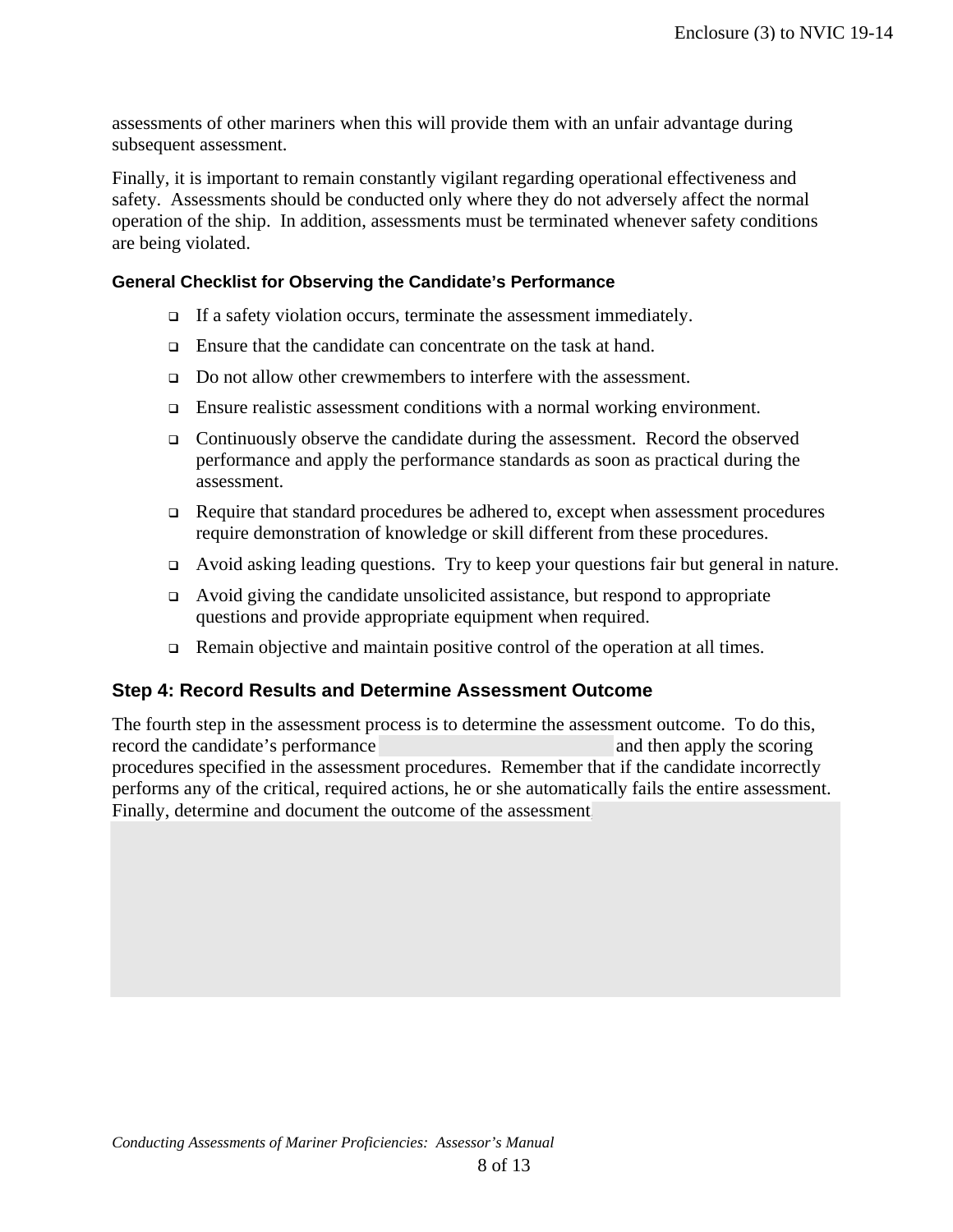assessments of other mariners when this will provide them with an unfair advantage during subsequent assessment.

Finally, it is important to remain constantly vigilant regarding operational effectiveness and safety. Assessments should be conducted only where they do not adversely affect the normal operation of the ship. In addition, assessments must be terminated whenever safety conditions are being violated.

#### General Checklist for Observing the Candidate's Performance

- If a safety violation occurs, terminate the assessment immediately.
- Ensure that the candidate can concentrate on the task at hand.
- Do not allow other crewmembers to interfere with the assessment.
- Ensure realistic assessment conditions with a normal working environment.
- Continuously observe the candidate during the assessment. Record the observed performance and apply the performance standards as soon as practical during the assessment.
- Require that standard procedures be adhered to, except when assessment procedures require demonstration of knowledge or skill different from these procedures.
- Avoid asking leading questions. Try to keep your questions fair but general in nature.
- Avoid giving the candidate unsolicited assistance, but respond to appropriate questions and provide appropriate equipment when required.
- Remain objective and maintain positive control of the operation at all times.

### Step 4: Record Results and Determine Assessment Outcome

The fourth step in the assessment process is to determine the assessment outcome. To do this, record the candidate's performance and then apply the scoring procedures specified in the assessment procedures. Remember that if the candidate incorrectly performs any of the critical, required actions, he or she automatically fails the entire assessment. Finally, determine and document the outcome of the assessment.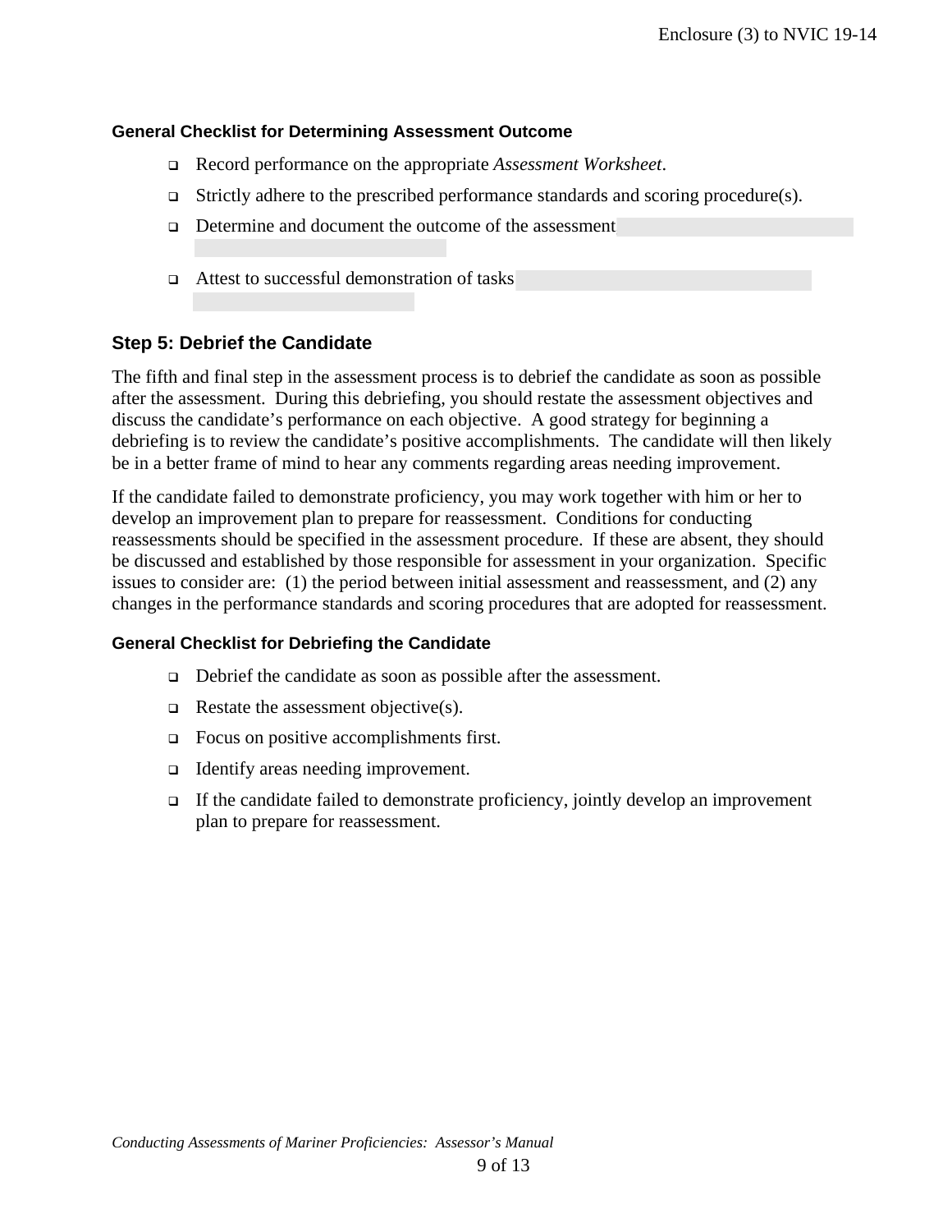#### General Checklist for Determining Assessment Outcome

- Record performance on the appropriate *Assessment Worksheet*.
- Strictly adhere to the prescribed performance standards and scoring procedure(s).
- Determine and document the outcome of the assessment
- Attest to successful demonstration of tasks

### Step 5: Debrief the Candidate

The fifth and final step in the assessment process is to debrief the candidate as soon as possible after the assessment. During this debriefing, you should restate the assessment objectives and discuss the candidate's performance on each objective. A good strategy for beginning a debriefing is to review the candidate's positive accomplishments. The candidate will then likely be in a better frame of mind to hear any comments regarding areas needing improvement.

If the candidate failed to demonstrate proficiency, you may work together with him or her to develop an improvement plan to prepare for reassessment. Conditions for conducting reassessments should be specified in the assessment procedure. If these are absent, they should be discussed and established by those responsible for assessment in your organization. Specific issues to consider are: (1) the period between initial assessment and reassessment, and (2) any changes in the performance standards and scoring procedures that are adopted for reassessment.

#### General Checklist for Debriefing the Candidate

- Debrief the candidate as soon as possible after the assessment.
- Restate the assessment objective(s).
- Focus on positive accomplishments first.
- Identify areas needing improvement.
- If the candidate failed to demonstrate proficiency, jointly develop an improvement plan to prepare for reassessment.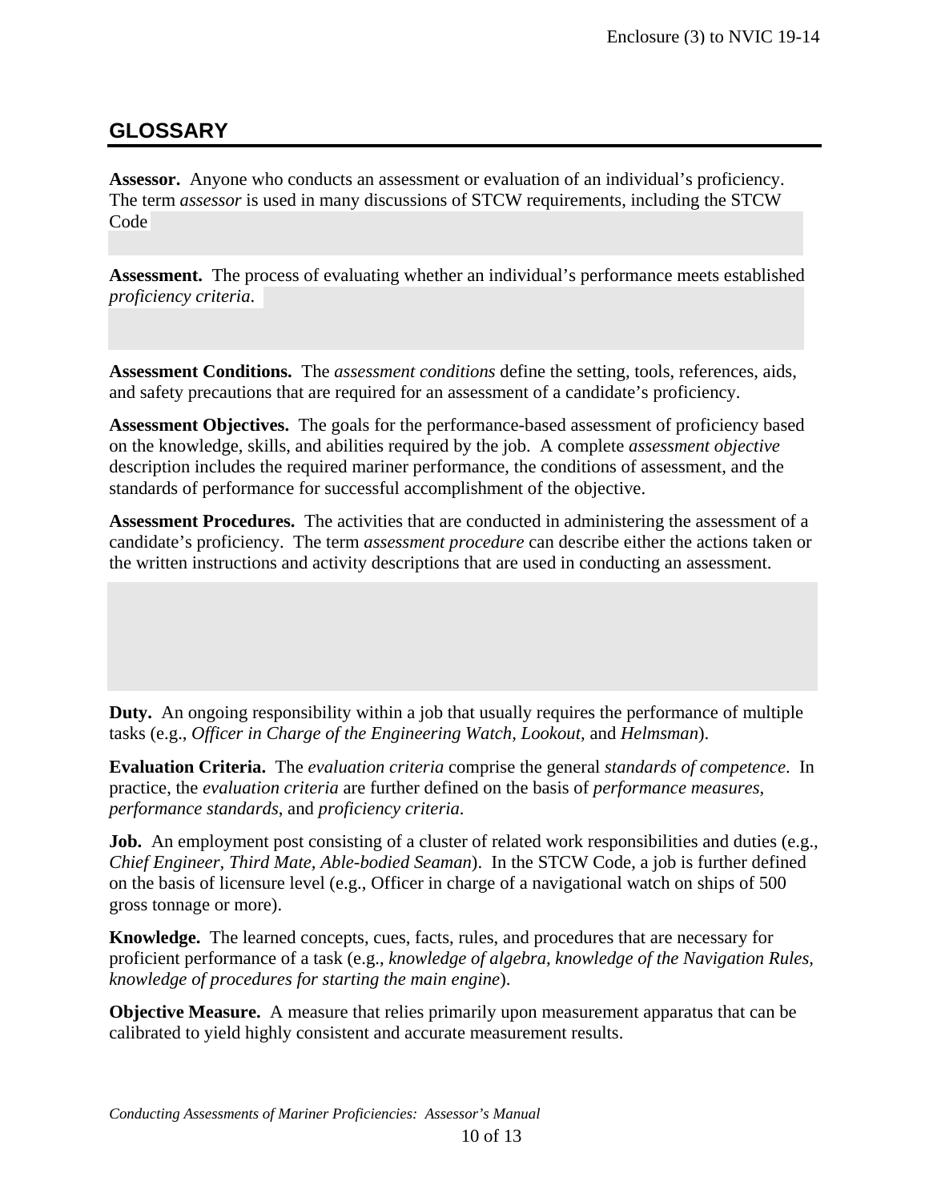## GLOSSARY

**Assessor.** Anyone who conducts an assessment or evaluation of an individual's proficiency. The term *assessor* is used in many discussions of STCW requirements, including the STCW Code

**Assessment.** The process of evaluating whether an individual's performance meets established *proficiency criteria*.

**Assessment Conditions.** The *assessment conditions* define the setting, tools, references, aids, and safety precautions that are required for an assessment of a candidate's proficiency.

**Assessment Objectives.** The goals for the performance-based assessment of proficiency based on the knowledge, skills, and abilities required by the job. A complete *assessment objective* description includes the required mariner performance, the conditions of assessment, and the standards of performance for successful accomplishment of the objective.

**Assessment Procedures.** The activities that are conducted in administering the assessment of a candidate's proficiency. The term *assessment procedure* can describe either the actions taken or the written instructions and activity descriptions that are used in conducting an assessment.

**Duty.** An ongoing responsibility within a job that usually requires the performance of multiple tasks (e.g., *Officer in Charge of the Engineering Watch*, *Lookout*, and *Helmsman*).

**Evaluation Criteria.** The *evaluation criteria* comprise the general *standards of competence*. In practice, the *evaluation criteria* are further defined on the basis of *performance measures, performance standards*, and *proficiency criteria*.

**Job.** An employment post consisting of a cluster of related work responsibilities and duties (e.g., *Chief Engineer, Third Mate, Able-bodied Seaman*). In the STCW Code, a job is further defined on the basis of licensure level (e.g., Officer in charge of a navigational watch on ships of 500 gross tonnage or more).

**Knowledge.** The learned concepts, cues, facts, rules, and procedures that are necessary for proficient performance of a task (e.g., *knowledge of algebra, knowledge of the Navigation Rules, knowledge of procedures for starting the main engine*).

**Objective Measure.** A measure that relies primarily upon measurement apparatus that can be calibrated to yield highly consistent and accurate measurement results.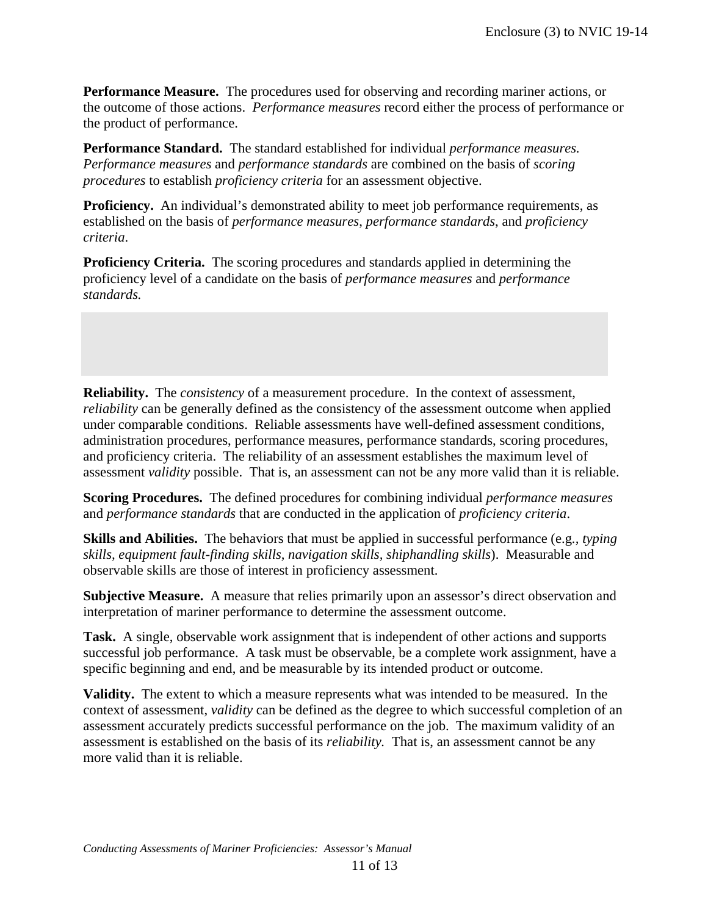**Performance Measure.** The procedures used for observing and recording mariner actions, or the outcome of those actions. *Performance measures* record either the process of performance or the product of performance.

**Performance Standard.** The standard established for individual *performance measures. Performance measures* and *performance standards* are combined on the basis of *scoring procedures* to establish *proficiency criteria* for an assessment objective.

**Proficiency.** An individual's demonstrated ability to meet job performance requirements, as established on the basis of *performance measures*, *performance standards,* and *proficiency criteria*.

**Proficiency Criteria.** The scoring procedures and standards applied in determining the proficiency level of a candidate on the basis of *performance measures* and *performance standards.*

**Reliability.** The *consistency* of a measurement procedure. In the context of assessment, *reliability* can be generally defined as the consistency of the assessment outcome when applied under comparable conditions. Reliable assessments have well-defined assessment conditions, administration procedures, performance measures, performance standards, scoring procedures, and proficiency criteria. The reliability of an assessment establishes the maximum level of assessment *validity* possible. That is, an assessment can not be any more valid than it is reliable.

**Scoring Procedures.** The defined procedures for combining individual *performance measures* and *performance standards* that are conducted in the application of *proficiency criteria*.

**Skills and Abilities.** The behaviors that must be applied in successful performance (e.g., *typing skills, equipment fault-finding skills, navigation skills, shiphandling skills*). Measurable and observable skills are those of interest in proficiency assessment.

**Subjective Measure.** A measure that relies primarily upon an assessor's direct observation and interpretation of mariner performance to determine the assessment outcome.

**Task.** A single, observable work assignment that is independent of other actions and supports successful job performance. A task must be observable, be a complete work assignment, have a specific beginning and end, and be measurable by its intended product or outcome.

**Validity.** The extent to which a measure represents what was intended to be measured. In the context of assessment, *validity* can be defined as the degree to which successful completion of an assessment accurately predicts successful performance on the job. The maximum validity of an assessment is established on the basis of its *reliability*. That is, an assessment cannot be any more valid than it is reliable.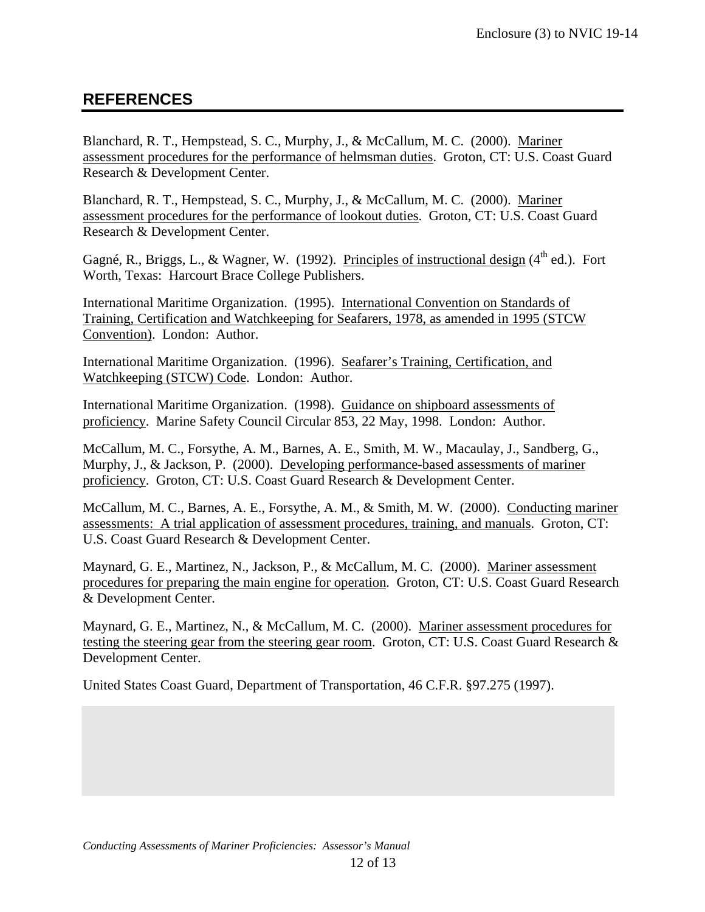## REFERENCES

Blanchard, R. T., Hempstead, S. C., Murphy, J., & McCallum, M. C. (2000). Mariner assessment procedures for the performance of helmsman duties. Groton, CT: U.S. Coast Guard Research & Development Center.

Blanchard, R. T., Hempstead, S. C., Murphy, J., & McCallum, M. C. (2000). Mariner assessment procedures for the performance of lookout duties. Groton, CT: U.S. Coast Guard Research & Development Center.

Gagné, R., Briggs, L., & Wagner, W. (1992). Principles of instructional design (4th ed.). Fort Worth, Texas: Harcourt Brace College Publishers.

International Maritime Organization. (1995). International Convention on Standards of Training, Certification and Watchkeeping for Seafarers, 1978, as amended in 1995 (STCW Convention). London: Author.

International Maritime Organization. (1996). Seafarer's Training, Certification, and Watchkeeping (STCW) Code. London: Author.

International Maritime Organization. (1998). Guidance on shipboard assessments of proficiency. Marine Safety Council Circular 853, 22 May, 1998. London: Author.

McCallum, M. C., Forsythe, A. M., Barnes, A. E., Smith, M. W., Macaulay, J., Sandberg, G., Murphy, J., & Jackson, P. (2000). Developing performance-based assessments of mariner proficiency. Groton, CT: U.S. Coast Guard Research & Development Center.

McCallum, M. C., Barnes, A. E., Forsythe, A. M., & Smith, M. W. (2000). Conducting mariner assessments: A trial application of assessment procedures, training, and manuals. Groton, CT: U.S. Coast Guard Research & Development Center.

Maynard, G. E., Martinez, N., Jackson, P., & McCallum, M. C. (2000). Mariner assessment procedures for preparing the main engine for operation. Groton, CT: U.S. Coast Guard Research & Development Center.

Maynard, G. E., Martinez, N., & McCallum, M. C. (2000). Mariner assessment procedures for testing the steering gear from the steering gear room. Groton, CT: U.S. Coast Guard Research & Development Center.

United States Coast Guard, Department of Transportation, 46 C.F.R. §97.275 (1997).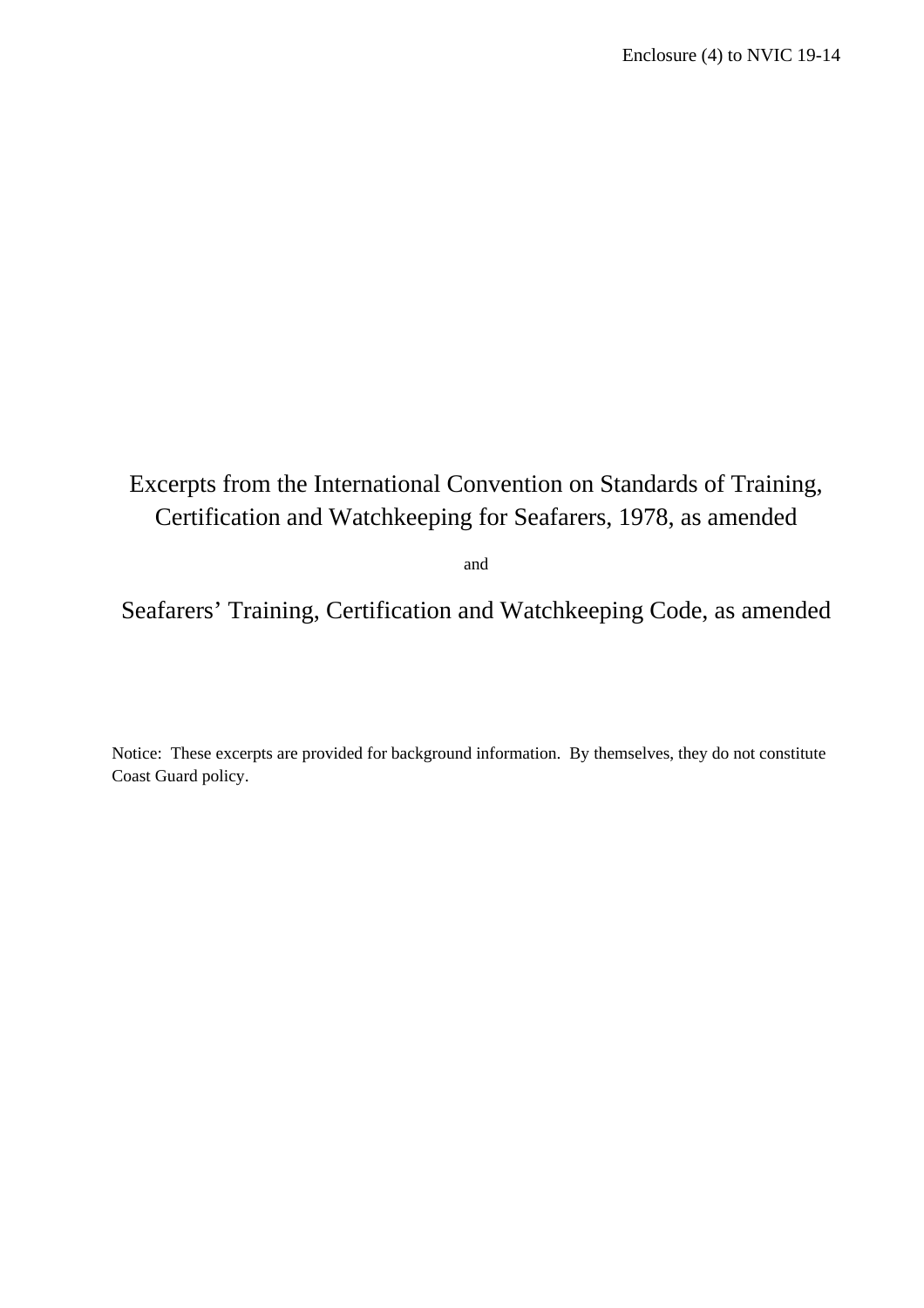Enclosure (4) to NVIC 19-14

# Excerpts from the International Convention on Standards of Training, Certification and Watchkeeping for Seafarers, 1978, as amended

and

# Seafarers' Training, Certification and Watchkeeping Code, as amended

Notice: These excerpts are provided for background information. By themselves, they do not constitute Coast Guard policy.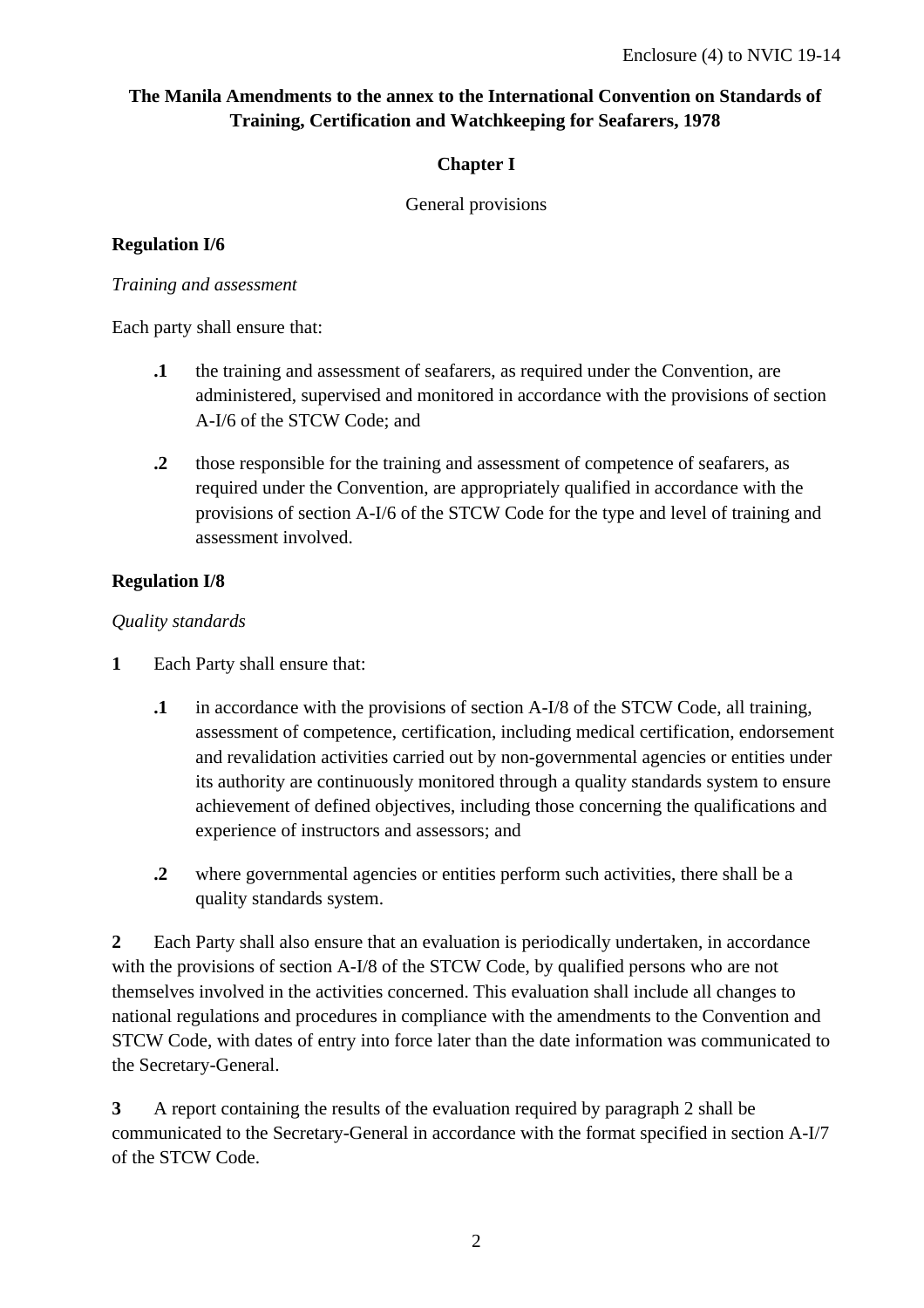**The Manila Amendments to the annex to the International Convention on Standards of Training, Certification and Watchkeeping for Seafarers, 1978**

## Chapter I

General provisions

### Regulation I/6

*Training and assessment*

Each party shall ensure that:

**.1** the training and assessment of seafarers, as required under the Convention, are administered, supervised and monitored in accordance with the provisions of section A-I/6 of the STCW Code; and

**.2** those responsible for the training and assessment of competence of seafarers, as required under the Convention, are appropriately qualified in accordance with the provisions of section A-I/6 of the STCW Code for the type and level of training and assessment involved.

### Regulation I/8

*Quality standards*

**1** Each Party shall ensure that:

**.1** in accordance with the provisions of section A-I/8 of the STCW Code, all training, assessment of competence, certification, including medical certification, endorsement and revalidation activities carried out by non-governmental agencies or entities under its authority are continuously monitored through a quality standards system to ensure achievement of defined objectives, including those concerning the qualifications and experience of instructors and assessors; and

**.2** where governmental agencies or entities perform such activities, there shall be a quality standards system.

**2** Each Party shall also ensure that an evaluation is periodically undertaken, in accordance with the provisions of section A-I/8 of the STCW Code, by qualified persons who are not themselves involved in the activities concerned. This evaluation shall include all changes to national regulations and procedures in compliance with the amendments to the Convention and STCW Code, with dates of entry into force later than the date information was communicated to the Secretary-General.

**3** A report containing the results of the evaluation required by paragraph 2 shall be communicated to the Secretary-General in accordance with the format specified in section A-I/7 of the STCW Code.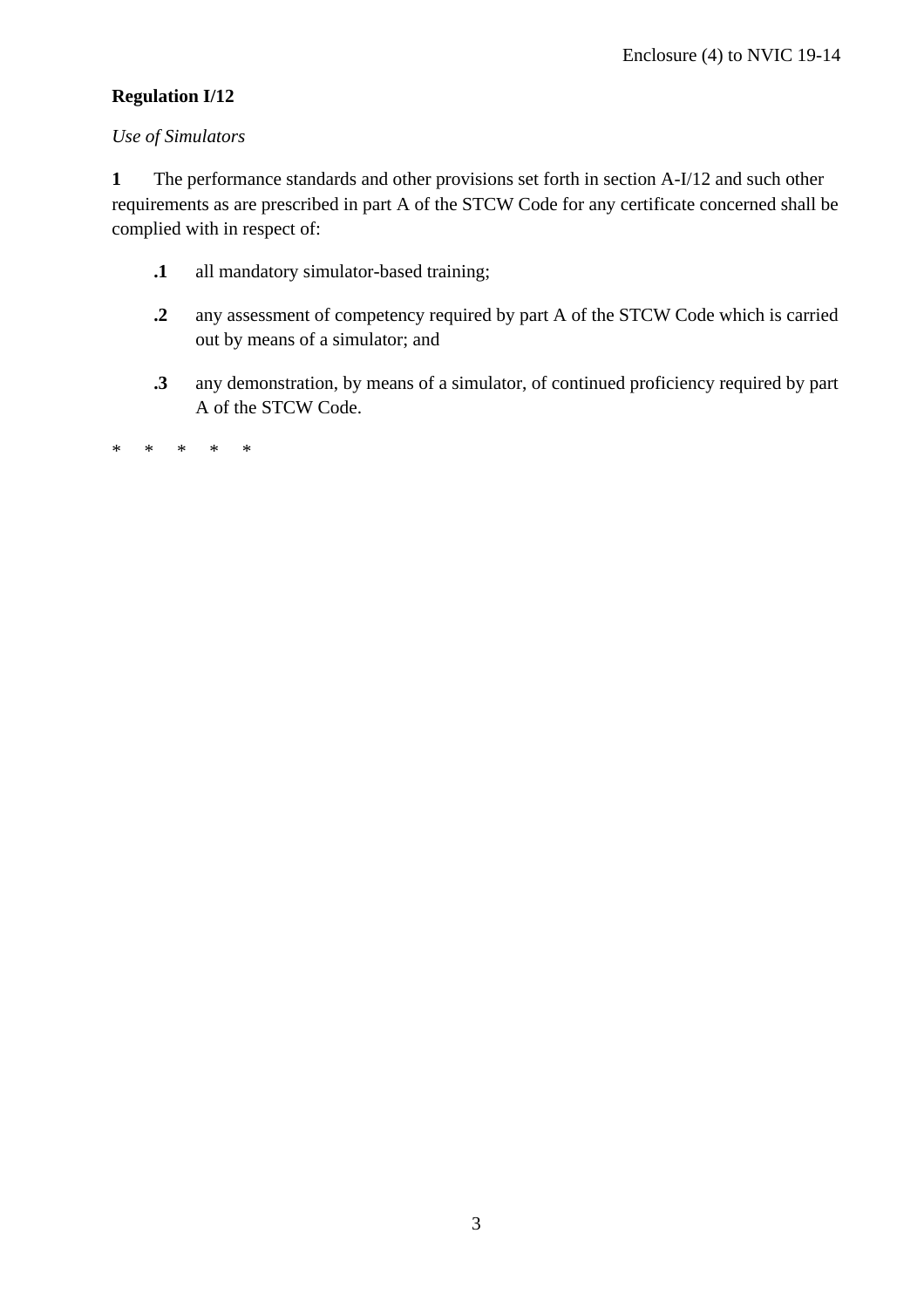**Regulation I/12**

*Use of Simulators*

**1** The performance standards and other provisions set forth in section A-I/12 and such other requirements as are prescribed in part A of the STCW Code for any certificate concerned shall be complied with in respect of:

**.1** all mandatory simulator-based training;

**.2** any assessment of competency required by part A of the STCW Code which is carried out by means of a simulator; and

**.3** any demonstration, by means of a simulator, of continued proficiency required by part A of the STCW Code.

\* \* \* \* \*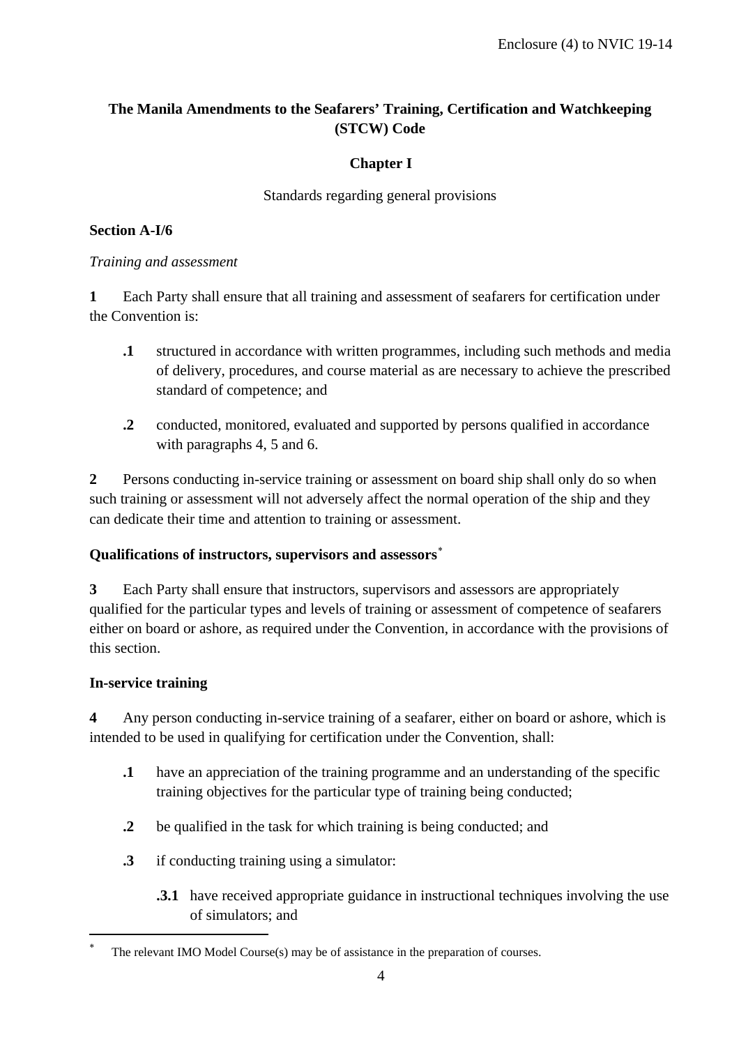**The Manila Amendments to the Seafarers' Training, Certification and Watchkeeping (STCW) Code**

**Chapter I**

Standards regarding general provisions

**Section A-I/6**

*Training and assessment*

**1** Each Party shall ensure that all training and assessment of seafarers for certification under the Convention is:

**.1** structured in accordance with written programmes, including such methods and media of delivery, procedures, and course material as are necessary to achieve the prescribed standard of competence; and

**.2** conducted, monitored, evaluated and supported by persons qualified in accordance with paragraphs 4, 5 and 6.

**2** Persons conducting in-service training or assessment on board ship shall only do so when such training or assessment will not adversely affect the normal operation of the ship and they can dedicate their time and attention to training or assessment.

**Qualifications of instructors, supervisors and assessors***

**3** Each Party shall ensure that instructors, supervisors and assessors are appropriately qualified for the particular types and levels of training or assessment of competence of seafarers either on board or ashore, as required under the Convention, in accordance with the provisions of this section.

**In-service training**

**4** Any person conducting in-service training of a seafarer, either on board or ashore, which is intended to be used in qualifying for certification under the Convention, shall:

**.1** have an appreciation of the training programme and an understanding of the specific training objectives for the particular type of training being conducted;

**.2** be qualified in the task for which training is being conducted; and

**.3** if conducting training using a simulator:

**.3.1** have received appropriate guidance in instructional techniques involving the use of simulators; and

---

* The relevant IMO Model Course(s) may be of assistance in the preparation of courses.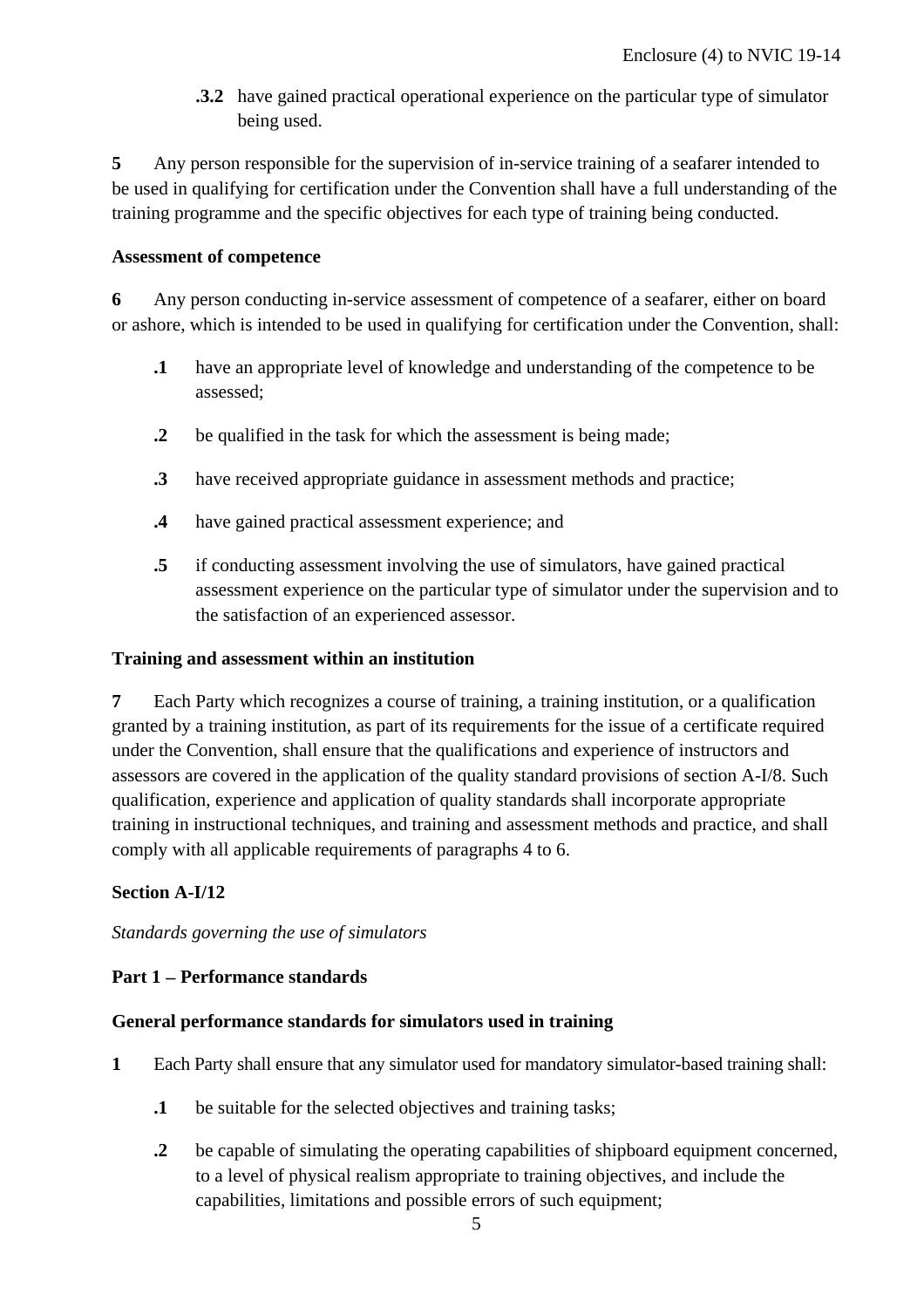**.3.2** have gained practical operational experience on the particular type of simulator being used.

**5** Any person responsible for the supervision of in-service training of a seafarer intended to be used in qualifying for certification under the Convention shall have a full understanding of the training programme and the specific objectives for each type of training being conducted.

**Assessment of competence**

**6** Any person conducting in-service assessment of competence of a seafarer, either on board or ashore, which is intended to be used in qualifying for certification under the Convention, shall:

**.1** have an appropriate level of knowledge and understanding of the competence to be assessed;

**.2** be qualified in the task for which the assessment is being made;

**.3** have received appropriate guidance in assessment methods and practice;

**.4** have gained practical assessment experience; and

**.5** if conducting assessment involving the use of simulators, have gained practical assessment experience on the particular type of simulator under the supervision and to the satisfaction of an experienced assessor.

**Training and assessment within an institution**

**7** Each Party which recognizes a course of training, a training institution, or a qualification granted by a training institution, as part of its requirements for the issue of a certificate required under the Convention, shall ensure that the qualifications and experience of instructors and assessors are covered in the application of the quality standard provisions of section A-I/8. Such qualification, experience and application of quality standards shall incorporate appropriate training in instructional techniques, and training and assessment methods and practice, and shall comply with all applicable requirements of paragraphs 4 to 6.

**Section A-I/12**

*Standards governing the use of simulators*

**Part 1 – Performance standards**

**General performance standards for simulators used in training**

**1** Each Party shall ensure that any simulator used for mandatory simulator-based training shall:

**.1** be suitable for the selected objectives and training tasks;

**.2** be capable of simulating the operating capabilities of shipboard equipment concerned, to a level of physical realism appropriate to training objectives, and include the capabilities, limitations and possible errors of such equipment;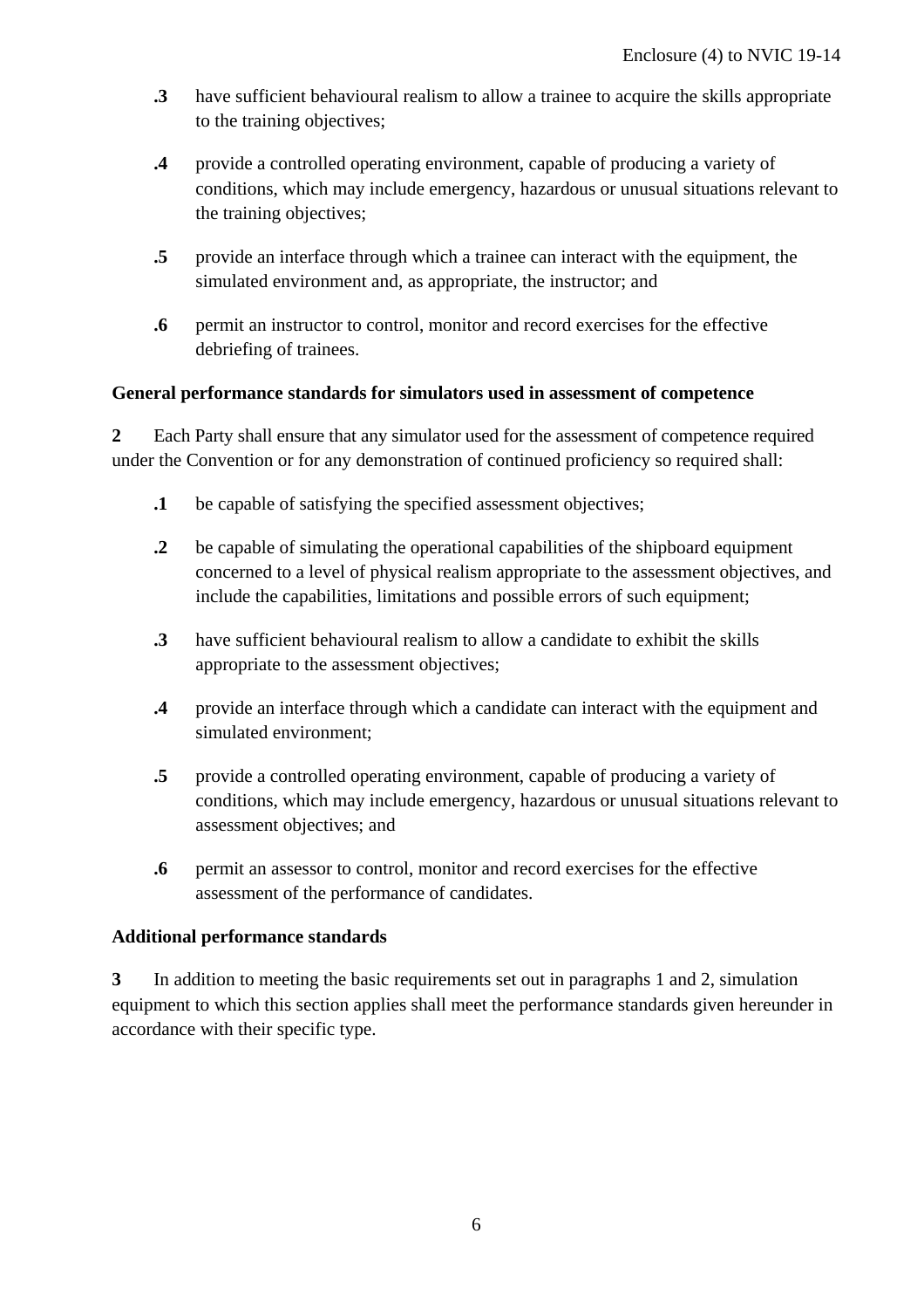**.3** have sufficient behavioural realism to allow a trainee to acquire the skills appropriate to the training objectives;

**.4** provide a controlled operating environment, capable of producing a variety of conditions, which may include emergency, hazardous or unusual situations relevant to the training objectives;

**.5** provide an interface through which a trainee can interact with the equipment, the simulated environment and, as appropriate, the instructor; and

**.6** permit an instructor to control, monitor and record exercises for the effective debriefing of trainees.

**General performance standards for simulators used in assessment of competence**

**2** Each Party shall ensure that any simulator used for the assessment of competence required under the Convention or for any demonstration of continued proficiency so required shall:

**.1** be capable of satisfying the specified assessment objectives;

**.2** be capable of simulating the operational capabilities of the shipboard equipment concerned to a level of physical realism appropriate to the assessment objectives, and include the capabilities, limitations and possible errors of such equipment;

**.3** have sufficient behavioural realism to allow a candidate to exhibit the skills appropriate to the assessment objectives;

**.4** provide an interface through which a candidate can interact with the equipment and simulated environment;

**.5** provide a controlled operating environment, capable of producing a variety of conditions, which may include emergency, hazardous or unusual situations relevant to assessment objectives; and

**.6** permit an assessor to control, monitor and record exercises for the effective assessment of the performance of candidates.

**Additional performance standards**

**3** In addition to meeting the basic requirements set out in paragraphs 1 and 2, simulation equipment to which this section applies shall meet the performance standards given hereunder in accordance with their specific type.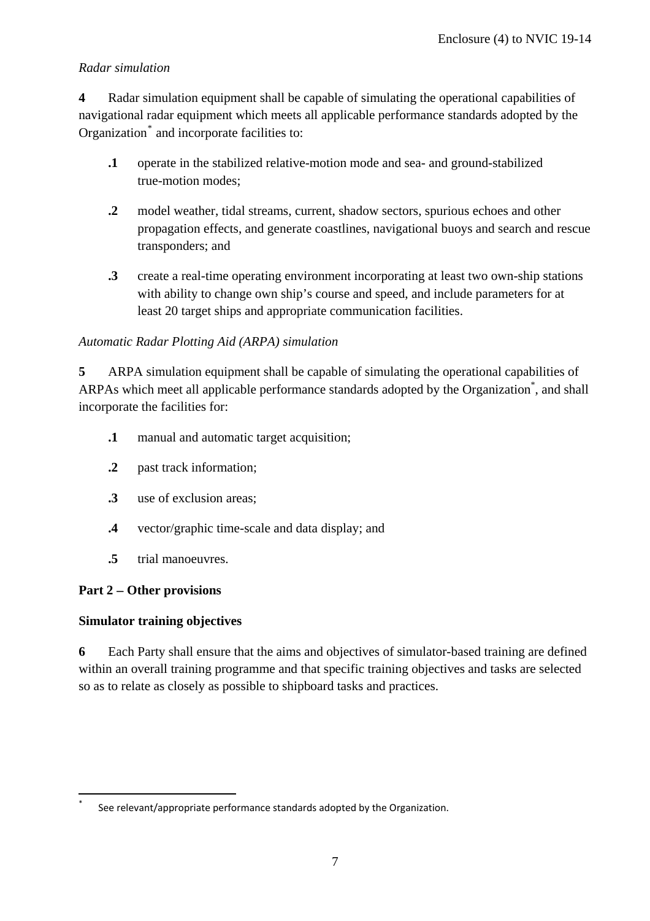*Radar simulation*

**4** Radar simulation equipment shall be capable of simulating the operational capabilities of navigational radar equipment which meets all applicable performance standards adopted by the Organization* and incorporate facilities to:

**.1** operate in the stabilized relative-motion mode and sea- and ground-stabilized true-motion modes;

**.2** model weather, tidal streams, current, shadow sectors, spurious echoes and other propagation effects, and generate coastlines, navigational buoys and search and rescue transponders; and

**.3** create a real-time operating environment incorporating at least two own-ship stations with ability to change own ship's course and speed, and include parameters for at least 20 target ships and appropriate communication facilities.

*Automatic Radar Plotting Aid (ARPA) simulation*

**5** ARPA simulation equipment shall be capable of simulating the operational capabilities of ARPAs which meet all applicable performance standards adopted by the Organization*, and shall incorporate the facilities for:

**.1** manual and automatic target acquisition;

**.2** past track information;

**.3** use of exclusion areas;

**.4** vector/graphic time-scale and data display; and

**.5** trial manoeuvres.

**Part 2 – Other provisions**

**Simulator training objectives**

**6** Each Party shall ensure that the aims and objectives of simulator-based training are defined within an overall training programme and that specific training objectives and tasks are selected so as to relate as closely as possible to shipboard tasks and practices.

---

\* See relevant/appropriate performance standards adopted by the Organization.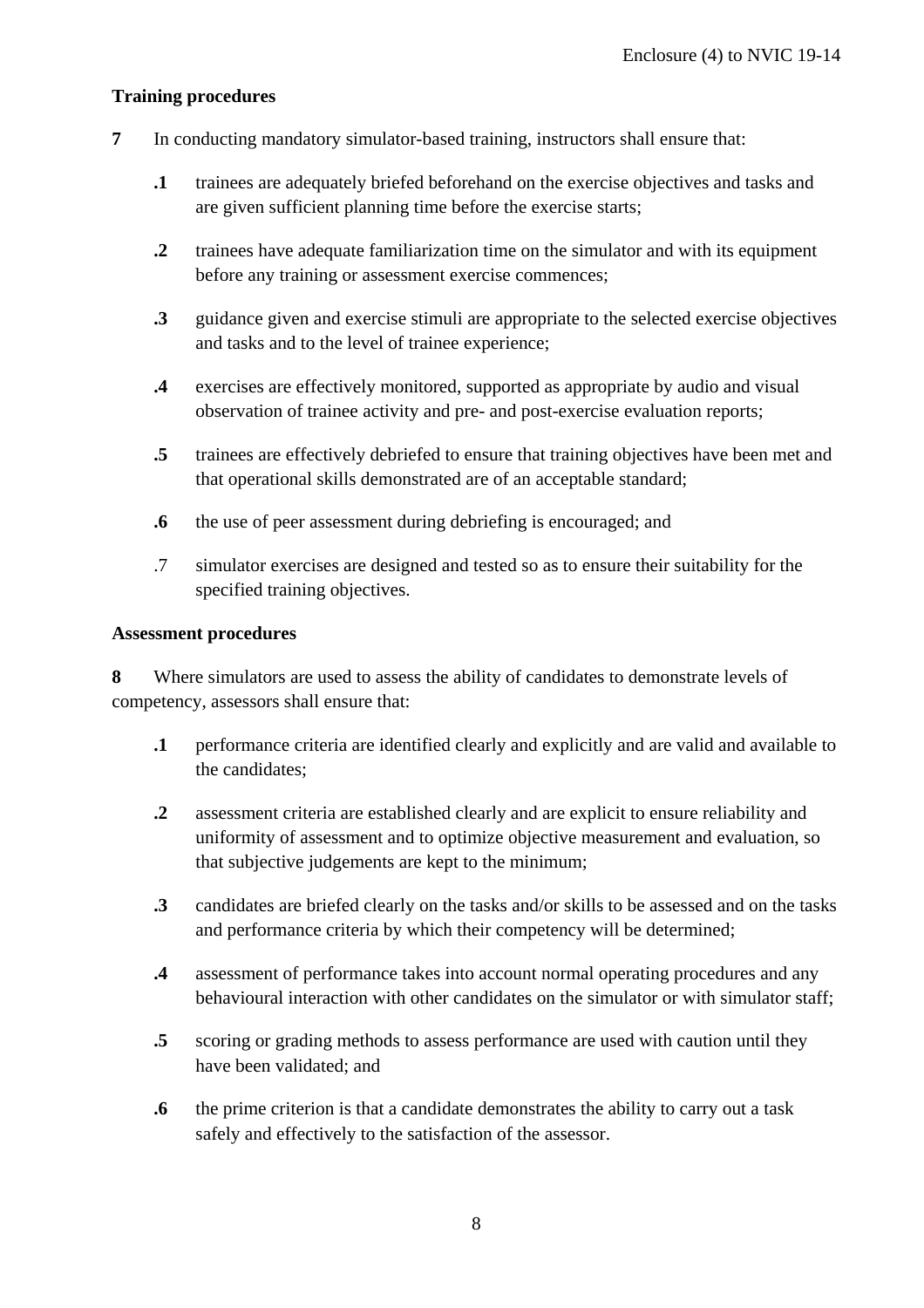**Training procedures**

**7** In conducting mandatory simulator-based training, instructors shall ensure that:

**.1** trainees are adequately briefed beforehand on the exercise objectives and tasks and are given sufficient planning time before the exercise starts;

**.2** trainees have adequate familiarization time on the simulator and with its equipment before any training or assessment exercise commences;

**.3** guidance given and exercise stimuli are appropriate to the selected exercise objectives and tasks and to the level of trainee experience;

**.4** exercises are effectively monitored, supported as appropriate by audio and visual observation of trainee activity and pre- and post-exercise evaluation reports;

**.5** trainees are effectively debriefed to ensure that training objectives have been met and that operational skills demonstrated are of an acceptable standard;

**.6** the use of peer assessment during debriefing is encouraged; and

.7 simulator exercises are designed and tested so as to ensure their suitability for the specified training objectives.

**Assessment procedures**

**8** Where simulators are used to assess the ability of candidates to demonstrate levels of competency, assessors shall ensure that:

**.1** performance criteria are identified clearly and explicitly and are valid and available to the candidates;

**.2** assessment criteria are established clearly and are explicit to ensure reliability and uniformity of assessment and to optimize objective measurement and evaluation, so that subjective judgements are kept to the minimum;

**.3** candidates are briefed clearly on the tasks and/or skills to be assessed and on the tasks and performance criteria by which their competency will be determined;

**.4** assessment of performance takes into account normal operating procedures and any behavioural interaction with other candidates on the simulator or with simulator staff;

**.5** scoring or grading methods to assess performance are used with caution until they have been validated; and

**.6** the prime criterion is that a candidate demonstrates the ability to carry out a task safely and effectively to the satisfaction of the assessor.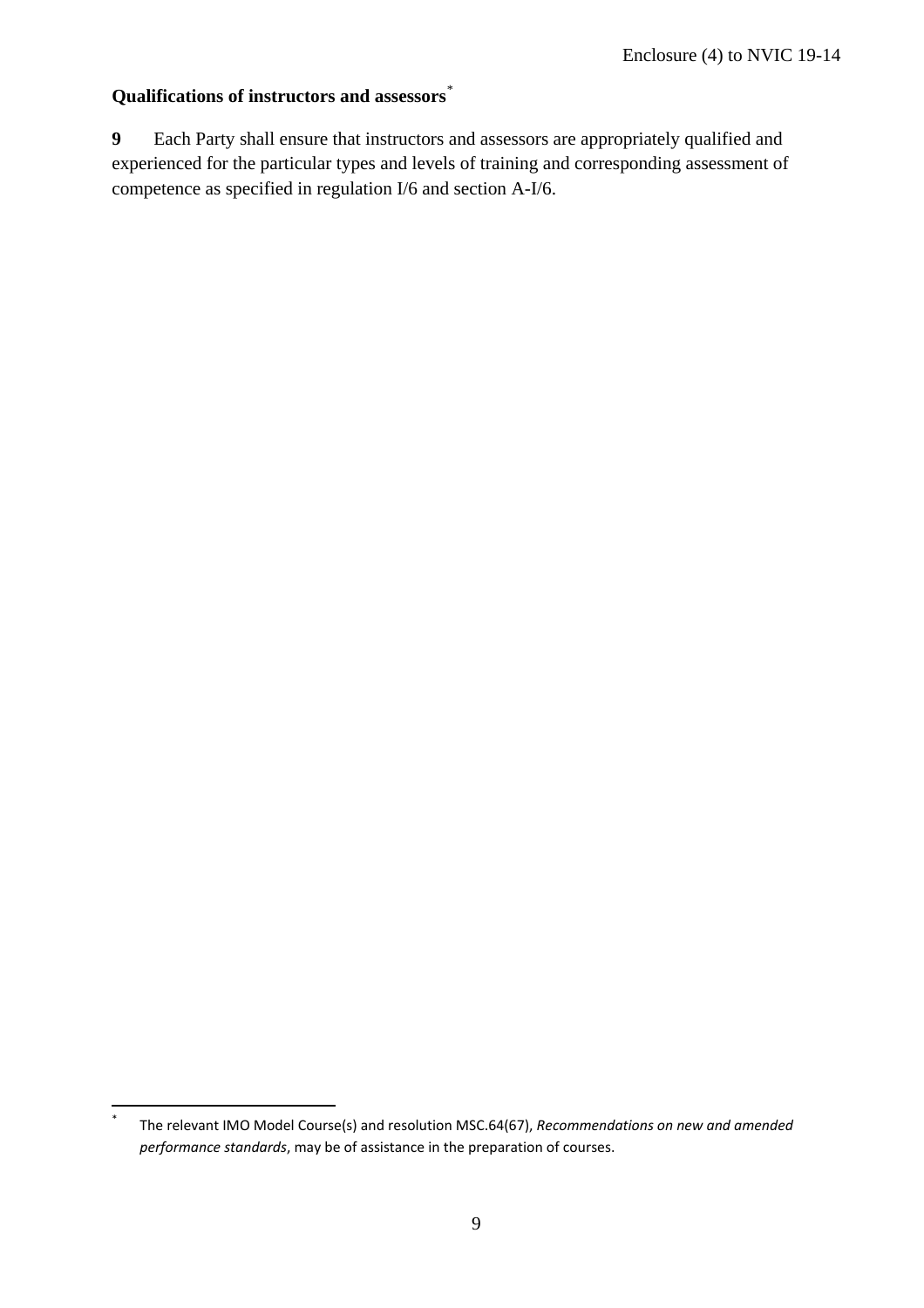**Qualifications of instructors and assessors**[*]

**9** Each Party shall ensure that instructors and assessors are appropriately qualified and experienced for the particular types and levels of training and corresponding assessment of competence as specified in regulation I/6 and section A-I/6.

[*] The relevant IMO Model Course(s) and resolution MSC.64(67), *Recommendations on new and amended performance standards*, may be of assistance in the preparation of courses.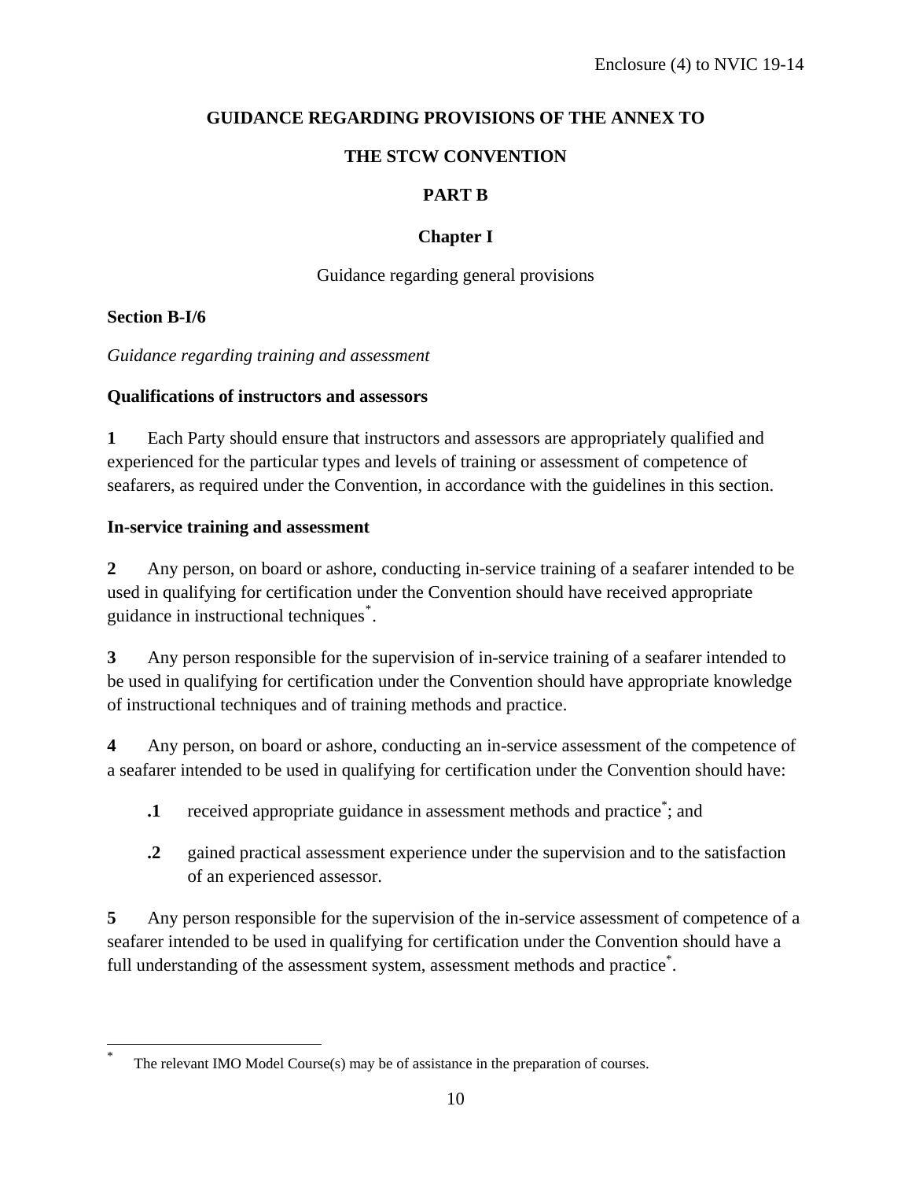# GUIDANCE REGARDING PROVISIONS OF THE ANNEX TO THE STCW CONVENTION

## PART B

## Chapter I

Guidance regarding general provisions

### Section B-I/6

*Guidance regarding training and assessment*

**Qualifications of instructors and assessors**

**1** Each Party should ensure that instructors and assessors are appropriately qualified and experienced for the particular types and levels of training or assessment of competence of seafarers, as required under the Convention, in accordance with the guidelines in this section.

**In-service training and assessment**

**2** Any person, on board or ashore, conducting in-service training of a seafarer intended to be used in qualifying for certification under the Convention should have received appropriate guidance in instructional techniques*.

**3** Any person responsible for the supervision of in-service training of a seafarer intended to be used in qualifying for certification under the Convention should have appropriate knowledge of instructional techniques and of training methods and practice.

**4** Any person, on board or ashore, conducting an in-service assessment of the competence of a seafarer intended to be used in qualifying for certification under the Convention should have:

**.1** received appropriate guidance in assessment methods and practice*; and

**.2** gained practical assessment experience under the supervision and to the satisfaction of an experienced assessor.

**5** Any person responsible for the supervision of the in-service assessment of competence of a seafarer intended to be used in qualifying for certification under the Convention should have a full understanding of the assessment system, assessment methods and practice*.

---

* The relevant IMO Model Course(s) may be of assistance in the preparation of courses.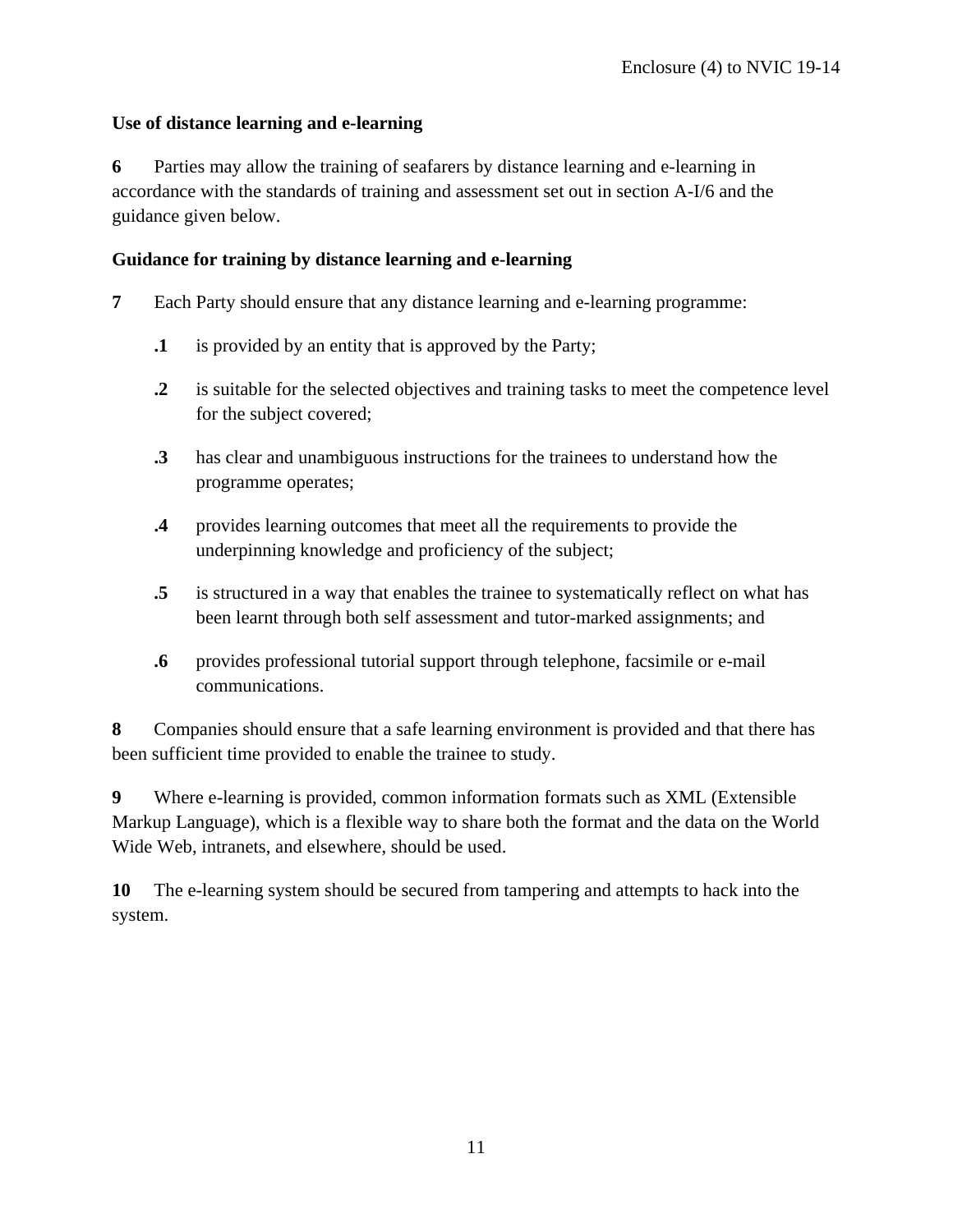**Use of distance learning and e-learning**

**6** Parties may allow the training of seafarers by distance learning and e-learning in accordance with the standards of training and assessment set out in section A-I/6 and the guidance given below.

**Guidance for training by distance learning and e-learning**

**7** Each Party should ensure that any distance learning and e-learning programme:

**.1** is provided by an entity that is approved by the Party;

**.2** is suitable for the selected objectives and training tasks to meet the competence level for the subject covered;

**.3** has clear and unambiguous instructions for the trainees to understand how the programme operates;

**.4** provides learning outcomes that meet all the requirements to provide the underpinning knowledge and proficiency of the subject;

**.5** is structured in a way that enables the trainee to systematically reflect on what has been learnt through both self assessment and tutor-marked assignments; and

**.6** provides professional tutorial support through telephone, facsimile or e-mail communications.

**8** Companies should ensure that a safe learning environment is provided and that there has been sufficient time provided to enable the trainee to study.

**9** Where e-learning is provided, common information formats such as XML (Extensible Markup Language), which is a flexible way to share both the format and the data on the World Wide Web, intranets, and elsewhere, should be used.

**10** The e-learning system should be secured from tampering and attempts to hack into the system.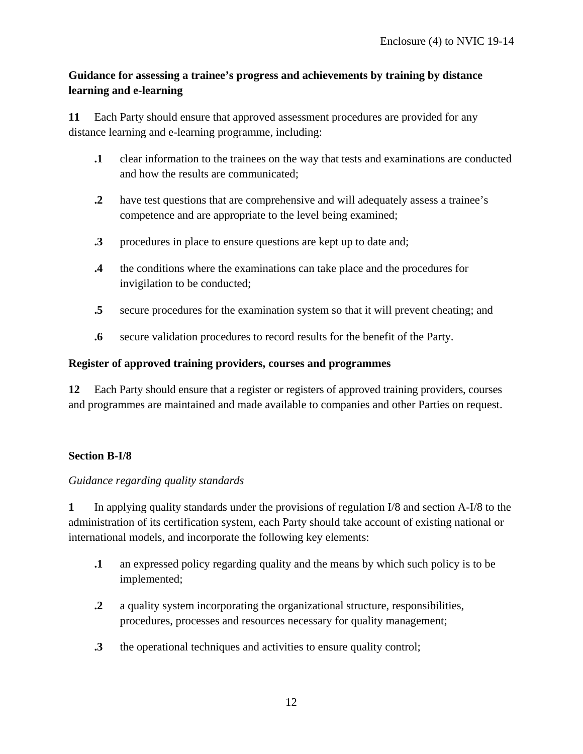**Guidance for assessing a trainee's progress and achievements by training by distance learning and e-learning**

**11** Each Party should ensure that approved assessment procedures are provided for any distance learning and e-learning programme, including:

- **.1** clear information to the trainees on the way that tests and examinations are conducted and how the results are communicated;
- **.2** have test questions that are comprehensive and will adequately assess a trainee's competence and are appropriate to the level being examined;
- **.3** procedures in place to ensure questions are kept up to date and;
- **.4** the conditions where the examinations can take place and the procedures for invigilation to be conducted;
- **.5** secure procedures for the examination system so that it will prevent cheating; and
- **.6** secure validation procedures to record results for the benefit of the Party.

**Register of approved training providers, courses and programmes**

**12** Each Party should ensure that a register or registers of approved training providers, courses and programmes are maintained and made available to companies and other Parties on request.

**Section B-I/8**

*Guidance regarding quality standards*

**1** In applying quality standards under the provisions of regulation I/8 and section A-I/8 to the administration of its certification system, each Party should take account of existing national or international models, and incorporate the following key elements:

- **.1** an expressed policy regarding quality and the means by which such policy is to be implemented;
- **.2** a quality system incorporating the organizational structure, responsibilities, procedures, processes and resources necessary for quality management;
- **.3** the operational techniques and activities to ensure quality control;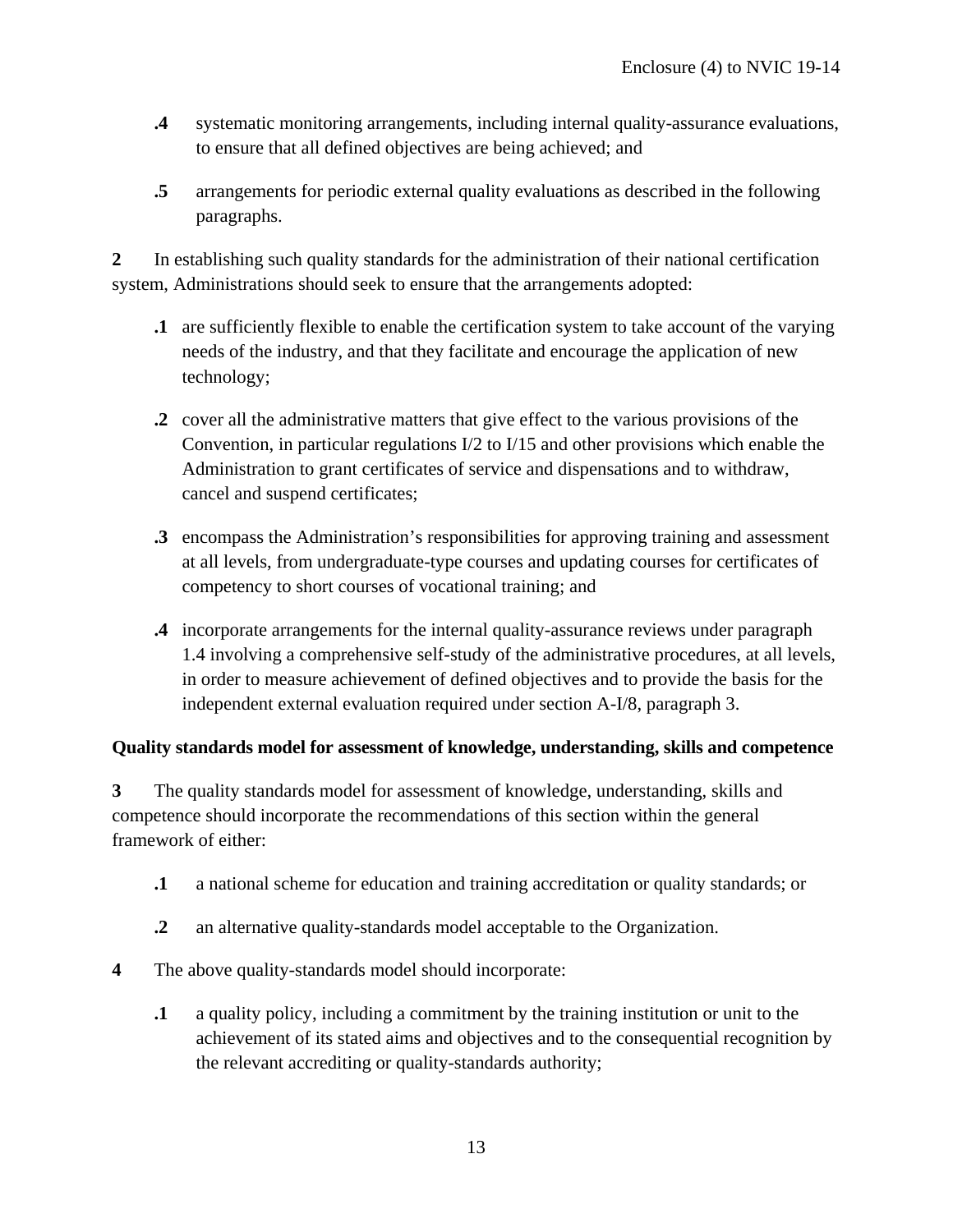**.4** systematic monitoring arrangements, including internal quality-assurance evaluations, to ensure that all defined objectives are being achieved; and

**.5** arrangements for periodic external quality evaluations as described in the following paragraphs.

**2** In establishing such quality standards for the administration of their national certification system, Administrations should seek to ensure that the arrangements adopted:

**.1** are sufficiently flexible to enable the certification system to take account of the varying needs of the industry, and that they facilitate and encourage the application of new technology;

**.2** cover all the administrative matters that give effect to the various provisions of the Convention, in particular regulations I/2 to I/15 and other provisions which enable the Administration to grant certificates of service and dispensations and to withdraw, cancel and suspend certificates;

**.3** encompass the Administration's responsibilities for approving training and assessment at all levels, from undergraduate-type courses and updating courses for certificates of competency to short courses of vocational training; and

**.4** incorporate arrangements for the internal quality-assurance reviews under paragraph 1.4 involving a comprehensive self-study of the administrative procedures, at all levels, in order to measure achievement of defined objectives and to provide the basis for the independent external evaluation required under section A-I/8, paragraph 3.

**Quality standards model for assessment of knowledge, understanding, skills and competence**

**3** The quality standards model for assessment of knowledge, understanding, skills and competence should incorporate the recommendations of this section within the general framework of either:

**.1** a national scheme for education and training accreditation or quality standards; or

**.2** an alternative quality-standards model acceptable to the Organization.

**4** The above quality-standards model should incorporate:

**.1** a quality policy, including a commitment by the training institution or unit to the achievement of its stated aims and objectives and to the consequential recognition by the relevant accrediting or quality-standards authority;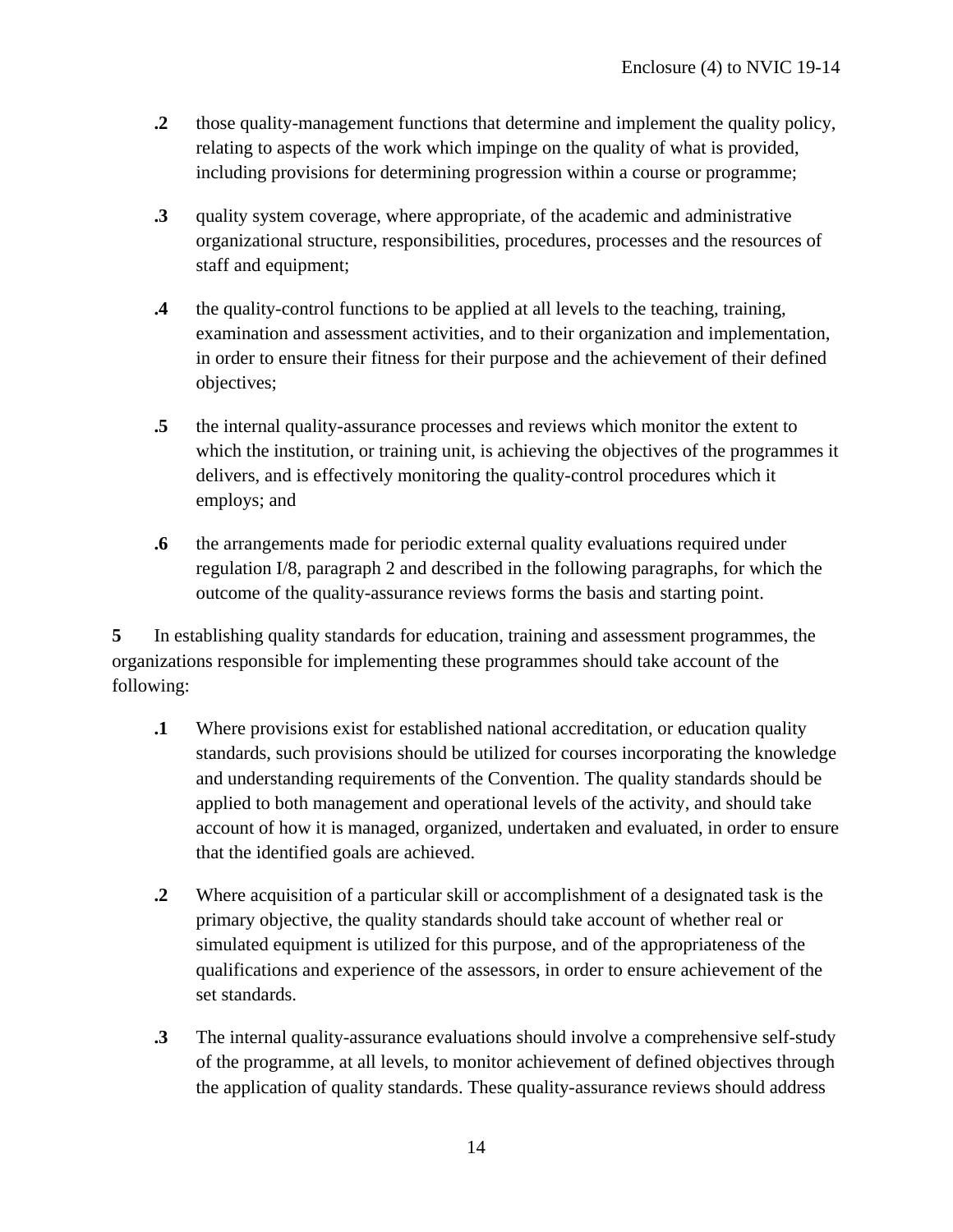**.2** those quality-management functions that determine and implement the quality policy, relating to aspects of the work which impinge on the quality of what is provided, including provisions for determining progression within a course or programme;

**.3** quality system coverage, where appropriate, of the academic and administrative organizational structure, responsibilities, procedures, processes and the resources of staff and equipment;

**.4** the quality-control functions to be applied at all levels to the teaching, training, examination and assessment activities, and to their organization and implementation, in order to ensure their fitness for their purpose and the achievement of their defined objectives;

**.5** the internal quality-assurance processes and reviews which monitor the extent to which the institution, or training unit, is achieving the objectives of the programmes it delivers, and is effectively monitoring the quality-control procedures which it employs; and

**.6** the arrangements made for periodic external quality evaluations required under regulation I/8, paragraph 2 and described in the following paragraphs, for which the outcome of the quality-assurance reviews forms the basis and starting point.

**5** In establishing quality standards for education, training and assessment programmes, the organizations responsible for implementing these programmes should take account of the following:

**.1** Where provisions exist for established national accreditation, or education quality standards, such provisions should be utilized for courses incorporating the knowledge and understanding requirements of the Convention. The quality standards should be applied to both management and operational levels of the activity, and should take account of how it is managed, organized, undertaken and evaluated, in order to ensure that the identified goals are achieved.

**.2** Where acquisition of a particular skill or accomplishment of a designated task is the primary objective, the quality standards should take account of whether real or simulated equipment is utilized for this purpose, and of the appropriateness of the qualifications and experience of the assessors, in order to ensure achievement of the set standards.

**.3** The internal quality-assurance evaluations should involve a comprehensive self-study of the programme, at all levels, to monitor achievement of defined objectives through the application of quality standards. These quality-assurance reviews should address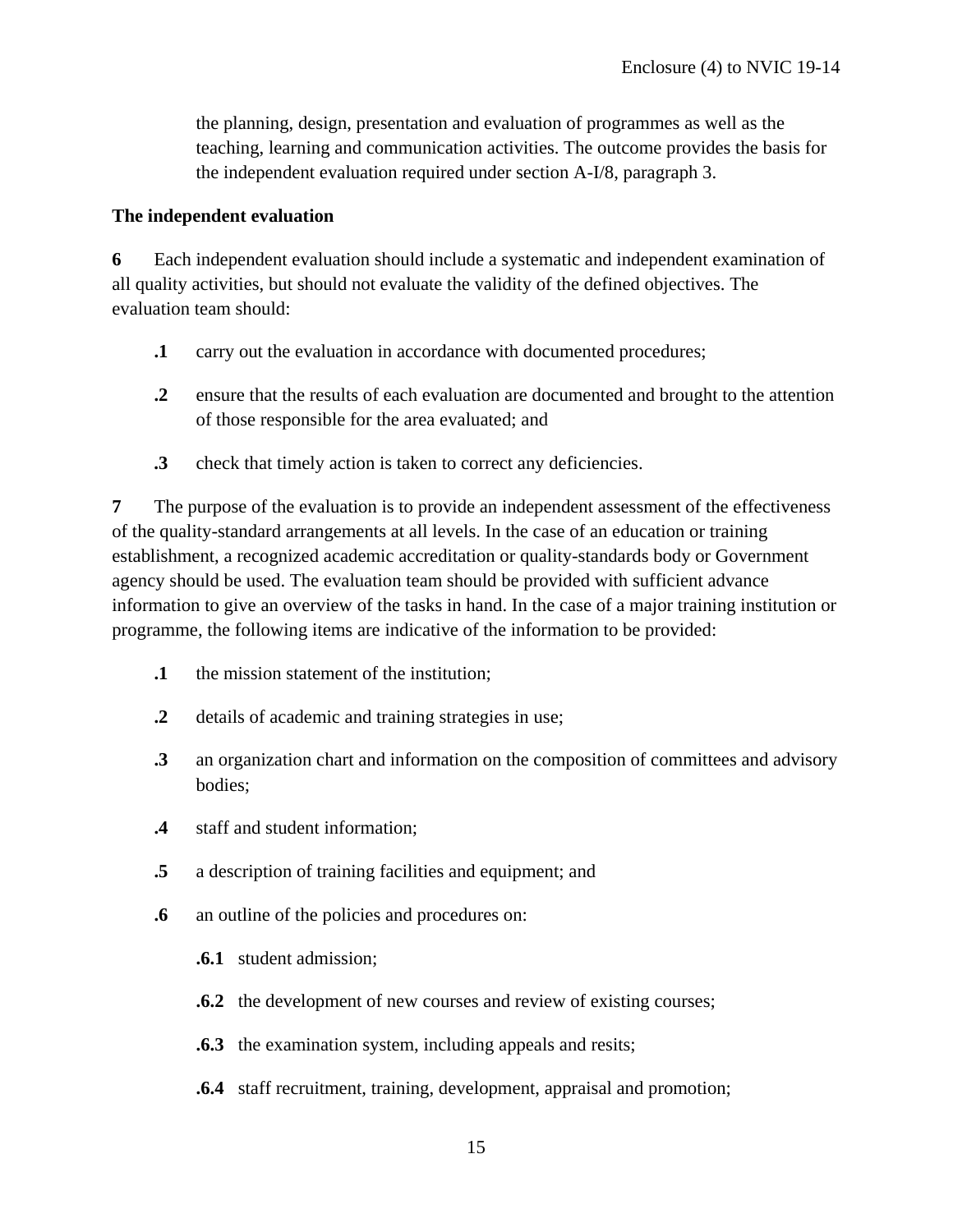the planning, design, presentation and evaluation of programmes as well as the teaching, learning and communication activities. The outcome provides the basis for the independent evaluation required under section A-I/8, paragraph 3.

**The independent evaluation**

**6** Each independent evaluation should include a systematic and independent examination of all quality activities, but should not evaluate the validity of the defined objectives. The evaluation team should:

**.1** carry out the evaluation in accordance with documented procedures;

**.2** ensure that the results of each evaluation are documented and brought to the attention of those responsible for the area evaluated; and

**.3** check that timely action is taken to correct any deficiencies.

**7** The purpose of the evaluation is to provide an independent assessment of the effectiveness of the quality-standard arrangements at all levels. In the case of an education or training establishment, a recognized academic accreditation or quality-standards body or Government agency should be used. The evaluation team should be provided with sufficient advance information to give an overview of the tasks in hand. In the case of a major training institution or programme, the following items are indicative of the information to be provided:

**.1** the mission statement of the institution;

**.2** details of academic and training strategies in use;

**.3** an organization chart and information on the composition of committees and advisory bodies;

**.4** staff and student information;

**.5** a description of training facilities and equipment; and

**.6** an outline of the policies and procedures on:

**.6.1** student admission;

**.6.2** the development of new courses and review of existing courses;

**.6.3** the examination system, including appeals and resits;

**.6.4** staff recruitment, training, development, appraisal and promotion;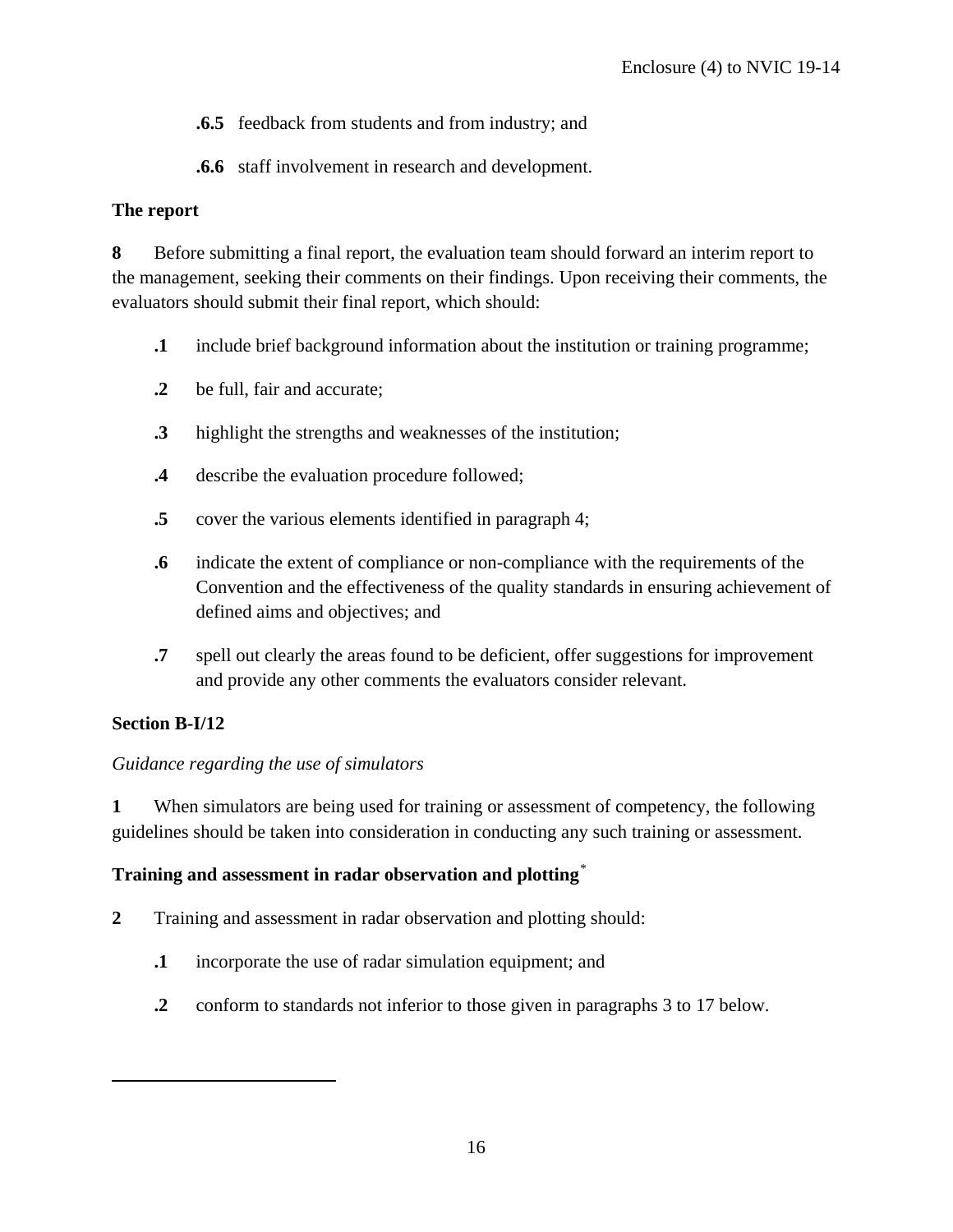**.6.5** feedback from students and from industry; and

**.6.6** staff involvement in research and development.

**The report**

**8** Before submitting a final report, the evaluation team should forward an interim report to the management, seeking their comments on their findings. Upon receiving their comments, the evaluators should submit their final report, which should:

**.1** include brief background information about the institution or training programme;

**.2** be full, fair and accurate;

**.3** highlight the strengths and weaknesses of the institution;

**.4** describe the evaluation procedure followed;

**.5** cover the various elements identified in paragraph 4;

**.6** indicate the extent of compliance or non-compliance with the requirements of the Convention and the effectiveness of the quality standards in ensuring achievement of defined aims and objectives; and

**.7** spell out clearly the areas found to be deficient, offer suggestions for improvement and provide any other comments the evaluators consider relevant.

**Section B-I/12**

*Guidance regarding the use of simulators*

**1** When simulators are being used for training or assessment of competency, the following guidelines should be taken into consideration in conducting any such training or assessment.

**Training and assessment in radar observation and plotting**[*]

**2** Training and assessment in radar observation and plotting should:

**.1** incorporate the use of radar simulation equipment; and

**.2** conform to standards not inferior to those given in paragraphs 3 to 17 below.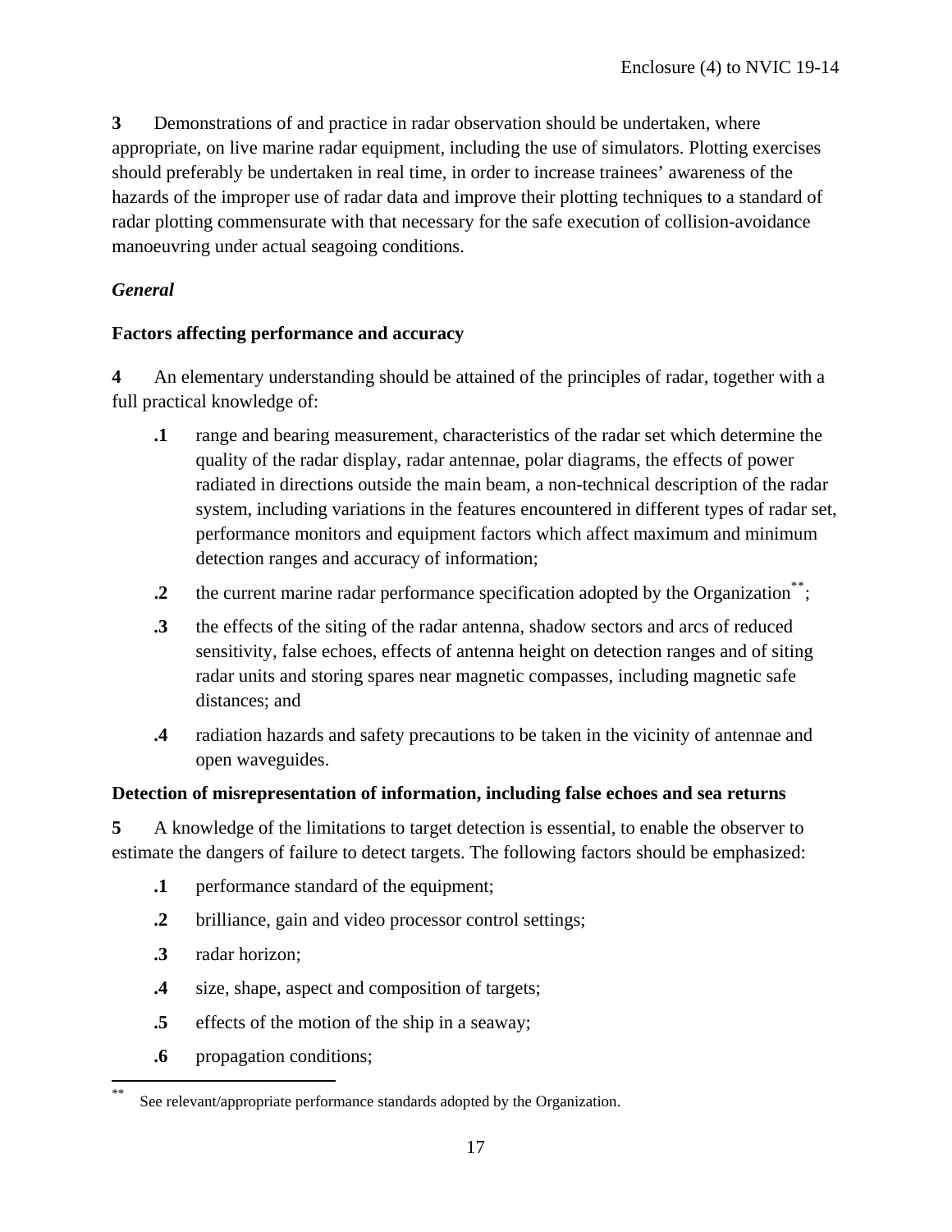**3** Demonstrations of and practice in radar observation should be undertaken, where appropriate, on live marine radar equipment, including the use of simulators. Plotting exercises should preferably be undertaken in real time, in order to increase trainees' awareness of the hazards of the improper use of radar data and improve their plotting techniques to a standard of radar plotting commensurate with that necessary for the safe execution of collision-avoidance manoeuvring under actual seagoing conditions.

***General***

**Factors affecting performance and accuracy**

**4** An elementary understanding should be attained of the principles of radar, together with a full practical knowledge of:

- **.1** range and bearing measurement, characteristics of the radar set which determine the quality of the radar display, radar antennae, polar diagrams, the effects of power radiated in directions outside the main beam, a non-technical description of the radar system, including variations in the features encountered in different types of radar set, performance monitors and equipment factors which affect maximum and minimum detection ranges and accuracy of information;
- **.2** the current marine radar performance specification adopted by the Organization[**];
- **.3** the effects of the siting of the radar antenna, shadow sectors and arcs of reduced sensitivity, false echoes, effects of antenna height on detection ranges and of siting radar units and storing spares near magnetic compasses, including magnetic safe distances; and
- **.4** radiation hazards and safety precautions to be taken in the vicinity of antennae and open waveguides.

**Detection of misrepresentation of information, including false echoes and sea returns**

**5** A knowledge of the limitations to target detection is essential, to enable the observer to estimate the dangers of failure to detect targets. The following factors should be emphasized:

- **.1** performance standard of the equipment;
- **.2** brilliance, gain and video processor control settings;
- **.3** radar horizon;
- **.4** size, shape, aspect and composition of targets;
- **.5** effects of the motion of the ship in a seaway;
- **.6** propagation conditions;

---

[**] See relevant/appropriate performance standards adopted by the Organization.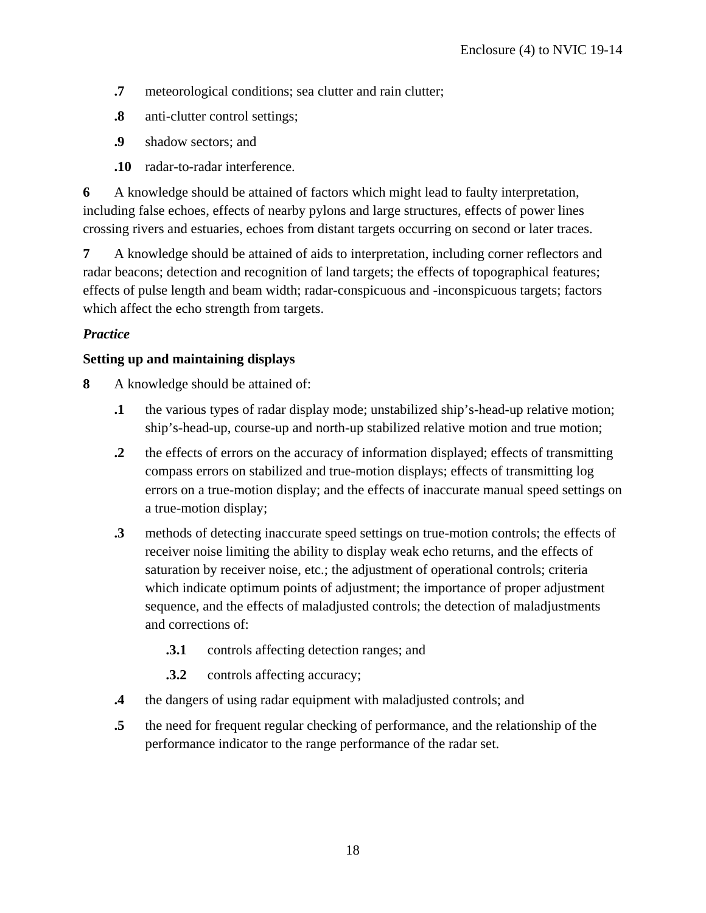**.7** meteorological conditions; sea clutter and rain clutter;

**.8** anti-clutter control settings;

**.9** shadow sectors; and

**.10** radar-to-radar interference.

**6** A knowledge should be attained of factors which might lead to faulty interpretation, including false echoes, effects of nearby pylons and large structures, effects of power lines crossing rivers and estuaries, echoes from distant targets occurring on second or later traces.

**7** A knowledge should be attained of aids to interpretation, including corner reflectors and radar beacons; detection and recognition of land targets; the effects of topographical features; effects of pulse length and beam width; radar-conspicuous and -inconspicuous targets; factors which affect the echo strength from targets.

***Practice***

**Setting up and maintaining displays**

**8** A knowledge should be attained of:

**.1** the various types of radar display mode; unstabilized ship's-head-up relative motion; ship's-head-up, course-up and north-up stabilized relative motion and true motion;

**.2** the effects of errors on the accuracy of information displayed; effects of transmitting compass errors on stabilized and true-motion displays; effects of transmitting log errors on a true-motion display; and the effects of inaccurate manual speed settings on a true-motion display;

**.3** methods of detecting inaccurate speed settings on true-motion controls; the effects of receiver noise limiting the ability to display weak echo returns, and the effects of saturation by receiver noise, etc.; the adjustment of operational controls; criteria which indicate optimum points of adjustment; the importance of proper adjustment sequence, and the effects of maladjusted controls; the detection of maladjustments and corrections of:

**.3.1** controls affecting detection ranges; and

**.3.2** controls affecting accuracy;

**.4** the dangers of using radar equipment with maladjusted controls; and

**.5** the need for frequent regular checking of performance, and the relationship of the performance indicator to the range performance of the radar set.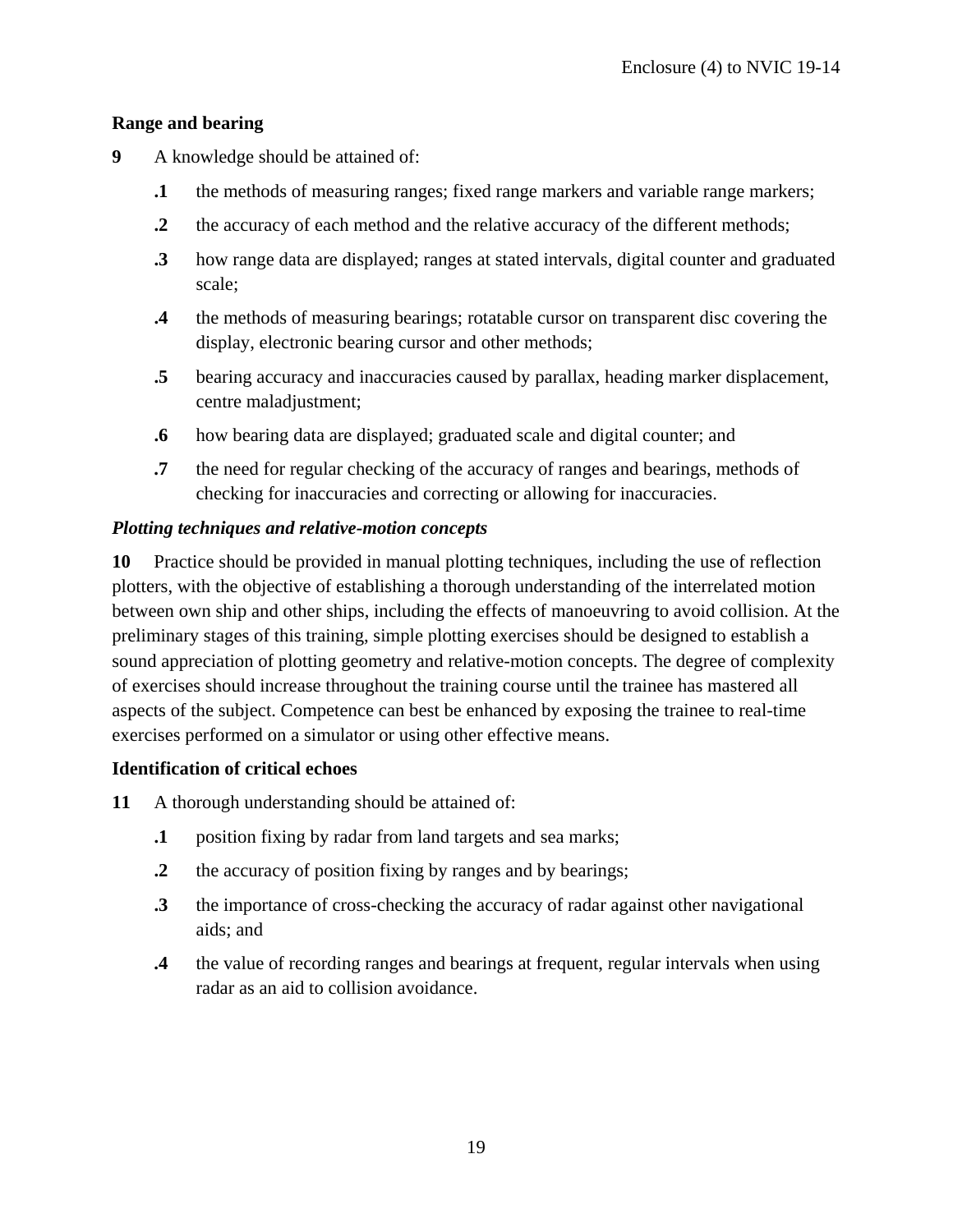**Range and bearing**

**9** A knowledge should be attained of:

- **.1** the methods of measuring ranges; fixed range markers and variable range markers;
- **.2** the accuracy of each method and the relative accuracy of the different methods;
- **.3** how range data are displayed; ranges at stated intervals, digital counter and graduated scale;
- **.4** the methods of measuring bearings; rotatable cursor on transparent disc covering the display, electronic bearing cursor and other methods;
- **.5** bearing accuracy and inaccuracies caused by parallax, heading marker displacement, centre maladjustment;
- **.6** how bearing data are displayed; graduated scale and digital counter; and
- **.7** the need for regular checking of the accuracy of ranges and bearings, methods of checking for inaccuracies and correcting or allowing for inaccuracies.

***Plotting techniques and relative-motion concepts***

**10** Practice should be provided in manual plotting techniques, including the use of reflection plotters, with the objective of establishing a thorough understanding of the interrelated motion between own ship and other ships, including the effects of manoeuvring to avoid collision. At the preliminary stages of this training, simple plotting exercises should be designed to establish a sound appreciation of plotting geometry and relative-motion concepts. The degree of complexity of exercises should increase throughout the training course until the trainee has mastered all aspects of the subject. Competence can best be enhanced by exposing the trainee to real-time exercises performed on a simulator or using other effective means.

**Identification of critical echoes**

**11** A thorough understanding should be attained of:

- **.1** position fixing by radar from land targets and sea marks;
- **.2** the accuracy of position fixing by ranges and by bearings;
- **.3** the importance of cross-checking the accuracy of radar against other navigational aids; and
- **.4** the value of recording ranges and bearings at frequent, regular intervals when using radar as an aid to collision avoidance.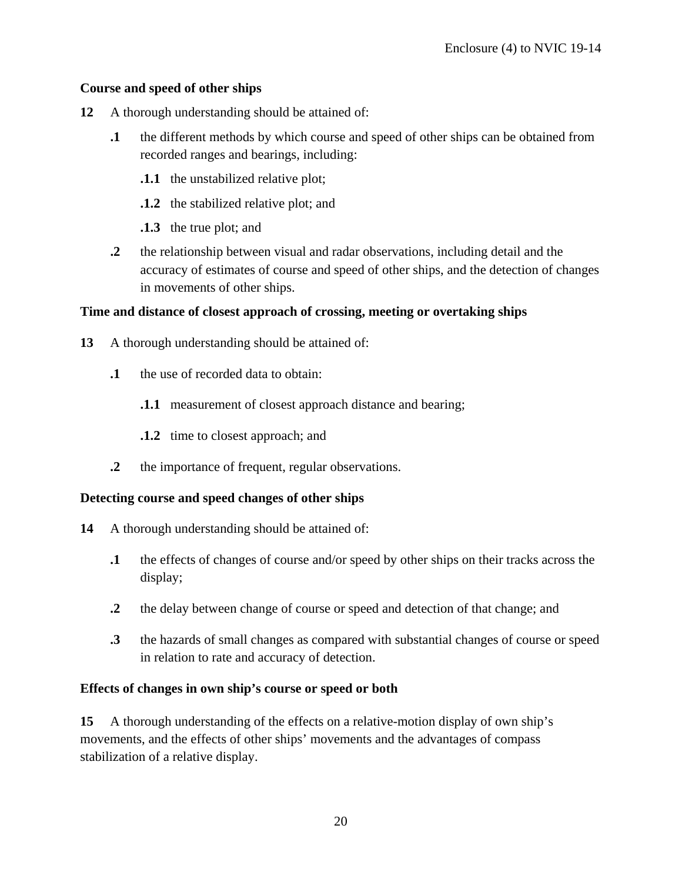**Course and speed of other ships**

**12** A thorough understanding should be attained of:

- **.1** the different methods by which course and speed of other ships can be obtained from recorded ranges and bearings, including:
  - **.1.1** the unstabilized relative plot;
  - **.1.2** the stabilized relative plot; and
  - **.1.3** the true plot; and
- **.2** the relationship between visual and radar observations, including detail and the accuracy of estimates of course and speed of other ships, and the detection of changes in movements of other ships.

**Time and distance of closest approach of crossing, meeting or overtaking ships**

**13** A thorough understanding should be attained of:

- **.1** the use of recorded data to obtain:
  - **.1.1** measurement of closest approach distance and bearing;
  - **.1.2** time to closest approach; and
- **.2** the importance of frequent, regular observations.

**Detecting course and speed changes of other ships**

**14** A thorough understanding should be attained of:

- **.1** the effects of changes of course and/or speed by other ships on their tracks across the display;
- **.2** the delay between change of course or speed and detection of that change; and
- **.3** the hazards of small changes as compared with substantial changes of course or speed in relation to rate and accuracy of detection.

**Effects of changes in own ship's course or speed or both**

**15** A thorough understanding of the effects on a relative-motion display of own ship's movements, and the effects of other ships' movements and the advantages of compass stabilization of a relative display.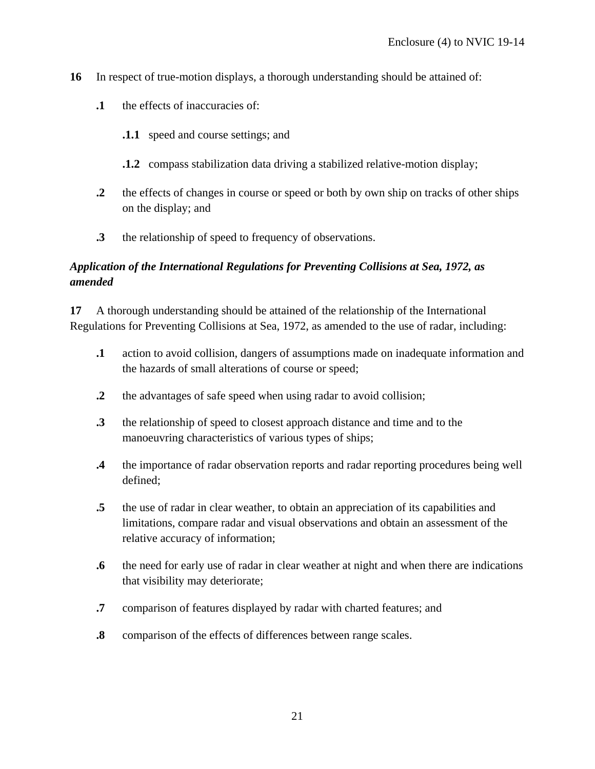**16** In respect of true-motion displays, a thorough understanding should be attained of:

- **.1** the effects of inaccuracies of:
  - **.1.1** speed and course settings; and
  - **.1.2** compass stabilization data driving a stabilized relative-motion display;
- **.2** the effects of changes in course or speed or both by own ship on tracks of other ships on the display; and
- **.3** the relationship of speed to frequency of observations.

### *Application of the International Regulations for Preventing Collisions at Sea, 1972, as amended*

**17** A thorough understanding should be attained of the relationship of the International Regulations for Preventing Collisions at Sea, 1972, as amended to the use of radar, including:

- **.1** action to avoid collision, dangers of assumptions made on inadequate information and the hazards of small alterations of course or speed;
- **.2** the advantages of safe speed when using radar to avoid collision;
- **.3** the relationship of speed to closest approach distance and time and to the manoeuvring characteristics of various types of ships;
- **.4** the importance of radar observation reports and radar reporting procedures being well defined;
- **.5** the use of radar in clear weather, to obtain an appreciation of its capabilities and limitations, compare radar and visual observations and obtain an assessment of the relative accuracy of information;
- **.6** the need for early use of radar in clear weather at night and when there are indications that visibility may deteriorate;
- **.7** comparison of features displayed by radar with charted features; and
- **.8** comparison of the effects of differences between range scales.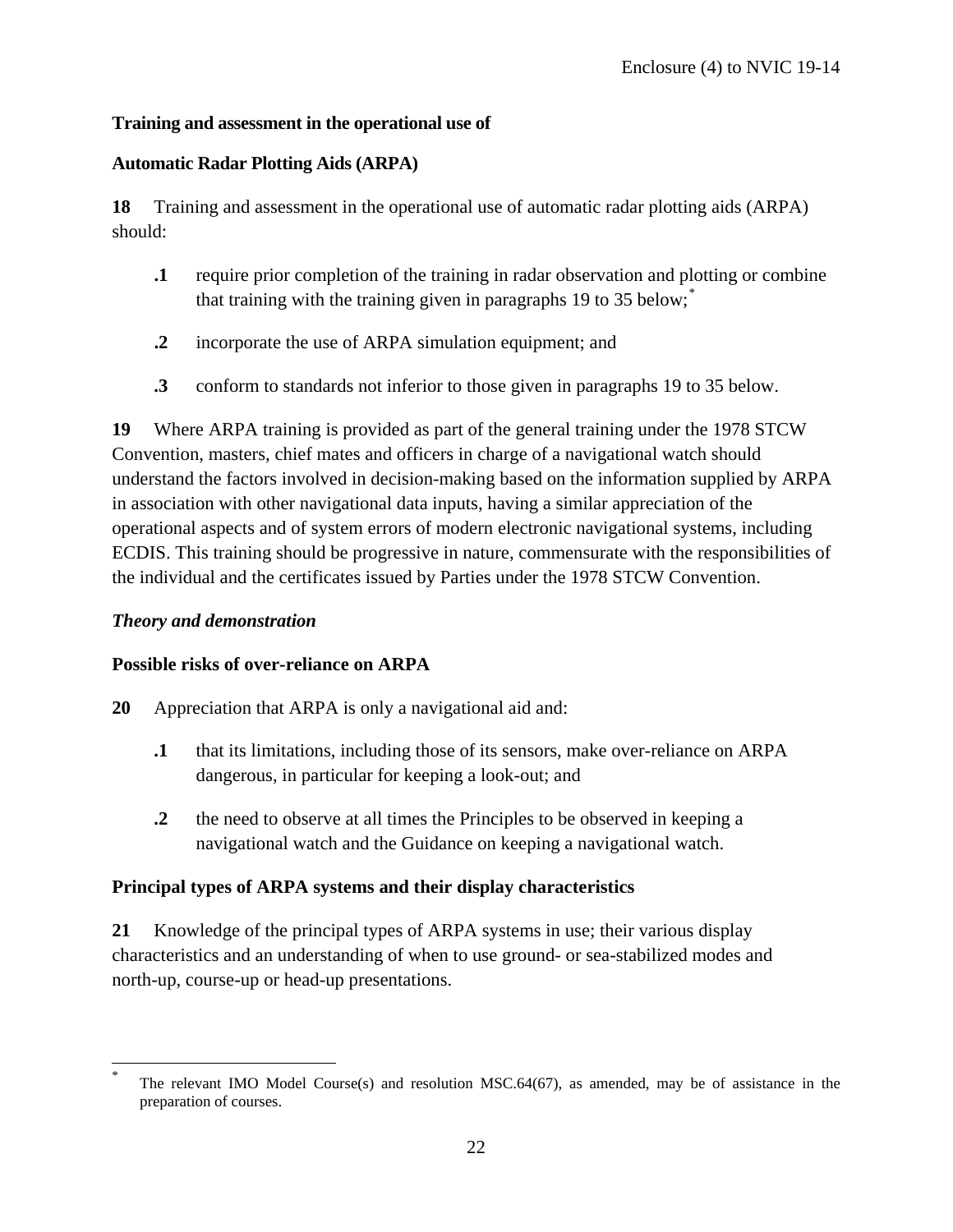**Training and assessment in the operational use of**

**Automatic Radar Plotting Aids (ARPA)**

**18** Training and assessment in the operational use of automatic radar plotting aids (ARPA) should:

**.1** require prior completion of the training in radar observation and plotting or combine that training with the training given in paragraphs 19 to 35 below;*

**.2** incorporate the use of ARPA simulation equipment; and

**.3** conform to standards not inferior to those given in paragraphs 19 to 35 below.

**19** Where ARPA training is provided as part of the general training under the 1978 STCW Convention, masters, chief mates and officers in charge of a navigational watch should understand the factors involved in decision-making based on the information supplied by ARPA in association with other navigational data inputs, having a similar appreciation of the operational aspects and of system errors of modern electronic navigational systems, including ECDIS. This training should be progressive in nature, commensurate with the responsibilities of the individual and the certificates issued by Parties under the 1978 STCW Convention.

***Theory and demonstration***

**Possible risks of over-reliance on ARPA**

**20** Appreciation that ARPA is only a navigational aid and:

**.1** that its limitations, including those of its sensors, make over-reliance on ARPA dangerous, in particular for keeping a look-out; and

**.2** the need to observe at all times the Principles to be observed in keeping a navigational watch and the Guidance on keeping a navigational watch.

**Principal types of ARPA systems and their display characteristics**

**21** Knowledge of the principal types of ARPA systems in use; their various display characteristics and an understanding of when to use ground- or sea-stabilized modes and north-up, course-up or head-up presentations.

---

* The relevant IMO Model Course(s) and resolution MSC.64(67), as amended, may be of assistance in the preparation of courses.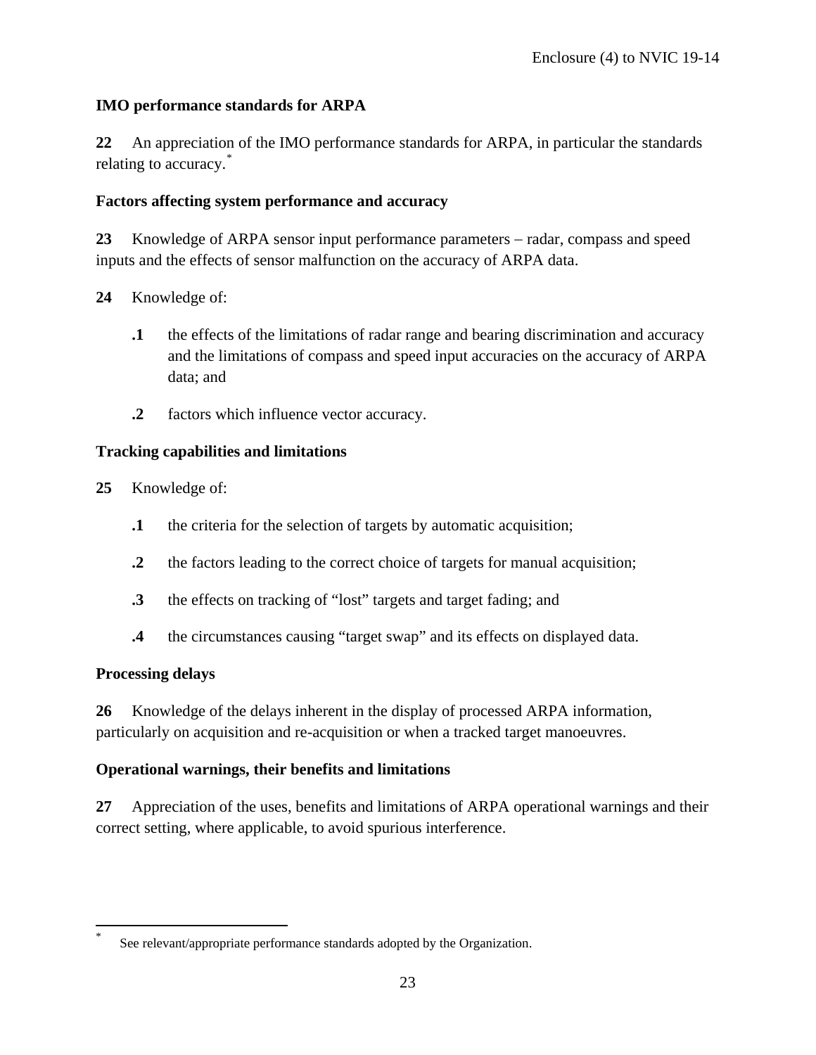**IMO performance standards for ARPA**

**22** An appreciation of the IMO performance standards for ARPA, in particular the standards relating to accuracy.[*]

**Factors affecting system performance and accuracy**

**23** Knowledge of ARPA sensor input performance parameters – radar, compass and speed inputs and the effects of sensor malfunction on the accuracy of ARPA data.

**24** Knowledge of:

- **.1** the effects of the limitations of radar range and bearing discrimination and accuracy and the limitations of compass and speed input accuracies on the accuracy of ARPA data; and
- **.2** factors which influence vector accuracy.

**Tracking capabilities and limitations**

**25** Knowledge of:

- **.1** the criteria for the selection of targets by automatic acquisition;
- **.2** the factors leading to the correct choice of targets for manual acquisition;
- **.3** the effects on tracking of "lost" targets and target fading; and
- **.4** the circumstances causing "target swap" and its effects on displayed data.

**Processing delays**

**26** Knowledge of the delays inherent in the display of processed ARPA information, particularly on acquisition and re-acquisition or when a tracked target manoeuvres.

**Operational warnings, their benefits and limitations**

**27** Appreciation of the uses, benefits and limitations of ARPA operational warnings and their correct setting, where applicable, to avoid spurious interference.

---

[*] See relevant/appropriate performance standards adopted by the Organization.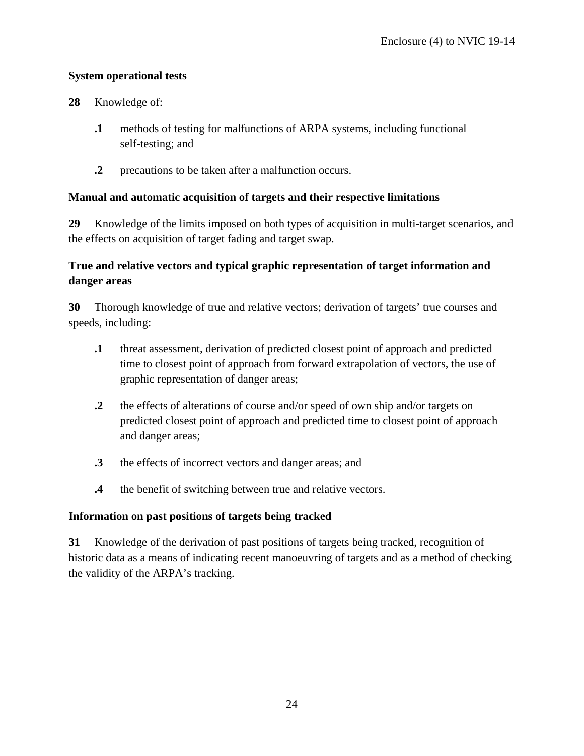**System operational tests**

**28** Knowledge of:

**.1** methods of testing for malfunctions of ARPA systems, including functional self-testing; and

**.2** precautions to be taken after a malfunction occurs.

**Manual and automatic acquisition of targets and their respective limitations**

**29** Knowledge of the limits imposed on both types of acquisition in multi-target scenarios, and the effects on acquisition of target fading and target swap.

**True and relative vectors and typical graphic representation of target information and danger areas**

**30** Thorough knowledge of true and relative vectors; derivation of targets' true courses and speeds, including:

**.1** threat assessment, derivation of predicted closest point of approach and predicted time to closest point of approach from forward extrapolation of vectors, the use of graphic representation of danger areas;

**.2** the effects of alterations of course and/or speed of own ship and/or targets on predicted closest point of approach and predicted time to closest point of approach and danger areas;

**.3** the effects of incorrect vectors and danger areas; and

**.4** the benefit of switching between true and relative vectors.

**Information on past positions of targets being tracked**

**31** Knowledge of the derivation of past positions of targets being tracked, recognition of historic data as a means of indicating recent manoeuvring of targets and as a method of checking the validity of the ARPA's tracking.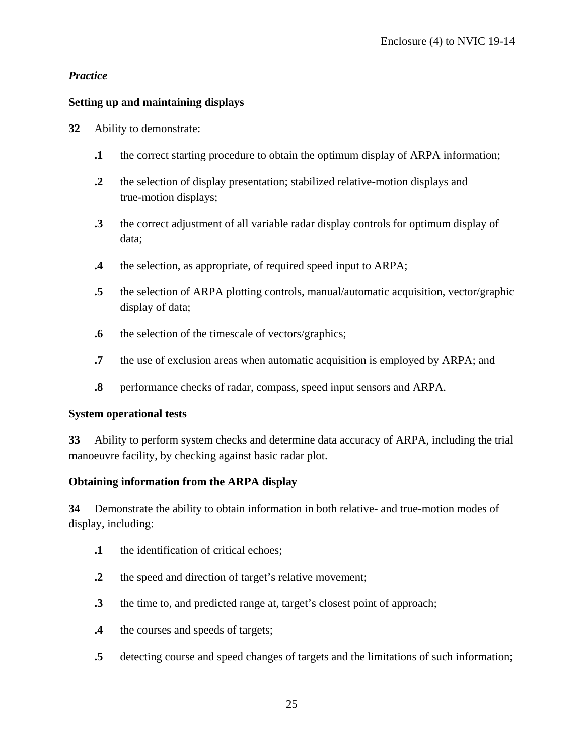*Practice*

**Setting up and maintaining displays**

**32** Ability to demonstrate:

- **.1** the correct starting procedure to obtain the optimum display of ARPA information;
- **.2** the selection of display presentation; stabilized relative-motion displays and true-motion displays;
- **.3** the correct adjustment of all variable radar display controls for optimum display of data;
- **.4** the selection, as appropriate, of required speed input to ARPA;
- **.5** the selection of ARPA plotting controls, manual/automatic acquisition, vector/graphic display of data;
- **.6** the selection of the timescale of vectors/graphics;
- **.7** the use of exclusion areas when automatic acquisition is employed by ARPA; and
- **.8** performance checks of radar, compass, speed input sensors and ARPA.

**System operational tests**

**33** Ability to perform system checks and determine data accuracy of ARPA, including the trial manoeuvre facility, by checking against basic radar plot.

**Obtaining information from the ARPA display**

**34** Demonstrate the ability to obtain information in both relative- and true-motion modes of display, including:

- **.1** the identification of critical echoes;
- **.2** the speed and direction of target's relative movement;
- **.3** the time to, and predicted range at, target's closest point of approach;
- **.4** the courses and speeds of targets;
- **.5** detecting course and speed changes of targets and the limitations of such information;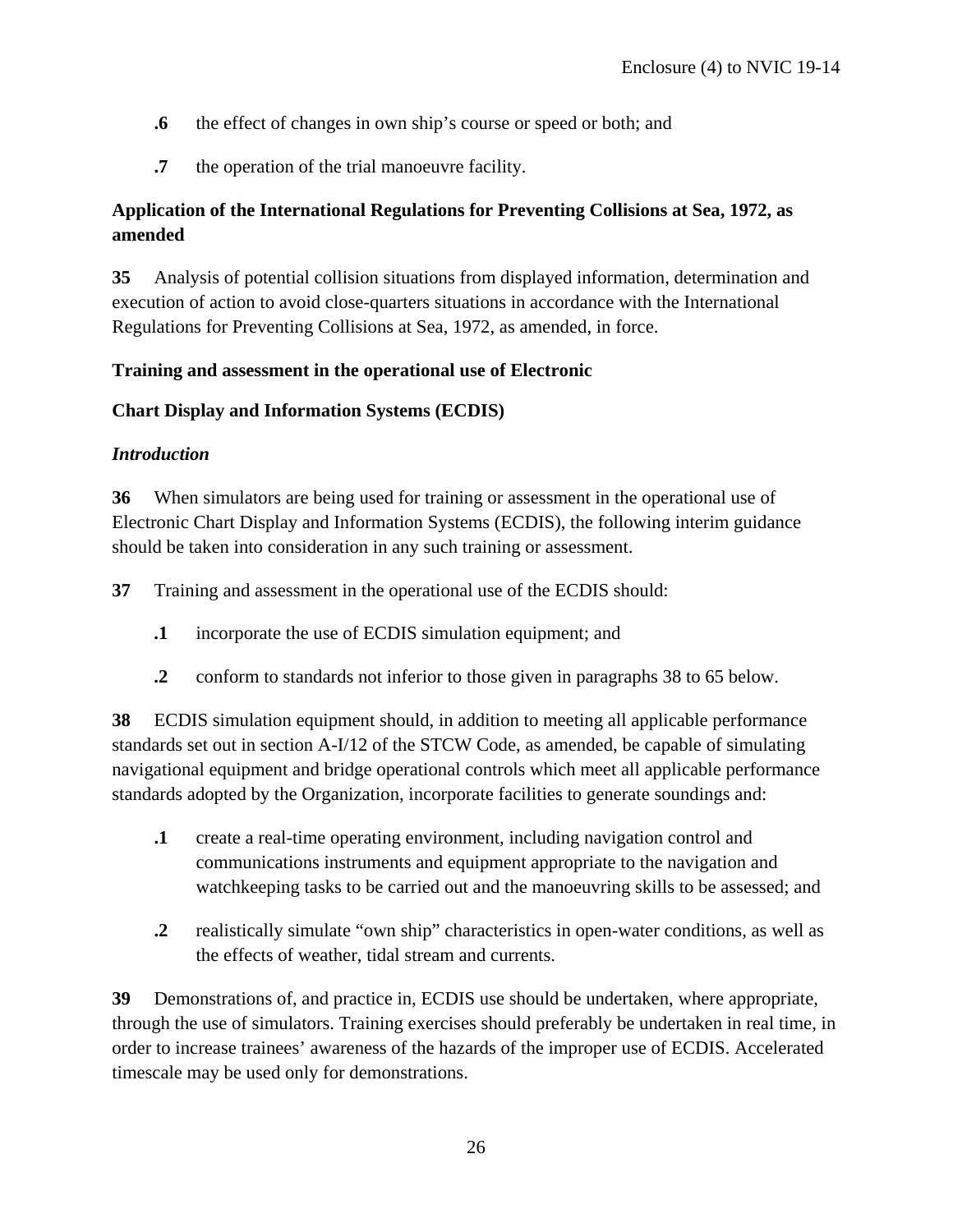**.6** the effect of changes in own ship's course or speed or both; and

**.7** the operation of the trial manoeuvre facility.

**Application of the International Regulations for Preventing Collisions at Sea, 1972, as amended**

**35** Analysis of potential collision situations from displayed information, determination and execution of action to avoid close-quarters situations in accordance with the International Regulations for Preventing Collisions at Sea, 1972, as amended, in force.

**Training and assessment in the operational use of Electronic**

**Chart Display and Information Systems (ECDIS)**

***Introduction***

**36** When simulators are being used for training or assessment in the operational use of Electronic Chart Display and Information Systems (ECDIS), the following interim guidance should be taken into consideration in any such training or assessment.

**37** Training and assessment in the operational use of the ECDIS should:

**.1** incorporate the use of ECDIS simulation equipment; and

**.2** conform to standards not inferior to those given in paragraphs 38 to 65 below.

**38** ECDIS simulation equipment should, in addition to meeting all applicable performance standards set out in section A-I/12 of the STCW Code, as amended, be capable of simulating navigational equipment and bridge operational controls which meet all applicable performance standards adopted by the Organization, incorporate facilities to generate soundings and:

**.1** create a real-time operating environment, including navigation control and communications instruments and equipment appropriate to the navigation and watchkeeping tasks to be carried out and the manoeuvring skills to be assessed; and

**.2** realistically simulate "own ship" characteristics in open-water conditions, as well as the effects of weather, tidal stream and currents.

**39** Demonstrations of, and practice in, ECDIS use should be undertaken, where appropriate, through the use of simulators. Training exercises should preferably be undertaken in real time, in order to increase trainees' awareness of the hazards of the improper use of ECDIS. Accelerated timescale may be used only for demonstrations.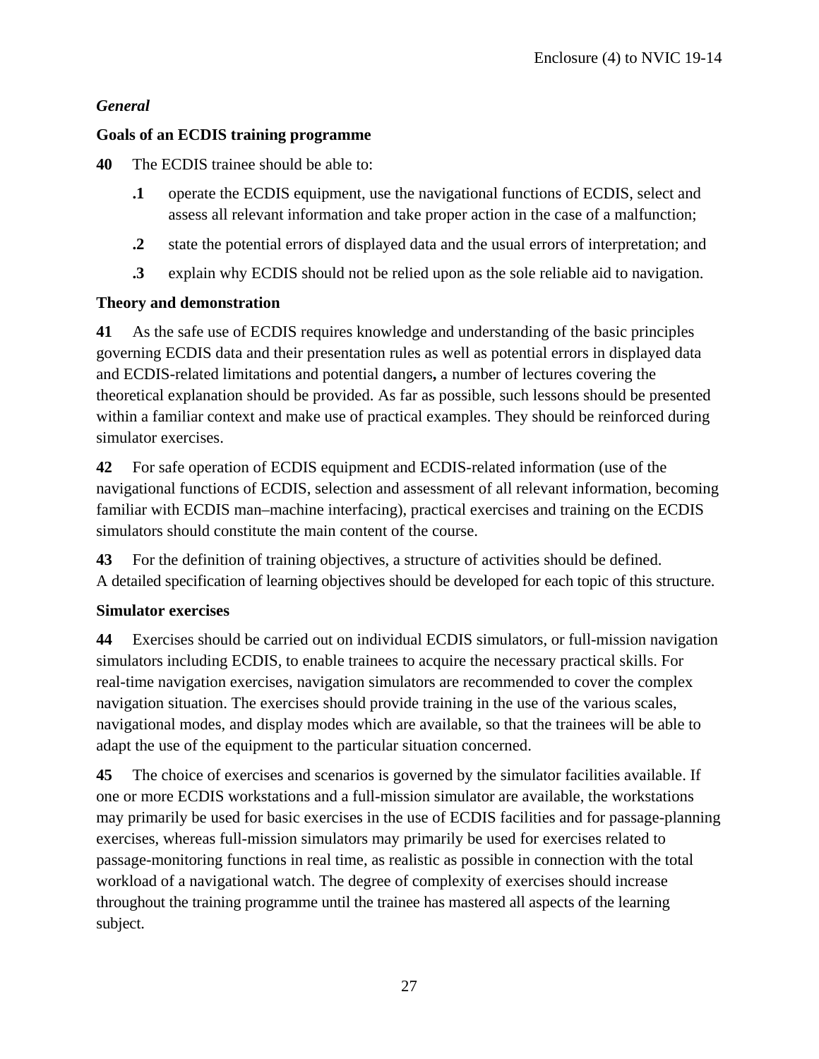*General*

**Goals of an ECDIS training programme**

**40** The ECDIS trainee should be able to:

**.1** operate the ECDIS equipment, use the navigational functions of ECDIS, select and assess all relevant information and take proper action in the case of a malfunction;

**.2** state the potential errors of displayed data and the usual errors of interpretation; and

**.3** explain why ECDIS should not be relied upon as the sole reliable aid to navigation.

**Theory and demonstration**

**41** As the safe use of ECDIS requires knowledge and understanding of the basic principles governing ECDIS data and their presentation rules as well as potential errors in displayed data and ECDIS-related limitations and potential dangers**,** a number of lectures covering the theoretical explanation should be provided. As far as possible, such lessons should be presented within a familiar context and make use of practical examples. They should be reinforced during simulator exercises.

**42** For safe operation of ECDIS equipment and ECDIS-related information (use of the navigational functions of ECDIS, selection and assessment of all relevant information, becoming familiar with ECDIS man–machine interfacing), practical exercises and training on the ECDIS simulators should constitute the main content of the course.

**43** For the definition of training objectives, a structure of activities should be defined. A detailed specification of learning objectives should be developed for each topic of this structure.

**Simulator exercises**

**44** Exercises should be carried out on individual ECDIS simulators, or full-mission navigation simulators including ECDIS, to enable trainees to acquire the necessary practical skills. For real-time navigation exercises, navigation simulators are recommended to cover the complex navigation situation. The exercises should provide training in the use of the various scales, navigational modes, and display modes which are available, so that the trainees will be able to adapt the use of the equipment to the particular situation concerned.

**45** The choice of exercises and scenarios is governed by the simulator facilities available. If one or more ECDIS workstations and a full-mission simulator are available, the workstations may primarily be used for basic exercises in the use of ECDIS facilities and for passage-planning exercises, whereas full-mission simulators may primarily be used for exercises related to passage-monitoring functions in real time, as realistic as possible in connection with the total workload of a navigational watch. The degree of complexity of exercises should increase throughout the training programme until the trainee has mastered all aspects of the learning subject.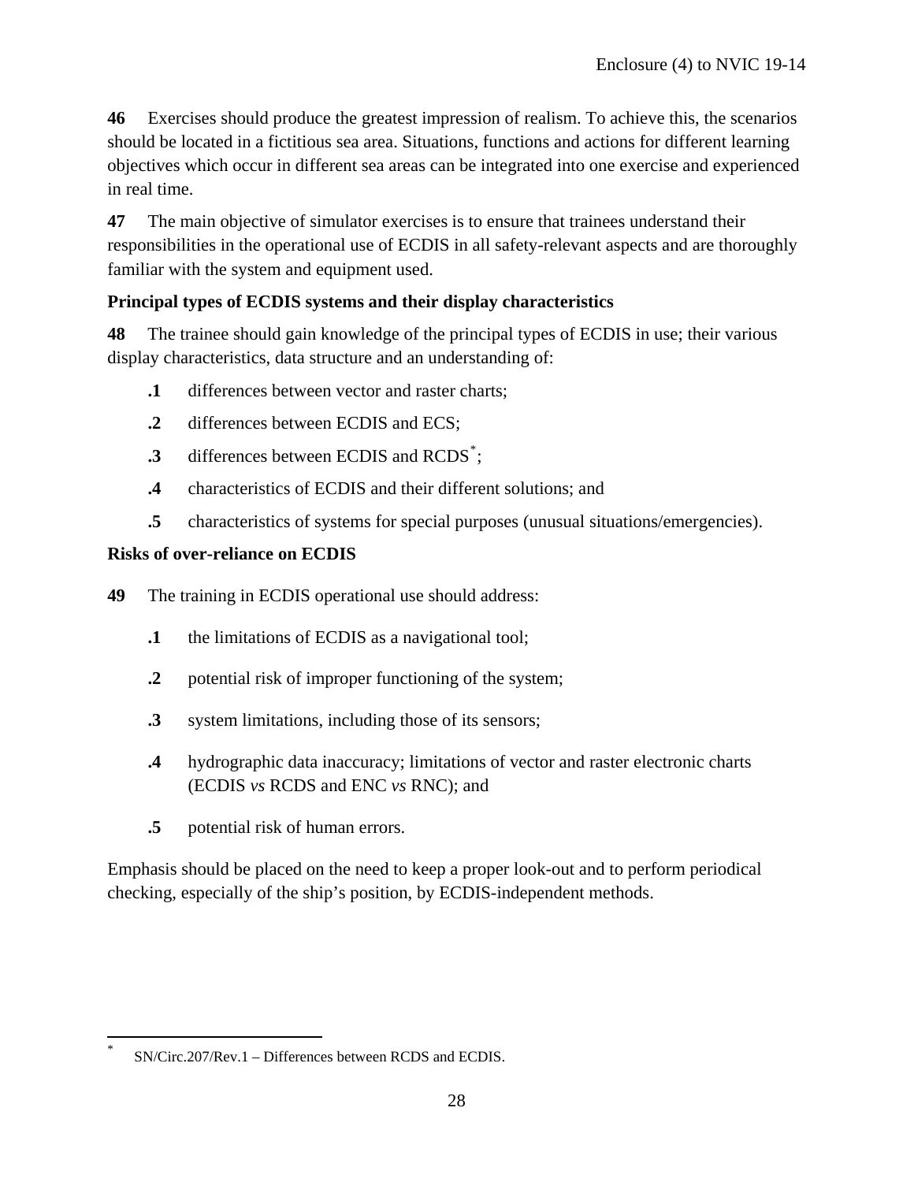**46** Exercises should produce the greatest impression of realism. To achieve this, the scenarios should be located in a fictitious sea area. Situations, functions and actions for different learning objectives which occur in different sea areas can be integrated into one exercise and experienced in real time.

**47** The main objective of simulator exercises is to ensure that trainees understand their responsibilities in the operational use of ECDIS in all safety-relevant aspects and are thoroughly familiar with the system and equipment used.

**Principal types of ECDIS systems and their display characteristics**

**48** The trainee should gain knowledge of the principal types of ECDIS in use; their various display characteristics, data structure and an understanding of:

- **.1** differences between vector and raster charts;
- **.2** differences between ECDIS and ECS;
- **.3** differences between ECDIS and RCDS*;
- **.4** characteristics of ECDIS and their different solutions; and
- **.5** characteristics of systems for special purposes (unusual situations/emergencies).

**Risks of over-reliance on ECDIS**

**49** The training in ECDIS operational use should address:

- **.1** the limitations of ECDIS as a navigational tool;
- **.2** potential risk of improper functioning of the system;
- **.3** system limitations, including those of its sensors;
- **.4** hydrographic data inaccuracy; limitations of vector and raster electronic charts (ECDIS *vs* RCDS and ENC *vs* RNC); and
- **.5** potential risk of human errors.

Emphasis should be placed on the need to keep a proper look-out and to perform periodical checking, especially of the ship's position, by ECDIS-independent methods.

---

* SN/Circ.207/Rev.1 – Differences between RCDS and ECDIS.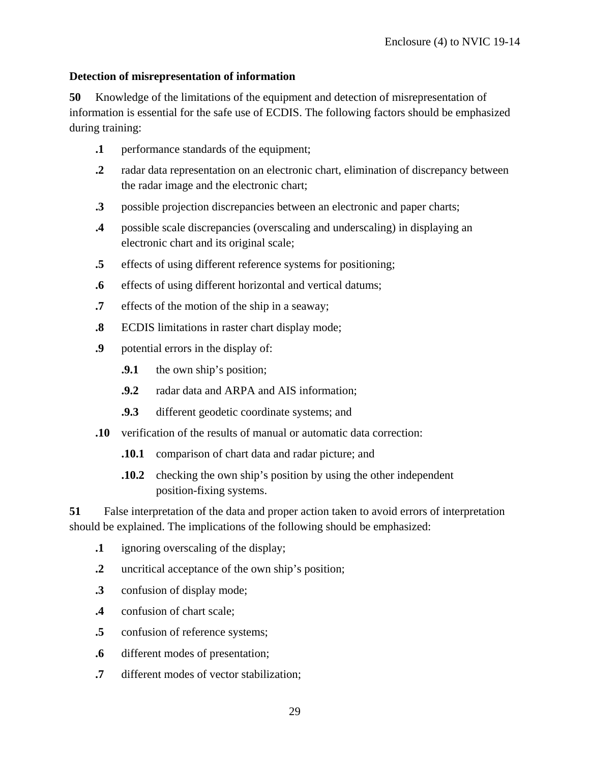**Detection of misrepresentation of information**

**50** Knowledge of the limitations of the equipment and detection of misrepresentation of information is essential for the safe use of ECDIS. The following factors should be emphasized during training:

- **.1** performance standards of the equipment;
- **.2** radar data representation on an electronic chart, elimination of discrepancy between the radar image and the electronic chart;
- **.3** possible projection discrepancies between an electronic and paper charts;
- **.4** possible scale discrepancies (overscaling and underscaling) in displaying an electronic chart and its original scale;
- **.5** effects of using different reference systems for positioning;
- **.6** effects of using different horizontal and vertical datums;
- **.7** effects of the motion of the ship in a seaway;
- **.8** ECDIS limitations in raster chart display mode;
- **.9** potential errors in the display of:
  - **.9.1** the own ship's position;
  - **.9.2** radar data and ARPA and AIS information;
  - **.9.3** different geodetic coordinate systems; and
- **.10** verification of the results of manual or automatic data correction:
  - **.10.1** comparison of chart data and radar picture; and
  - **.10.2** checking the own ship's position by using the other independent position-fixing systems.

**51** False interpretation of the data and proper action taken to avoid errors of interpretation should be explained. The implications of the following should be emphasized:

- **.1** ignoring overscaling of the display;
- **.2** uncritical acceptance of the own ship's position;
- **.3** confusion of display mode;
- **.4** confusion of chart scale;
- **.5** confusion of reference systems;
- **.6** different modes of presentation;
- **.7** different modes of vector stabilization;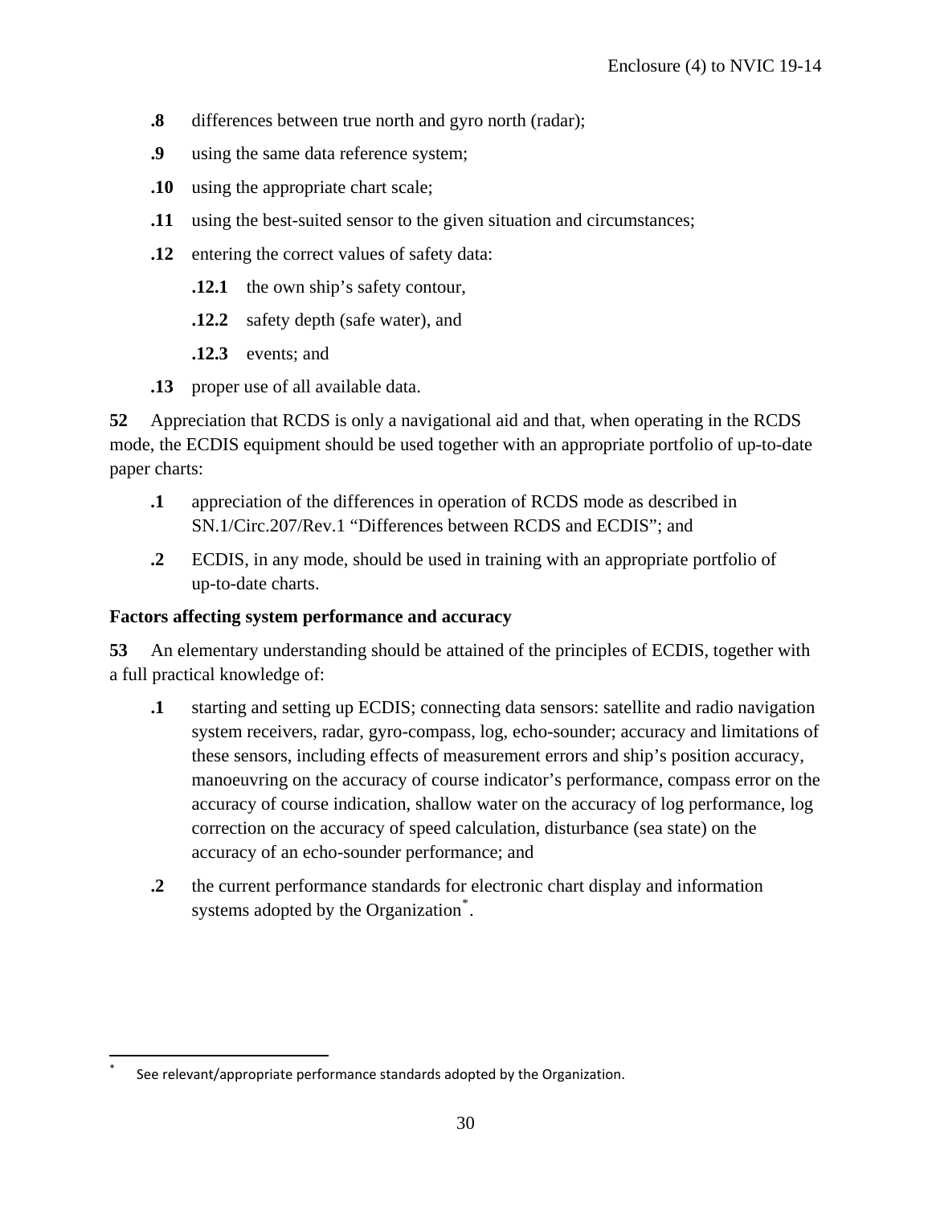**.8** differences between true north and gyro north (radar);

**.9** using the same data reference system;

**.10** using the appropriate chart scale;

**.11** using the best-suited sensor to the given situation and circumstances;

**.12** entering the correct values of safety data:

> **.12.1** the own ship's safety contour,
>
> **.12.2** safety depth (safe water), and
>
> **.12.3** events; and

**.13** proper use of all available data.

**52** Appreciation that RCDS is only a navigational aid and that, when operating in the RCDS mode, the ECDIS equipment should be used together with an appropriate portfolio of up-to-date paper charts:

**.1** appreciation of the differences in operation of RCDS mode as described in SN.1/Circ.207/Rev.1 "Differences between RCDS and ECDIS"; and

**.2** ECDIS, in any mode, should be used in training with an appropriate portfolio of up-to-date charts.

**Factors affecting system performance and accuracy**

**53** An elementary understanding should be attained of the principles of ECDIS, together with a full practical knowledge of:

**.1** starting and setting up ECDIS; connecting data sensors: satellite and radio navigation system receivers, radar, gyro-compass, log, echo-sounder; accuracy and limitations of these sensors, including effects of measurement errors and ship's position accuracy, manoeuvring on the accuracy of course indicator's performance, compass error on the accuracy of course indication, shallow water on the accuracy of log performance, log correction on the accuracy of speed calculation, disturbance (sea state) on the accuracy of an echo-sounder performance; and

**.2** the current performance standards for electronic chart display and information systems adopted by the Organization*.

---

* See relevant/appropriate performance standards adopted by the Organization.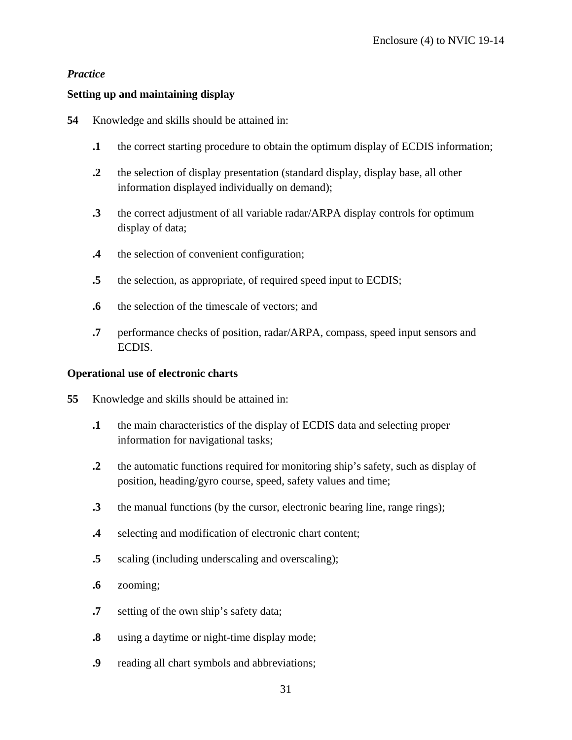*Practice*

**Setting up and maintaining display**

**54** Knowledge and skills should be attained in:

**.1** the correct starting procedure to obtain the optimum display of ECDIS information;

**.2** the selection of display presentation (standard display, display base, all other information displayed individually on demand);

**.3** the correct adjustment of all variable radar/ARPA display controls for optimum display of data;

**.4** the selection of convenient configuration;

**.5** the selection, as appropriate, of required speed input to ECDIS;

**.6** the selection of the timescale of vectors; and

**.7** performance checks of position, radar/ARPA, compass, speed input sensors and ECDIS.

**Operational use of electronic charts**

**55** Knowledge and skills should be attained in:

**.1** the main characteristics of the display of ECDIS data and selecting proper information for navigational tasks;

**.2** the automatic functions required for monitoring ship's safety, such as display of position, heading/gyro course, speed, safety values and time;

**.3** the manual functions (by the cursor, electronic bearing line, range rings);

**.4** selecting and modification of electronic chart content;

**.5** scaling (including underscaling and overscaling);

**.6** zooming;

**.7** setting of the own ship's safety data;

**.8** using a daytime or night-time display mode;

**.9** reading all chart symbols and abbreviations;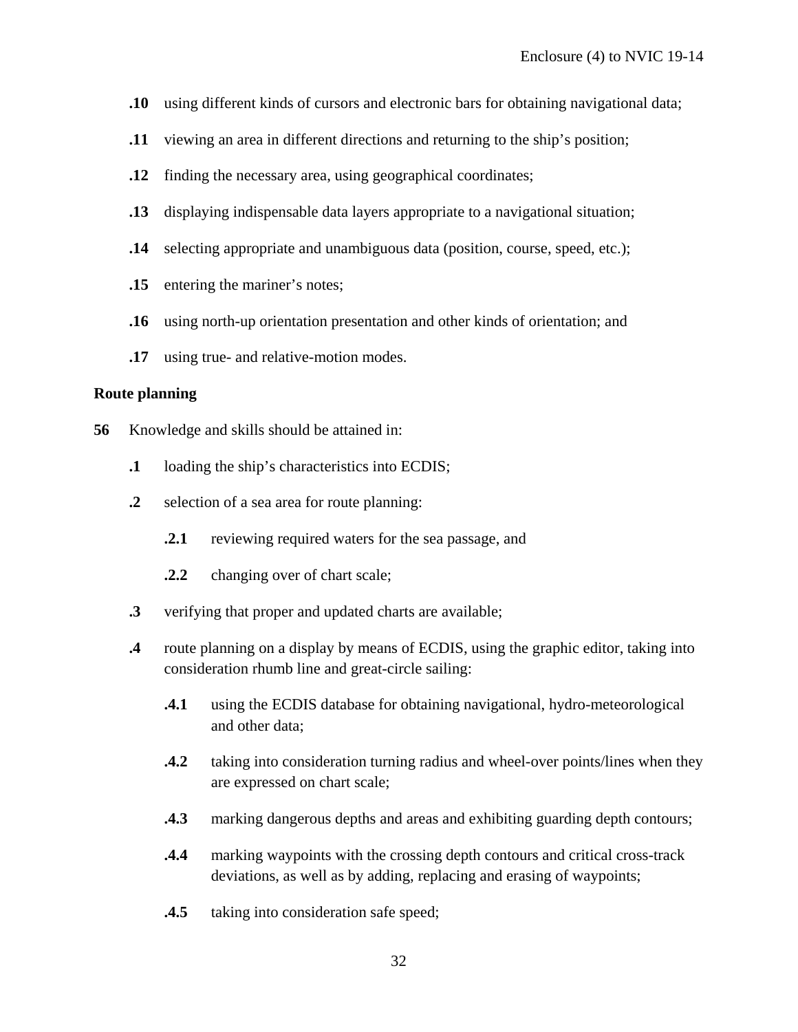**.10** using different kinds of cursors and electronic bars for obtaining navigational data;

**.11** viewing an area in different directions and returning to the ship's position;

**.12** finding the necessary area, using geographical coordinates;

**.13** displaying indispensable data layers appropriate to a navigational situation;

**.14** selecting appropriate and unambiguous data (position, course, speed, etc.);

**.15** entering the mariner's notes;

**.16** using north-up orientation presentation and other kinds of orientation; and

**.17** using true- and relative-motion modes.

**Route planning**

**56** Knowledge and skills should be attained in:

**.1** loading the ship's characteristics into ECDIS;

**.2** selection of a sea area for route planning:

**.2.1** reviewing required waters for the sea passage, and

**.2.2** changing over of chart scale;

**.3** verifying that proper and updated charts are available;

**.4** route planning on a display by means of ECDIS, using the graphic editor, taking into consideration rhumb line and great-circle sailing:

**.4.1** using the ECDIS database for obtaining navigational, hydro-meteorological and other data;

**.4.2** taking into consideration turning radius and wheel-over points/lines when they are expressed on chart scale;

**.4.3** marking dangerous depths and areas and exhibiting guarding depth contours;

**.4.4** marking waypoints with the crossing depth contours and critical cross-track deviations, as well as by adding, replacing and erasing of waypoints;

**.4.5** taking into consideration safe speed;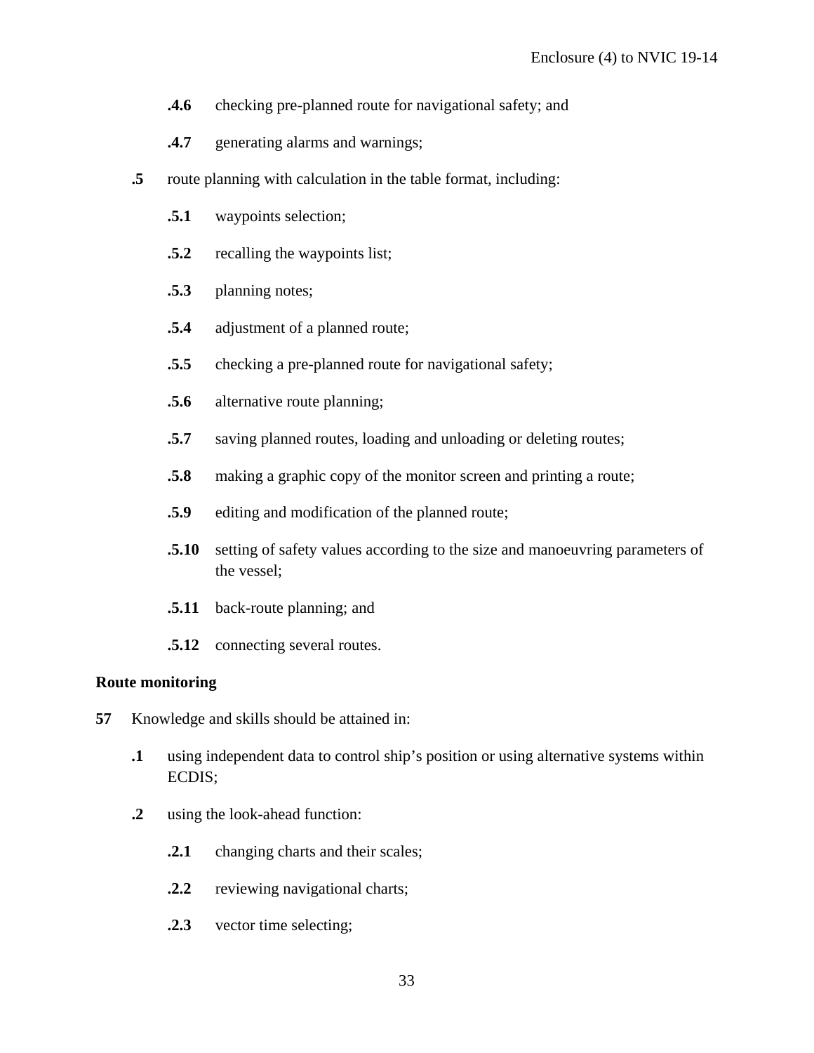**.4.6** checking pre-planned route for navigational safety; and

**.4.7** generating alarms and warnings;

**.5** route planning with calculation in the table format, including:

**.5.1** waypoints selection;

**.5.2** recalling the waypoints list;

**.5.3** planning notes;

**.5.4** adjustment of a planned route;

**.5.5** checking a pre-planned route for navigational safety;

**.5.6** alternative route planning;

**.5.7** saving planned routes, loading and unloading or deleting routes;

**.5.8** making a graphic copy of the monitor screen and printing a route;

**.5.9** editing and modification of the planned route;

**.5.10** setting of safety values according to the size and manoeuvring parameters of the vessel;

**.5.11** back-route planning; and

**.5.12** connecting several routes.

**Route monitoring**

**57** Knowledge and skills should be attained in:

**.1** using independent data to control ship's position or using alternative systems within ECDIS;

**.2** using the look-ahead function:

**.2.1** changing charts and their scales;

**.2.2** reviewing navigational charts;

**.2.3** vector time selecting;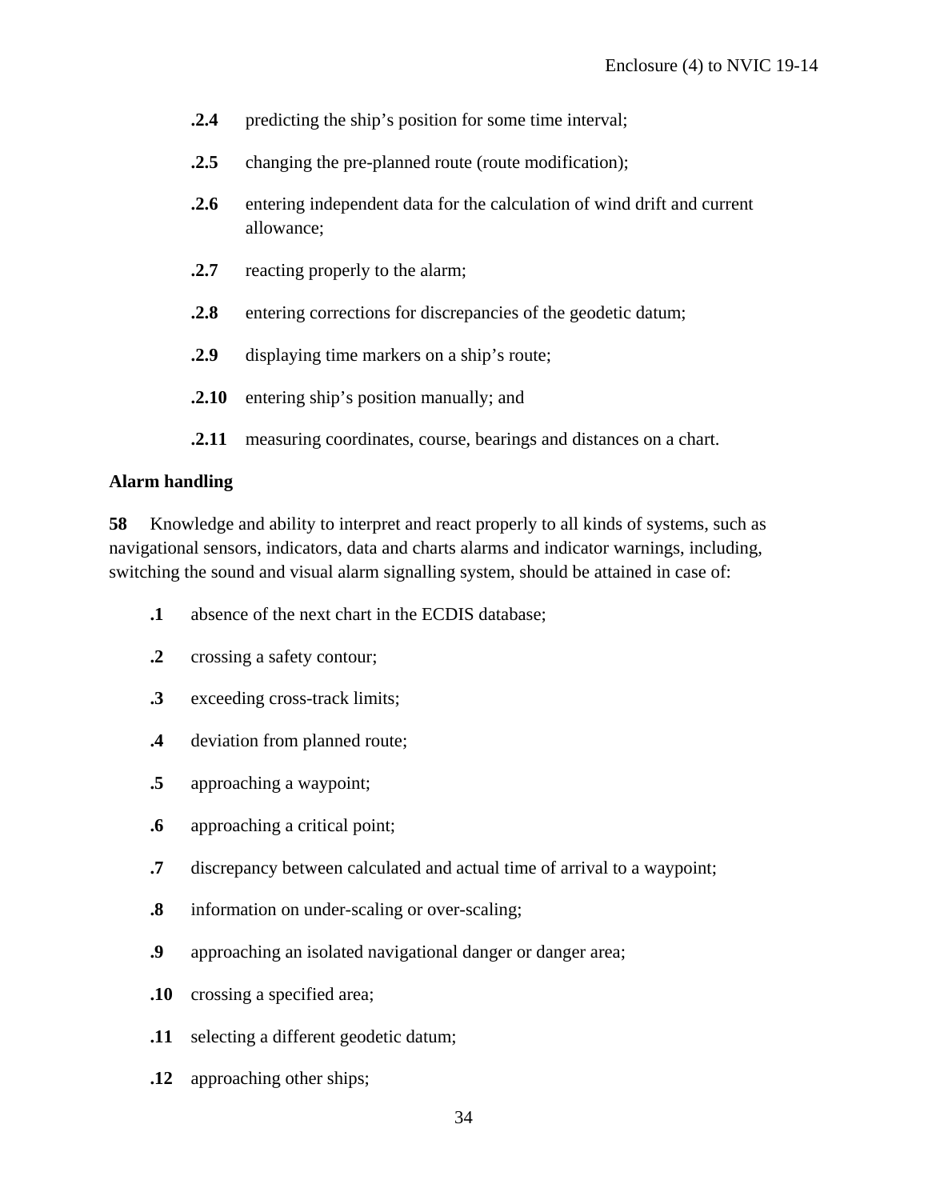**.2.4** predicting the ship's position for some time interval;

**.2.5** changing the pre-planned route (route modification);

**.2.6** entering independent data for the calculation of wind drift and current allowance;

**.2.7** reacting properly to the alarm;

**.2.8** entering corrections for discrepancies of the geodetic datum;

**.2.9** displaying time markers on a ship's route;

**.2.10** entering ship's position manually; and

**.2.11** measuring coordinates, course, bearings and distances on a chart.

**Alarm handling**

**58** Knowledge and ability to interpret and react properly to all kinds of systems, such as navigational sensors, indicators, data and charts alarms and indicator warnings, including, switching the sound and visual alarm signalling system, should be attained in case of:

**.1** absence of the next chart in the ECDIS database;

**.2** crossing a safety contour;

**.3** exceeding cross-track limits;

**.4** deviation from planned route;

**.5** approaching a waypoint;

**.6** approaching a critical point;

**.7** discrepancy between calculated and actual time of arrival to a waypoint;

**.8** information on under-scaling or over-scaling;

**.9** approaching an isolated navigational danger or danger area;

**.10** crossing a specified area;

**.11** selecting a different geodetic datum;

**.12** approaching other ships;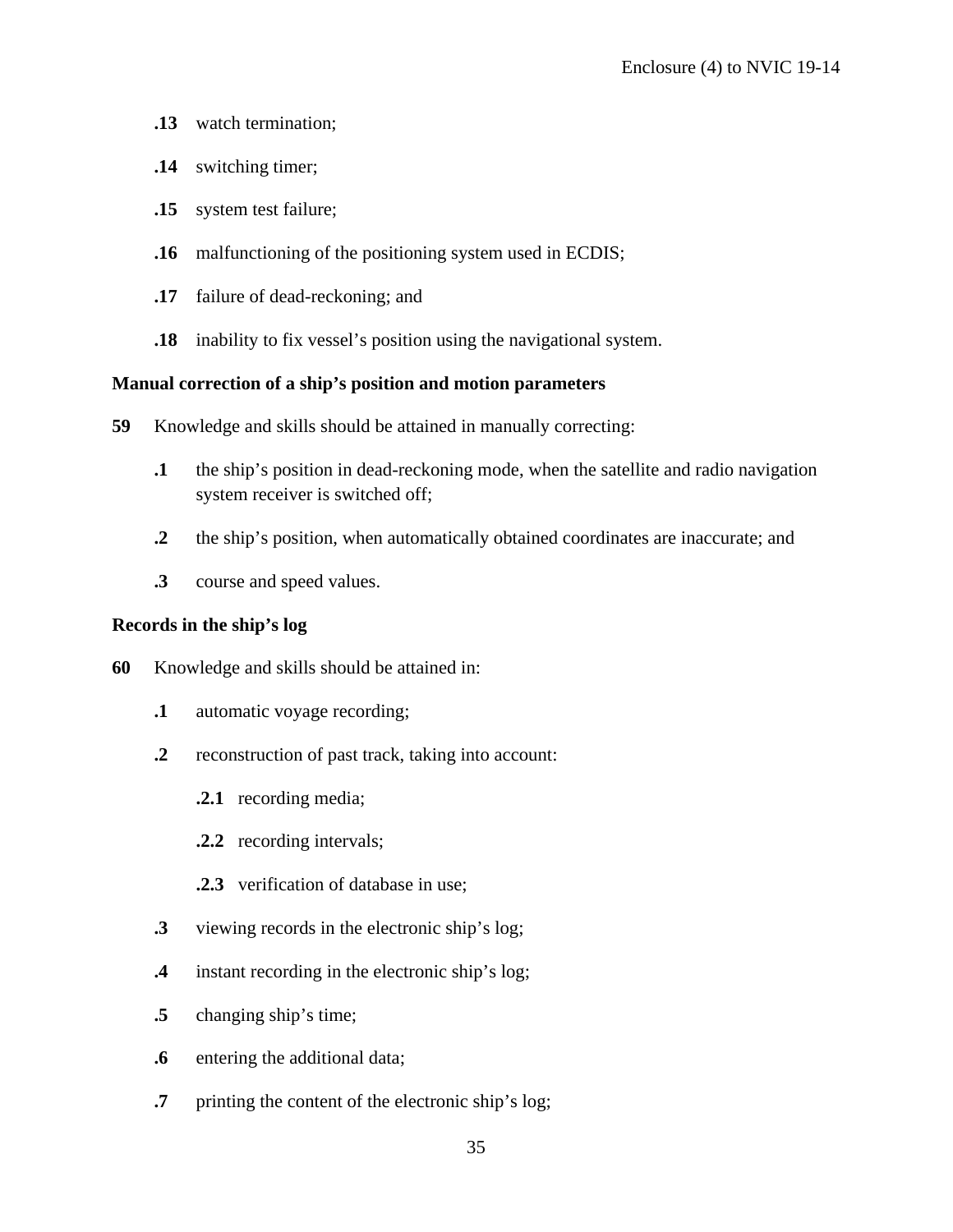**.13** watch termination;

**.14** switching timer;

**.15** system test failure;

**.16** malfunctioning of the positioning system used in ECDIS;

**.17** failure of dead-reckoning; and

**.18** inability to fix vessel's position using the navigational system.

**Manual correction of a ship's position and motion parameters**

**59** Knowledge and skills should be attained in manually correcting:

**.1** the ship's position in dead-reckoning mode, when the satellite and radio navigation system receiver is switched off;

**.2** the ship's position, when automatically obtained coordinates are inaccurate; and

**.3** course and speed values.

**Records in the ship's log**

**60** Knowledge and skills should be attained in:

**.1** automatic voyage recording;

**.2** reconstruction of past track, taking into account:

**.2.1** recording media;

**.2.2** recording intervals;

**.2.3** verification of database in use;

**.3** viewing records in the electronic ship's log;

**.4** instant recording in the electronic ship's log;

**.5** changing ship's time;

**.6** entering the additional data;

**.7** printing the content of the electronic ship's log;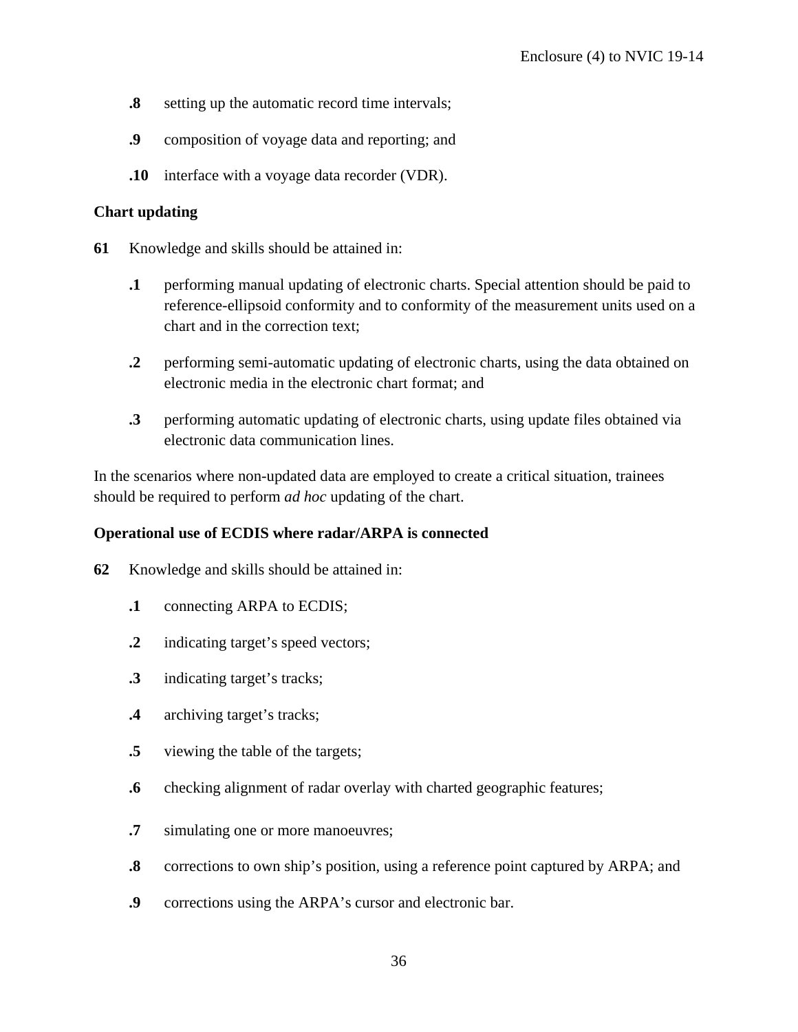**.8** setting up the automatic record time intervals;

**.9** composition of voyage data and reporting; and

**.10** interface with a voyage data recorder (VDR).

**Chart updating**

**61** Knowledge and skills should be attained in:

**.1** performing manual updating of electronic charts. Special attention should be paid to reference-ellipsoid conformity and to conformity of the measurement units used on a chart and in the correction text;

**.2** performing semi-automatic updating of electronic charts, using the data obtained on electronic media in the electronic chart format; and

**.3** performing automatic updating of electronic charts, using update files obtained via electronic data communication lines.

In the scenarios where non-updated data are employed to create a critical situation, trainees should be required to perform *ad hoc* updating of the chart.

**Operational use of ECDIS where radar/ARPA is connected**

**62** Knowledge and skills should be attained in:

**.1** connecting ARPA to ECDIS;

**.2** indicating target's speed vectors;

**.3** indicating target's tracks;

**.4** archiving target's tracks;

**.5** viewing the table of the targets;

**.6** checking alignment of radar overlay with charted geographic features;

**.7** simulating one or more manoeuvres;

**.8** corrections to own ship's position, using a reference point captured by ARPA; and

**.9** corrections using the ARPA's cursor and electronic bar.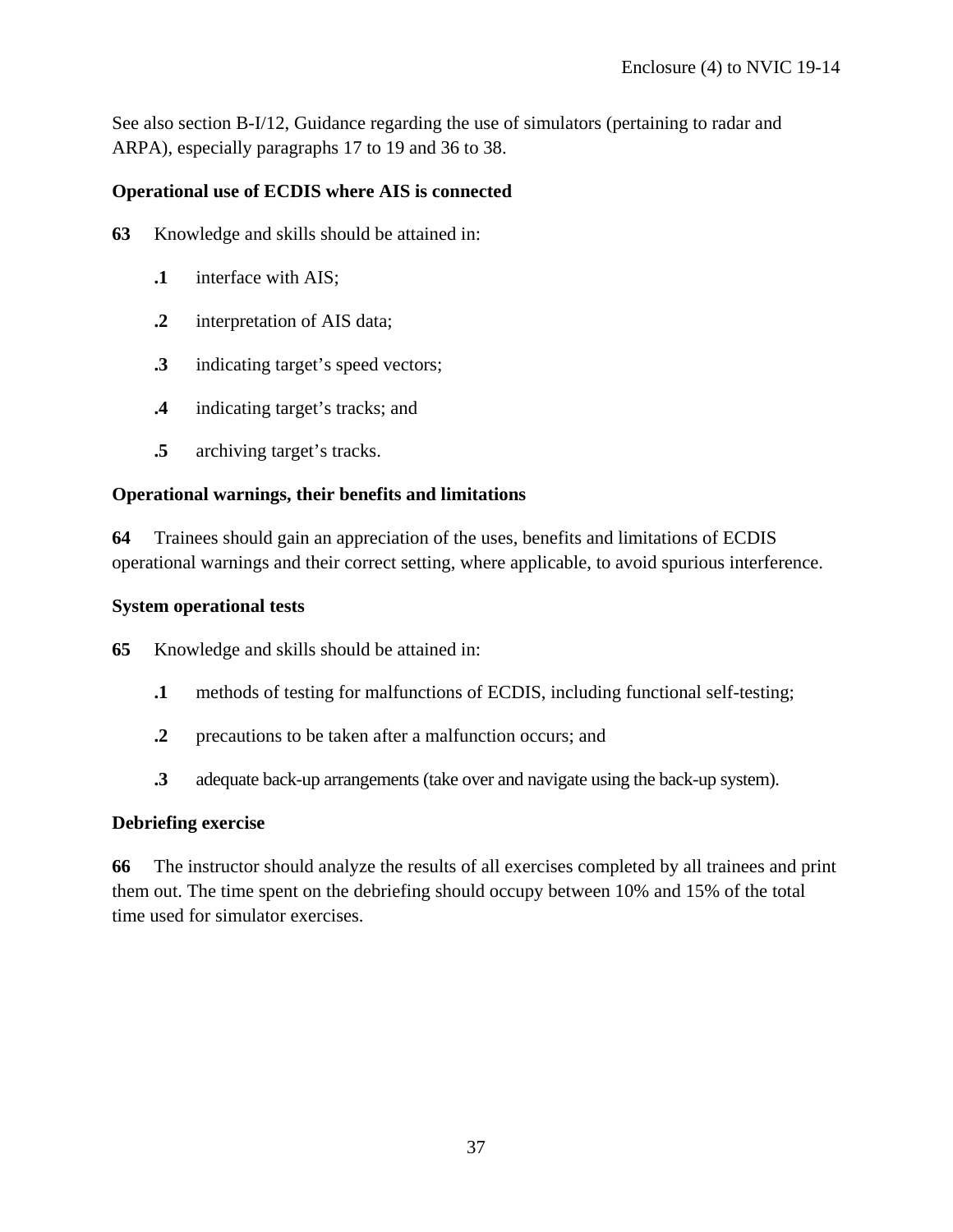See also section B-I/12, Guidance regarding the use of simulators (pertaining to radar and ARPA), especially paragraphs 17 to 19 and 36 to 38.

**Operational use of ECDIS where AIS is connected**

**63** Knowledge and skills should be attained in:

**.1** interface with AIS;

**.2** interpretation of AIS data;

**.3** indicating target's speed vectors;

**.4** indicating target's tracks; and

**.5** archiving target's tracks.

**Operational warnings, their benefits and limitations**

**64** Trainees should gain an appreciation of the uses, benefits and limitations of ECDIS operational warnings and their correct setting, where applicable, to avoid spurious interference.

**System operational tests**

**65** Knowledge and skills should be attained in:

**.1** methods of testing for malfunctions of ECDIS, including functional self-testing;

**.2** precautions to be taken after a malfunction occurs; and

**.3** adequate back-up arrangements (take over and navigate using the back-up system).

**Debriefing exercise**

**66** The instructor should analyze the results of all exercises completed by all trainees and print them out. The time spent on the debriefing should occupy between 10% and 15% of the total time used for simulator exercises.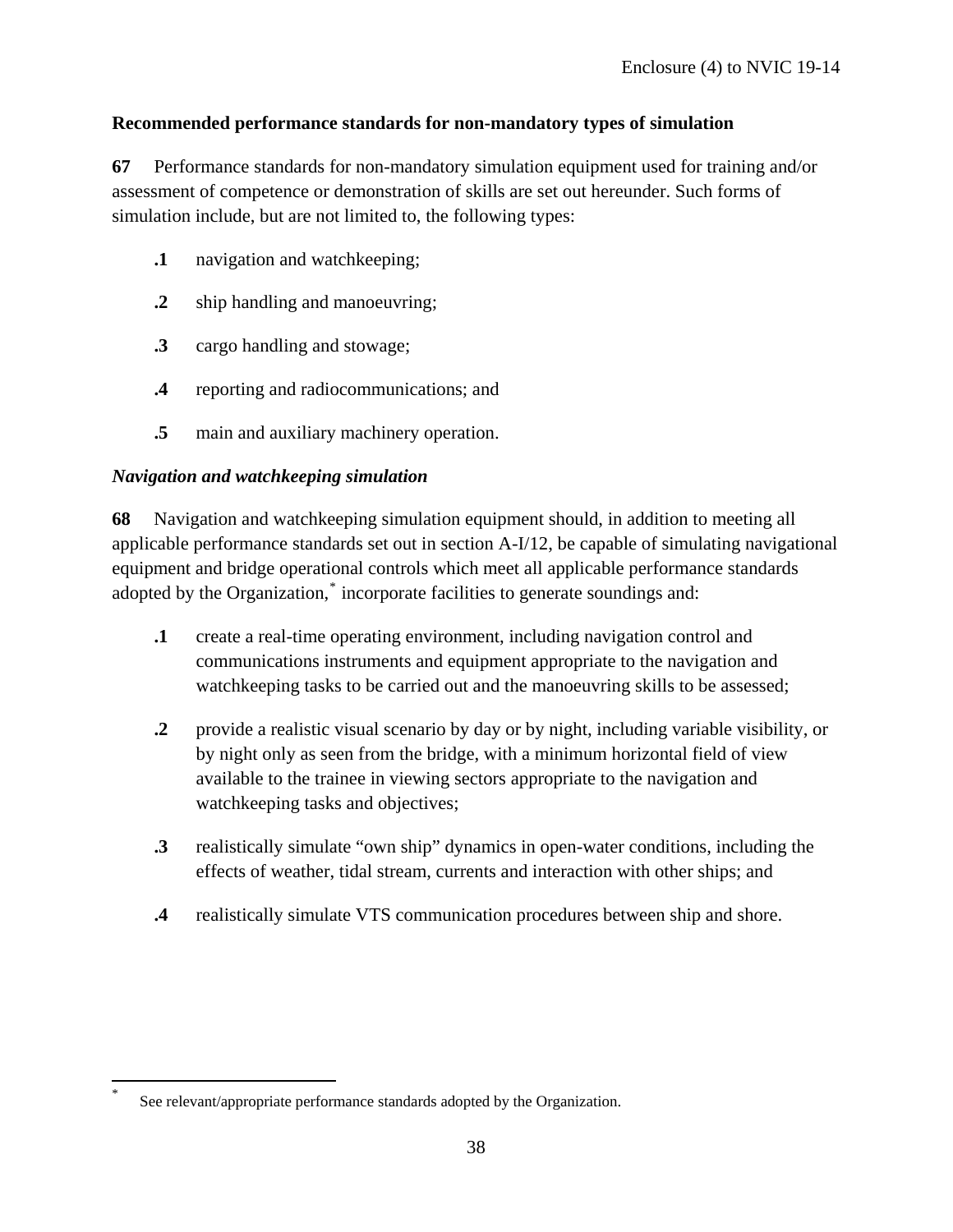**Recommended performance standards for non-mandatory types of simulation**

**67** Performance standards for non-mandatory simulation equipment used for training and/or assessment of competence or demonstration of skills are set out hereunder. Such forms of simulation include, but are not limited to, the following types:

- **.1** navigation and watchkeeping;
- **.2** ship handling and manoeuvring;
- **.3** cargo handling and stowage;
- **.4** reporting and radiocommunications; and
- **.5** main and auxiliary machinery operation.

***Navigation and watchkeeping simulation***

**68** Navigation and watchkeeping simulation equipment should, in addition to meeting all applicable performance standards set out in section A-I/12, be capable of simulating navigational equipment and bridge operational controls which meet all applicable performance standards adopted by the Organization,[*] incorporate facilities to generate soundings and:

- **.1** create a real-time operating environment, including navigation control and communications instruments and equipment appropriate to the navigation and watchkeeping tasks to be carried out and the manoeuvring skills to be assessed;
- **.2** provide a realistic visual scenario by day or by night, including variable visibility, or by night only as seen from the bridge, with a minimum horizontal field of view available to the trainee in viewing sectors appropriate to the navigation and watchkeeping tasks and objectives;
- **.3** realistically simulate "own ship" dynamics in open-water conditions, including the effects of weather, tidal stream, currents and interaction with other ships; and
- **.4** realistically simulate VTS communication procedures between ship and shore.

[*] See relevant/appropriate performance standards adopted by the Organization.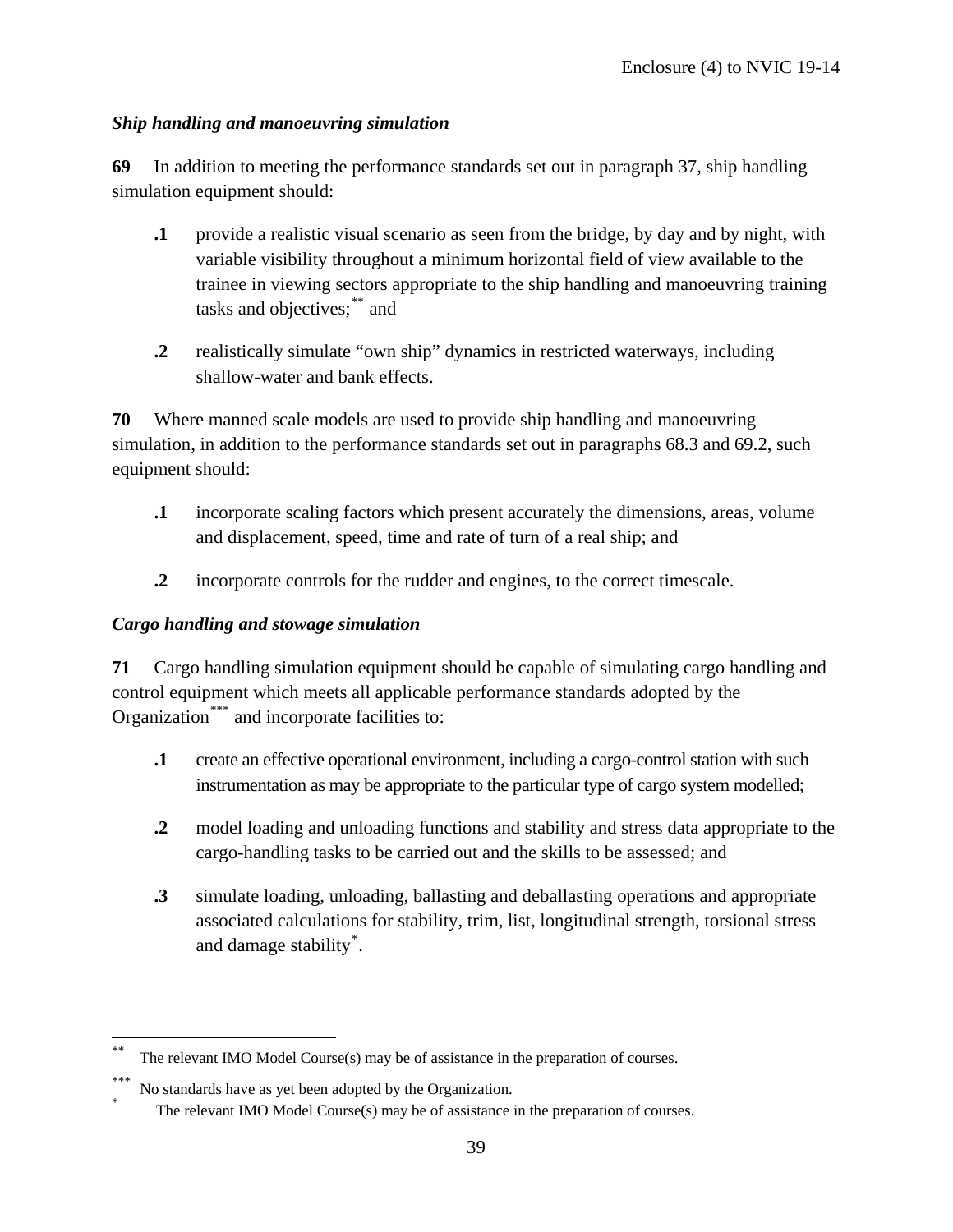*Ship handling and manoeuvring simulation*

**69** In addition to meeting the performance standards set out in paragraph 37, ship handling simulation equipment should:

**.1** provide a realistic visual scenario as seen from the bridge, by day and by night, with variable visibility throughout a minimum horizontal field of view available to the trainee in viewing sectors appropriate to the ship handling and manoeuvring training tasks and objectives;[**] and

**.2** realistically simulate "own ship" dynamics in restricted waterways, including shallow-water and bank effects.

**70** Where manned scale models are used to provide ship handling and manoeuvring simulation, in addition to the performance standards set out in paragraphs 68.3 and 69.2, such equipment should:

**.1** incorporate scaling factors which present accurately the dimensions, areas, volume and displacement, speed, time and rate of turn of a real ship; and

**.2** incorporate controls for the rudder and engines, to the correct timescale.

*Cargo handling and stowage simulation*

**71** Cargo handling simulation equipment should be capable of simulating cargo handling and control equipment which meets all applicable performance standards adopted by the Organization[***] and incorporate facilities to:

**.1** create an effective operational environment, including a cargo-control station with such instrumentation as may be appropriate to the particular type of cargo system modelled;

**.2** model loading and unloading functions and stability and stress data appropriate to the cargo-handling tasks to be carried out and the skills to be assessed; and

**.3** simulate loading, unloading, ballasting and deballasting operations and appropriate associated calculations for stability, trim, list, longitudinal strength, torsional stress and damage stability[*].

---

[**] The relevant IMO Model Course(s) may be of assistance in the preparation of courses.

[***] No standards have as yet been adopted by the Organization.

[*] The relevant IMO Model Course(s) may be of assistance in the preparation of courses.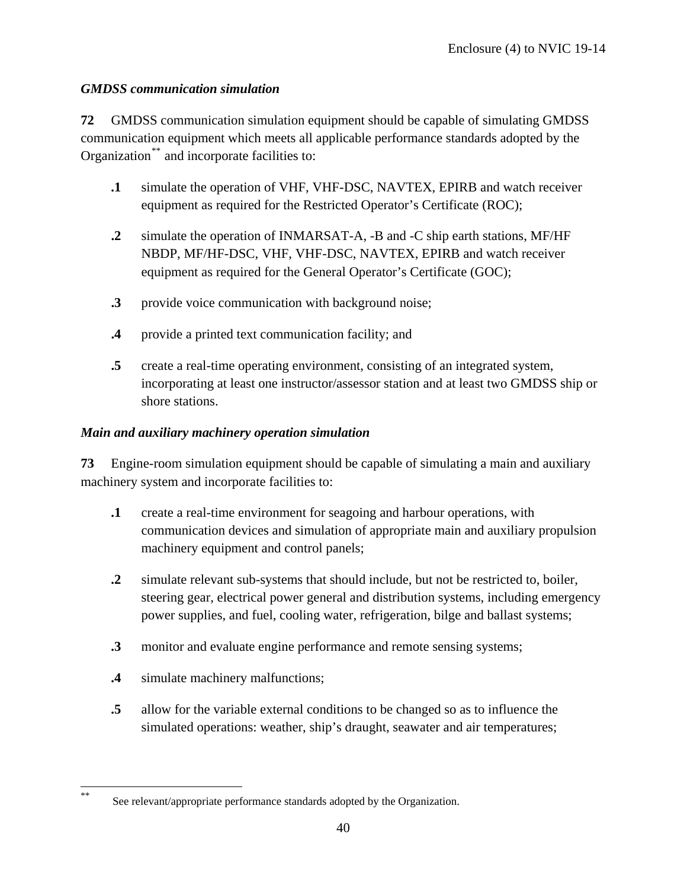*GMDSS communication simulation*

**72** GMDSS communication simulation equipment should be capable of simulating GMDSS communication equipment which meets all applicable performance standards adopted by the Organization[**] and incorporate facilities to:

**.1** simulate the operation of VHF, VHF-DSC, NAVTEX, EPIRB and watch receiver equipment as required for the Restricted Operator's Certificate (ROC);

**.2** simulate the operation of INMARSAT-A, -B and -C ship earth stations, MF/HF NBDP, MF/HF-DSC, VHF, VHF-DSC, NAVTEX, EPIRB and watch receiver equipment as required for the General Operator's Certificate (GOC);

**.3** provide voice communication with background noise;

**.4** provide a printed text communication facility; and

**.5** create a real-time operating environment, consisting of an integrated system, incorporating at least one instructor/assessor station and at least two GMDSS ship or shore stations.

*Main and auxiliary machinery operation simulation*

**73** Engine-room simulation equipment should be capable of simulating a main and auxiliary machinery system and incorporate facilities to:

**.1** create a real-time environment for seagoing and harbour operations, with communication devices and simulation of appropriate main and auxiliary propulsion machinery equipment and control panels;

**.2** simulate relevant sub-systems that should include, but not be restricted to, boiler, steering gear, electrical power general and distribution systems, including emergency power supplies, and fuel, cooling water, refrigeration, bilge and ballast systems;

**.3** monitor and evaluate engine performance and remote sensing systems;

**.4** simulate machinery malfunctions;

**.5** allow for the variable external conditions to be changed so as to influence the simulated operations: weather, ship's draught, seawater and air temperatures;

---

[**] See relevant/appropriate performance standards adopted by the Organization.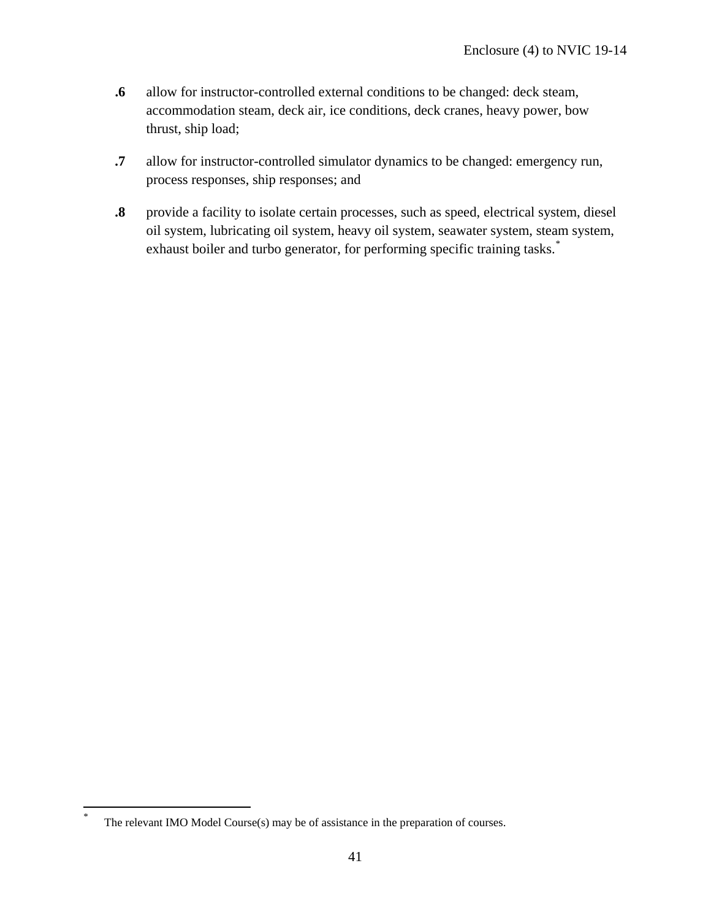**.6** allow for instructor-controlled external conditions to be changed: deck steam, accommodation steam, deck air, ice conditions, deck cranes, heavy power, bow thrust, ship load;

**.7** allow for instructor-controlled simulator dynamics to be changed: emergency run, process responses, ship responses; and

**.8** provide a facility to isolate certain processes, such as speed, electrical system, diesel oil system, lubricating oil system, heavy oil system, seawater system, steam system, exhaust boiler and turbo generator, for performing specific training tasks.*

---

* The relevant IMO Model Course(s) may be of assistance in the preparation of courses.